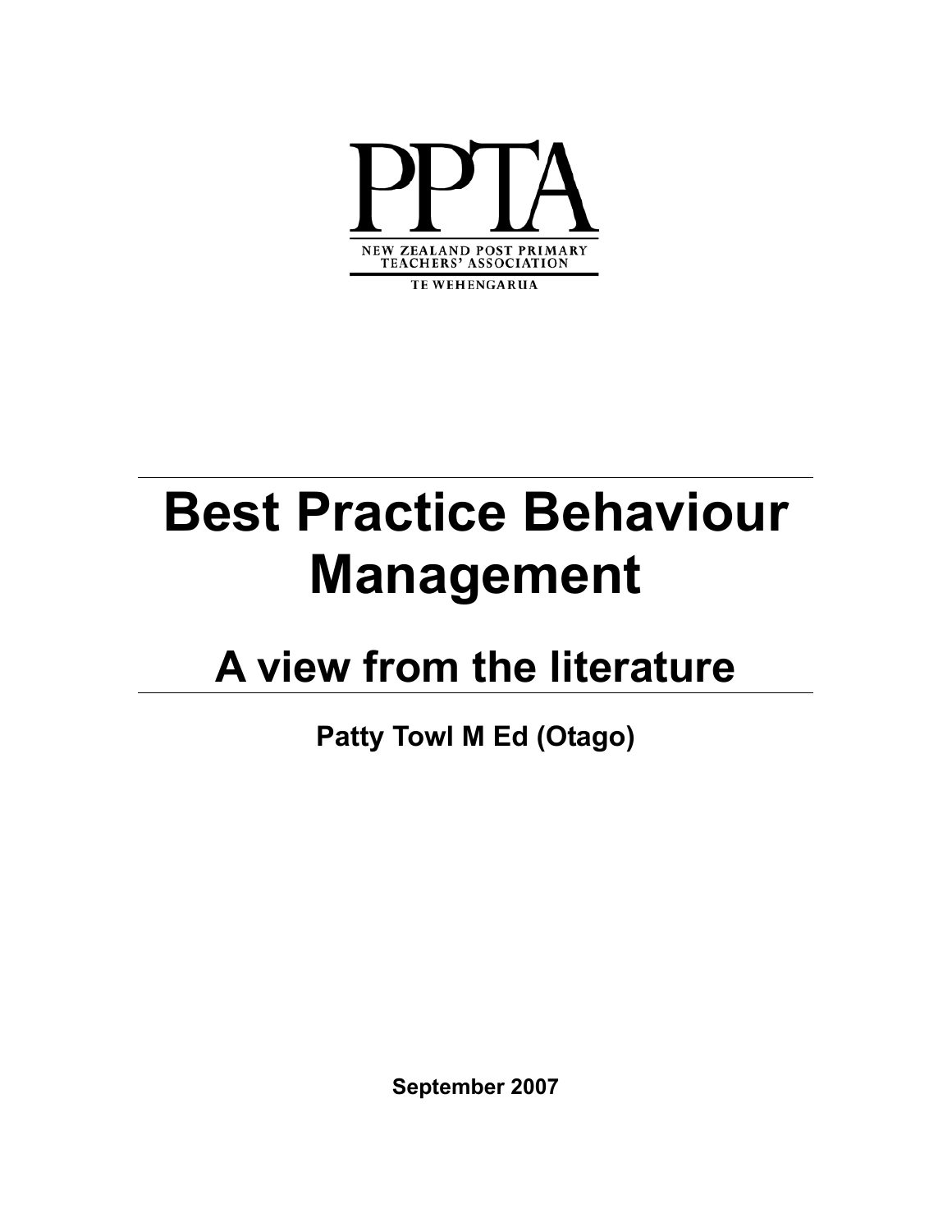PPTA

NEW ZEALAND POST PRIMARY TEACHERS' ASSOCIATION

TE WEHENGARUA

# Best Practice Behaviour Management

## A view from the literature

**Patty Towl M Ed (Otago)**

**September 2007**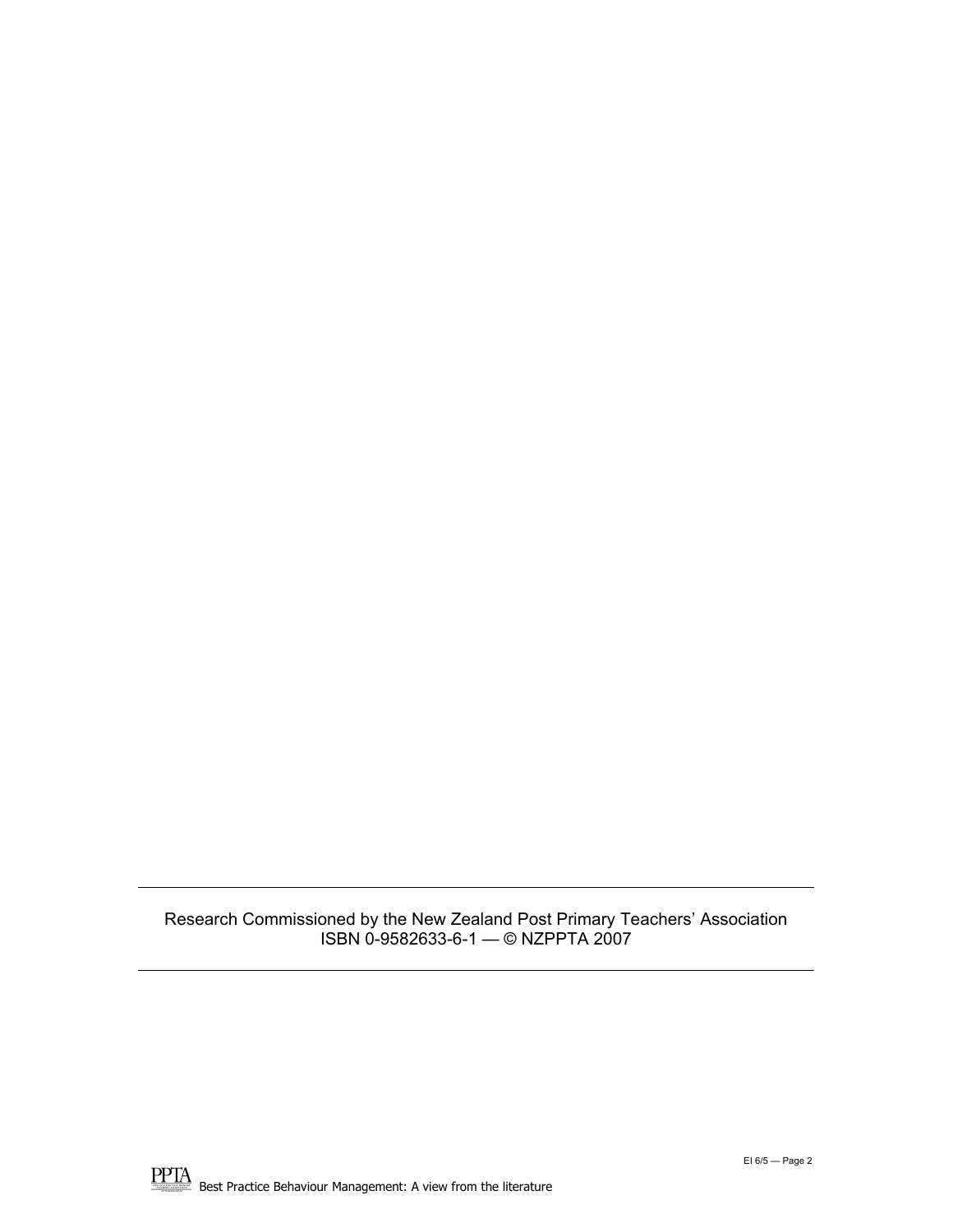Research Commissioned by the New Zealand Post Primary Teachers' Association
ISBN 0-9582633-6-1 — © NZPPTA 2007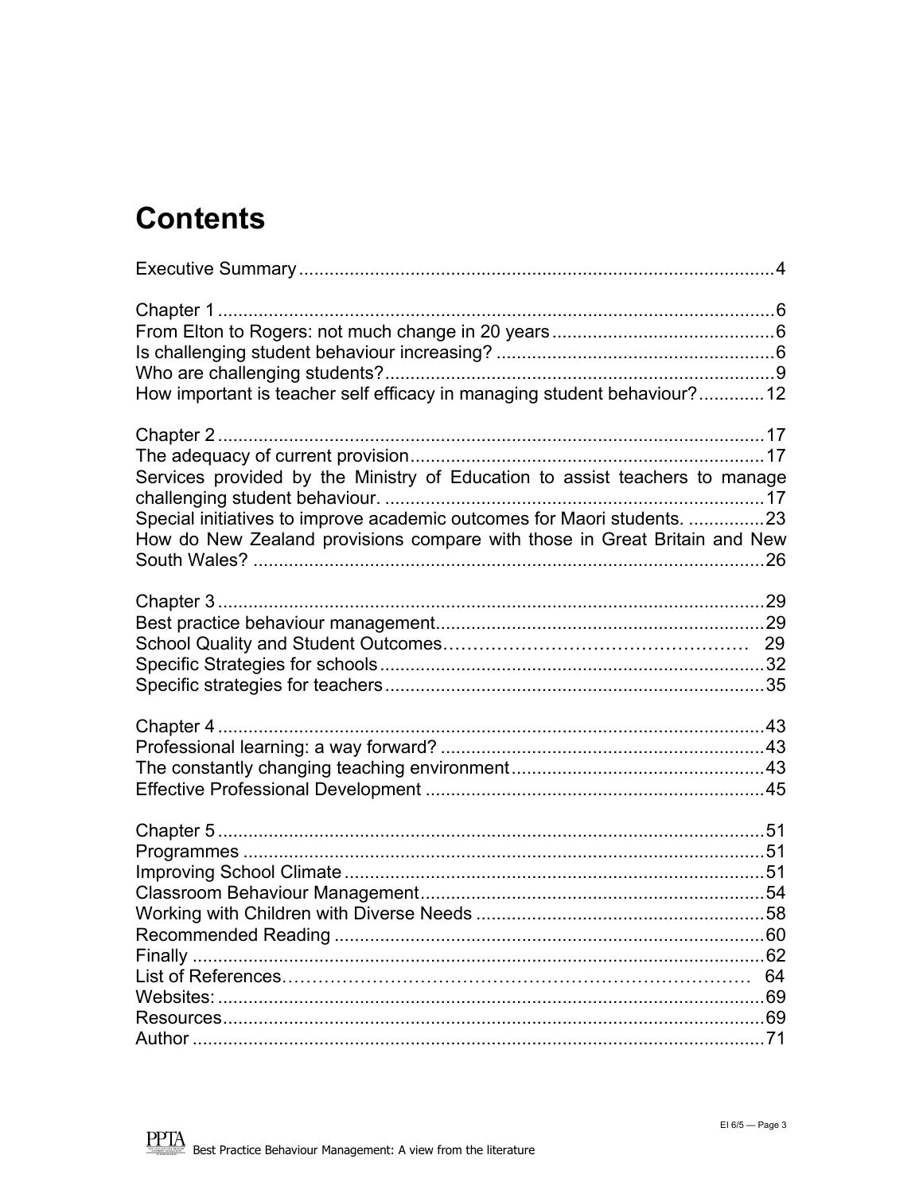# Contents

Executive Summary ....................................................................................4

Chapter 1 ....................................................................................6
From Elton to Rogers: not much change in 20 years ....................................................................................6
Is challenging student behaviour increasing? ....................................................................................6
Who are challenging students? ....................................................................................9
How important is teacher self efficacy in managing student behaviour? .............12

Chapter 2 ....................................................................................17
The adequacy of current provision ....................................................................................17
Services provided by the Ministry of Education to assist teachers to manage challenging student behaviour. ....................................................................................17
Special initiatives to improve academic outcomes for Maori students. ...............23
How do New Zealand provisions compare with those in Great Britain and New South Wales? ....................................................................................26

Chapter 3 ....................................................................................29
Best practice behaviour management ....................................................................................29
School Quality and Student Outcomes ....................................................................................29
Specific Strategies for schools ....................................................................................32
Specific strategies for teachers ....................................................................................35

Chapter 4 ....................................................................................43
Professional learning: a way forward? ....................................................................................43
The constantly changing teaching environment ....................................................................................43
Effective Professional Development ....................................................................................45

Chapter 5 ....................................................................................51
Programmes ....................................................................................51
Improving School Climate ....................................................................................51
Classroom Behaviour Management ....................................................................................54
Working with Children with Diverse Needs ....................................................................................58
Recommended Reading ....................................................................................60
Finally ....................................................................................62
List of References ....................................................................................64
Websites: ....................................................................................69
Resources ....................................................................................69
Author ....................................................................................71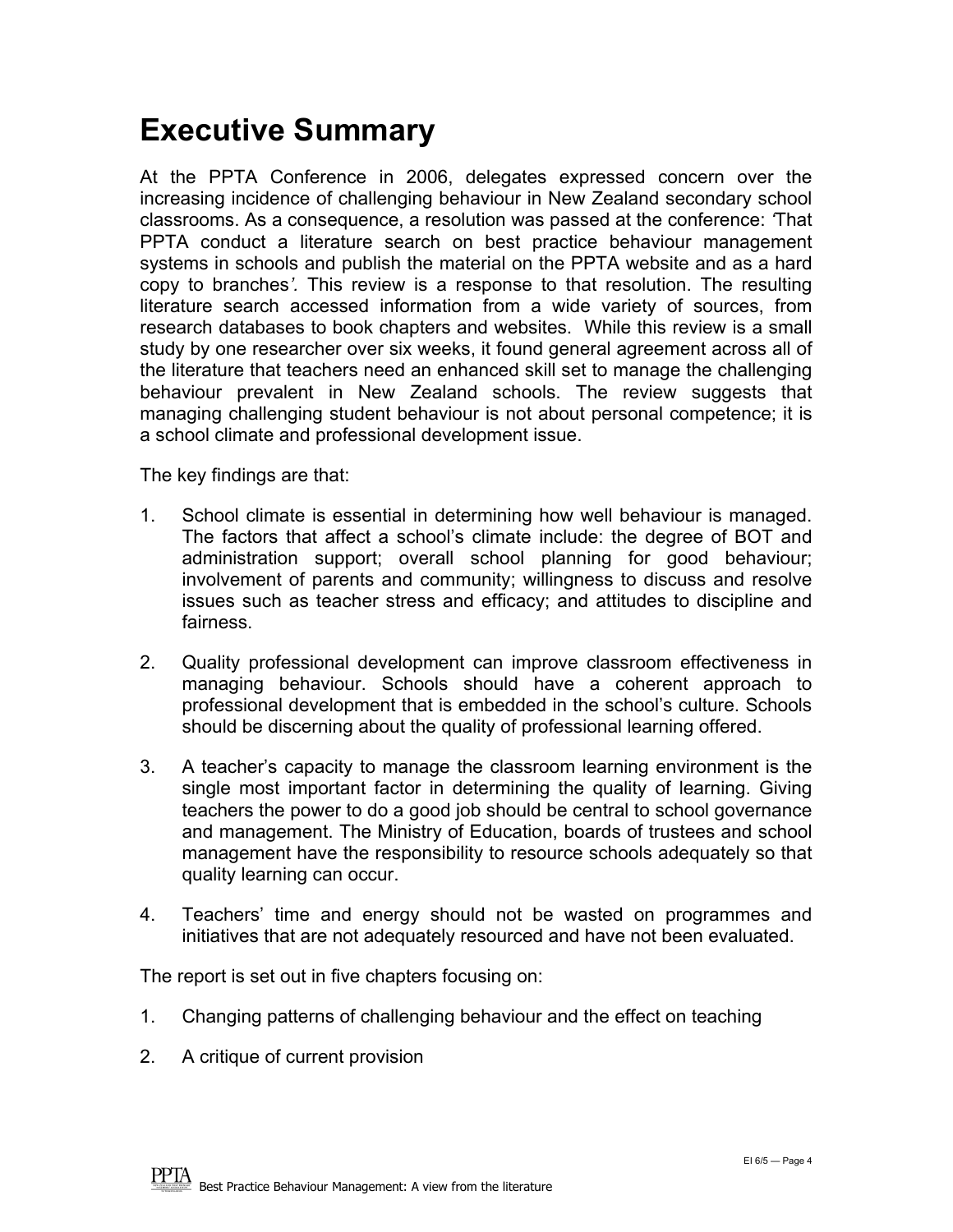# Executive Summary

At the PPTA Conference in 2006, delegates expressed concern over the increasing incidence of challenging behaviour in New Zealand secondary school classrooms. As a consequence, a resolution was passed at the conference: *'*That PPTA conduct a literature search on best practice behaviour management systems in schools and publish the material on the PPTA website and as a hard copy to branches*'.* This review is a response to that resolution. The resulting literature search accessed information from a wide variety of sources, from research databases to book chapters and websites. While this review is a small study by one researcher over six weeks, it found general agreement across all of the literature that teachers need an enhanced skill set to manage the challenging behaviour prevalent in New Zealand schools. The review suggests that managing challenging student behaviour is not about personal competence; it is a school climate and professional development issue.

The key findings are that:

1. School climate is essential in determining how well behaviour is managed. The factors that affect a school's climate include: the degree of BOT and administration support; overall school planning for good behaviour; involvement of parents and community; willingness to discuss and resolve issues such as teacher stress and efficacy; and attitudes to discipline and fairness.

2. Quality professional development can improve classroom effectiveness in managing behaviour. Schools should have a coherent approach to professional development that is embedded in the school's culture. Schools should be discerning about the quality of professional learning offered.

3. A teacher's capacity to manage the classroom learning environment is the single most important factor in determining the quality of learning. Giving teachers the power to do a good job should be central to school governance and management. The Ministry of Education, boards of trustees and school management have the responsibility to resource schools adequately so that quality learning can occur.

4. Teachers' time and energy should not be wasted on programmes and initiatives that are not adequately resourced and have not been evaluated.

The report is set out in five chapters focusing on:

1. Changing patterns of challenging behaviour and the effect on teaching

2. A critique of current provision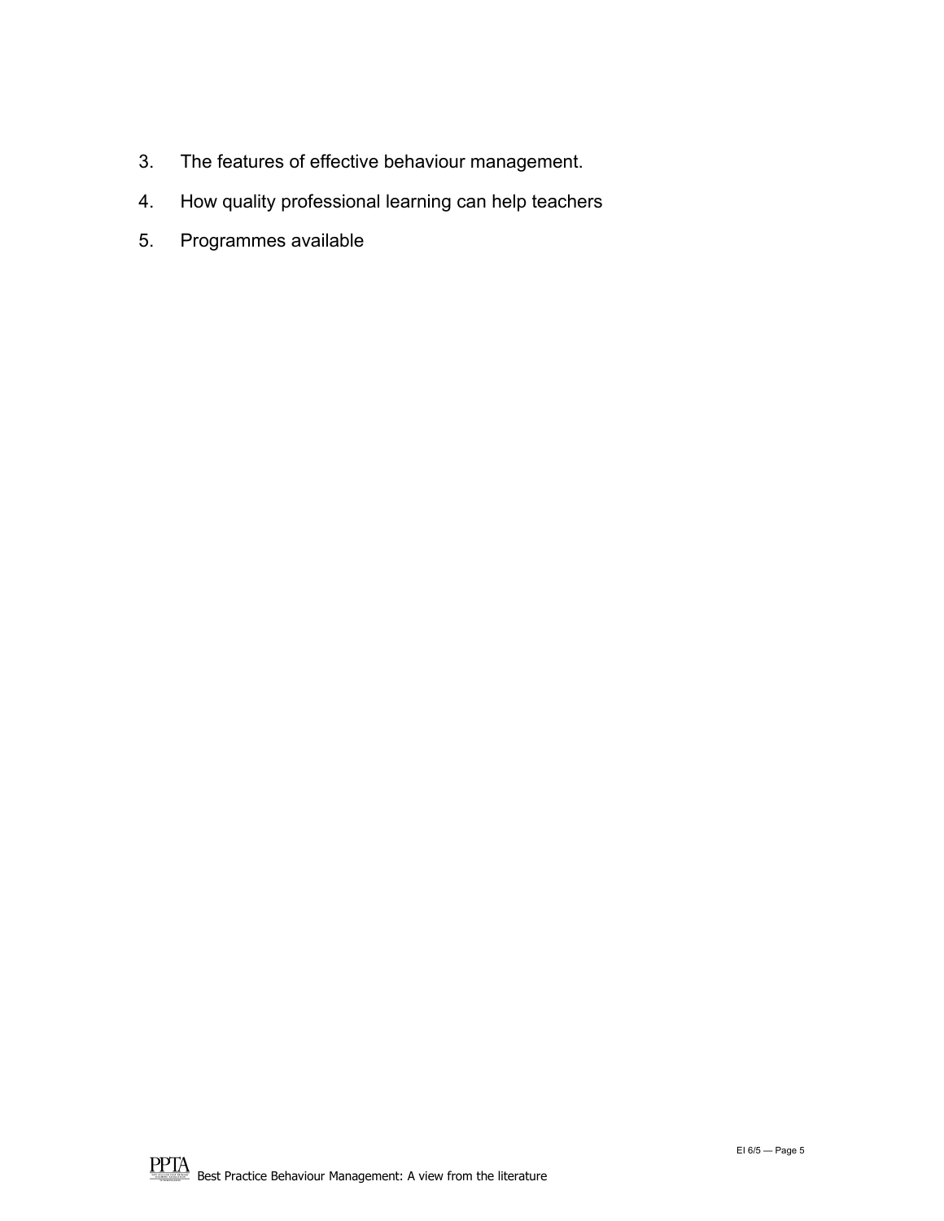3. The features of effective behaviour management.
4. How quality professional learning can help teachers
5. Programmes available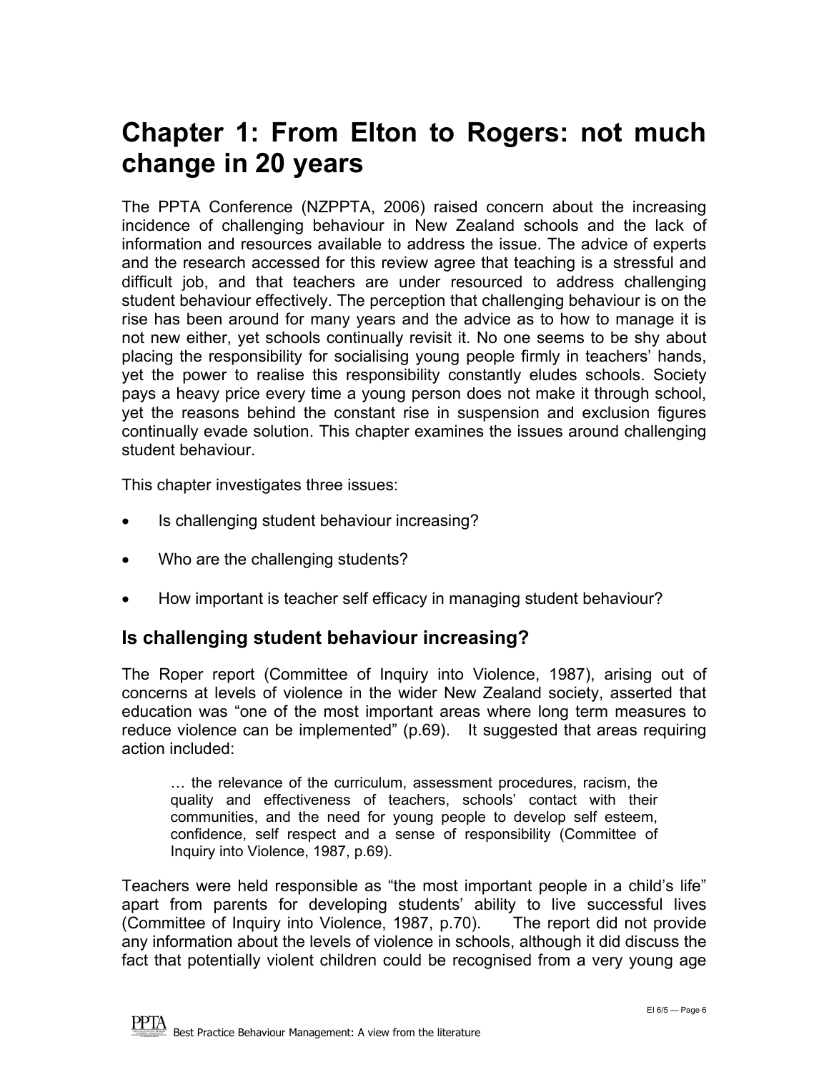# Chapter 1: From Elton to Rogers: not much change in 20 years

The PPTA Conference (NZPPTA, 2006) raised concern about the increasing incidence of challenging behaviour in New Zealand schools and the lack of information and resources available to address the issue. The advice of experts and the research accessed for this review agree that teaching is a stressful and difficult job, and that teachers are under resourced to address challenging student behaviour effectively. The perception that challenging behaviour is on the rise has been around for many years and the advice as to how to manage it is not new either, yet schools continually revisit it. No one seems to be shy about placing the responsibility for socialising young people firmly in teachers' hands, yet the power to realise this responsibility constantly eludes schools. Society pays a heavy price every time a young person does not make it through school, yet the reasons behind the constant rise in suspension and exclusion figures continually evade solution. This chapter examines the issues around challenging student behaviour.

This chapter investigates three issues:

- Is challenging student behaviour increasing?
- Who are the challenging students?
- How important is teacher self efficacy in managing student behaviour?

## Is challenging student behaviour increasing?

The Roper report (Committee of Inquiry into Violence, 1987), arising out of concerns at levels of violence in the wider New Zealand society, asserted that education was "one of the most important areas where long term measures to reduce violence can be implemented" (p.69). It suggested that areas requiring action included:

> … the relevance of the curriculum, assessment procedures, racism, the quality and effectiveness of teachers, schools' contact with their communities, and the need for young people to develop self esteem, confidence, self respect and a sense of responsibility (Committee of Inquiry into Violence, 1987, p.69).

Teachers were held responsible as "the most important people in a child's life" apart from parents for developing students' ability to live successful lives (Committee of Inquiry into Violence, 1987, p.70). The report did not provide any information about the levels of violence in schools, although it did discuss the fact that potentially violent children could be recognised from a very young age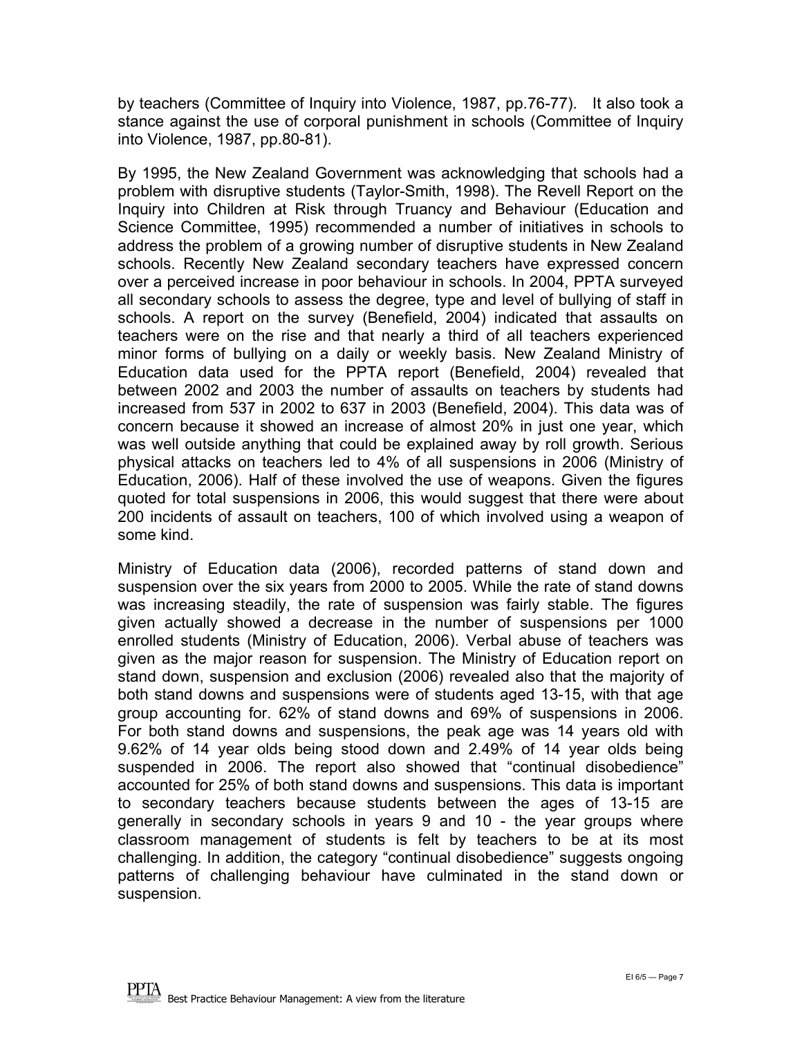by teachers (Committee of Inquiry into Violence, 1987, pp.76-77). It also took a stance against the use of corporal punishment in schools (Committee of Inquiry into Violence, 1987, pp.80-81).

By 1995, the New Zealand Government was acknowledging that schools had a problem with disruptive students (Taylor-Smith, 1998). The Revell Report on the Inquiry into Children at Risk through Truancy and Behaviour (Education and Science Committee, 1995) recommended a number of initiatives in schools to address the problem of a growing number of disruptive students in New Zealand schools. Recently New Zealand secondary teachers have expressed concern over a perceived increase in poor behaviour in schools. In 2004, PPTA surveyed all secondary schools to assess the degree, type and level of bullying of staff in schools. A report on the survey (Benefield, 2004) indicated that assaults on teachers were on the rise and that nearly a third of all teachers experienced minor forms of bullying on a daily or weekly basis. New Zealand Ministry of Education data used for the PPTA report (Benefield, 2004) revealed that between 2002 and 2003 the number of assaults on teachers by students had increased from 537 in 2002 to 637 in 2003 (Benefield, 2004). This data was of concern because it showed an increase of almost 20% in just one year, which was well outside anything that could be explained away by roll growth. Serious physical attacks on teachers led to 4% of all suspensions in 2006 (Ministry of Education, 2006). Half of these involved the use of weapons. Given the figures quoted for total suspensions in 2006, this would suggest that there were about 200 incidents of assault on teachers, 100 of which involved using a weapon of some kind.

Ministry of Education data (2006), recorded patterns of stand down and suspension over the six years from 2000 to 2005. While the rate of stand downs was increasing steadily, the rate of suspension was fairly stable. The figures given actually showed a decrease in the number of suspensions per 1000 enrolled students (Ministry of Education, 2006). Verbal abuse of teachers was given as the major reason for suspension. The Ministry of Education report on stand down, suspension and exclusion (2006) revealed also that the majority of both stand downs and suspensions were of students aged 13-15, with that age group accounting for. 62% of stand downs and 69% of suspensions in 2006. For both stand downs and suspensions, the peak age was 14 years old with 9.62% of 14 year olds being stood down and 2.49% of 14 year olds being suspended in 2006. The report also showed that "continual disobedience" accounted for 25% of both stand downs and suspensions. This data is important to secondary teachers because students between the ages of 13-15 are generally in secondary schools in years 9 and 10 - the year groups where classroom management of students is felt by teachers to be at its most challenging. In addition, the category "continual disobedience" suggests ongoing patterns of challenging behaviour have culminated in the stand down or suspension.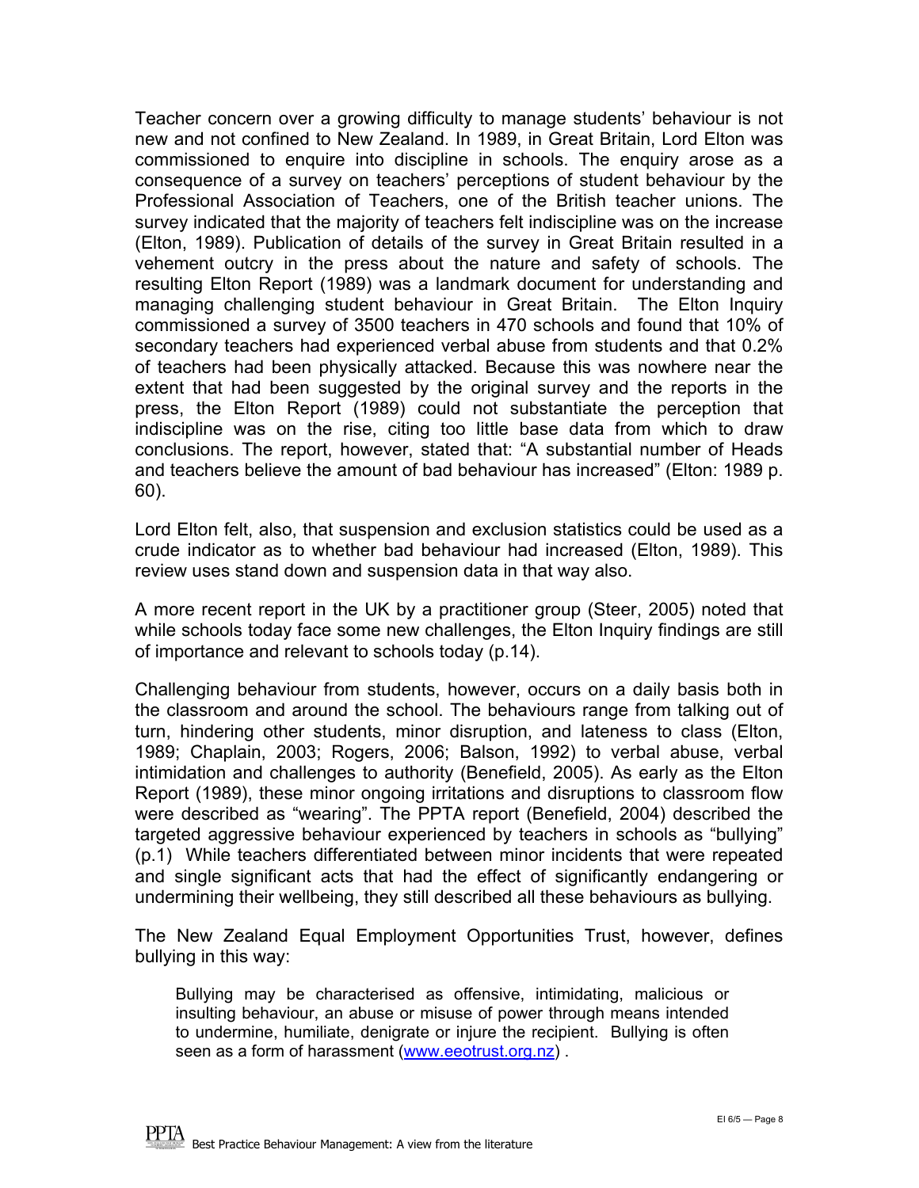Teacher concern over a growing difficulty to manage students' behaviour is not new and not confined to New Zealand. In 1989, in Great Britain, Lord Elton was commissioned to enquire into discipline in schools. The enquiry arose as a consequence of a survey on teachers' perceptions of student behaviour by the Professional Association of Teachers, one of the British teacher unions. The survey indicated that the majority of teachers felt indiscipline was on the increase (Elton, 1989). Publication of details of the survey in Great Britain resulted in a vehement outcry in the press about the nature and safety of schools. The resulting Elton Report (1989) was a landmark document for understanding and managing challenging student behaviour in Great Britain. The Elton Inquiry commissioned a survey of 3500 teachers in 470 schools and found that 10% of secondary teachers had experienced verbal abuse from students and that 0.2% of teachers had been physically attacked. Because this was nowhere near the extent that had been suggested by the original survey and the reports in the press, the Elton Report (1989) could not substantiate the perception that indiscipline was on the rise, citing too little base data from which to draw conclusions. The report, however, stated that: "A substantial number of Heads and teachers believe the amount of bad behaviour has increased" (Elton: 1989 p. 60).

Lord Elton felt, also, that suspension and exclusion statistics could be used as a crude indicator as to whether bad behaviour had increased (Elton, 1989). This review uses stand down and suspension data in that way also.

A more recent report in the UK by a practitioner group (Steer, 2005) noted that while schools today face some new challenges, the Elton Inquiry findings are still of importance and relevant to schools today (p.14).

Challenging behaviour from students, however, occurs on a daily basis both in the classroom and around the school. The behaviours range from talking out of turn, hindering other students, minor disruption, and lateness to class (Elton, 1989; Chaplain, 2003; Rogers, 2006; Balson, 1992) to verbal abuse, verbal intimidation and challenges to authority (Benefield, 2005). As early as the Elton Report (1989), these minor ongoing irritations and disruptions to classroom flow were described as "wearing". The PPTA report (Benefield, 2004) described the targeted aggressive behaviour experienced by teachers in schools as "bullying" (p.1) While teachers differentiated between minor incidents that were repeated and single significant acts that had the effect of significantly endangering or undermining their wellbeing, they still described all these behaviours as bullying.

The New Zealand Equal Employment Opportunities Trust, however, defines bullying in this way:

> Bullying may be characterised as offensive, intimidating, malicious or insulting behaviour, an abuse or misuse of power through means intended to undermine, humiliate, denigrate or injure the recipient. Bullying is often seen as a form of harassment (www.eeotrust.org.nz) .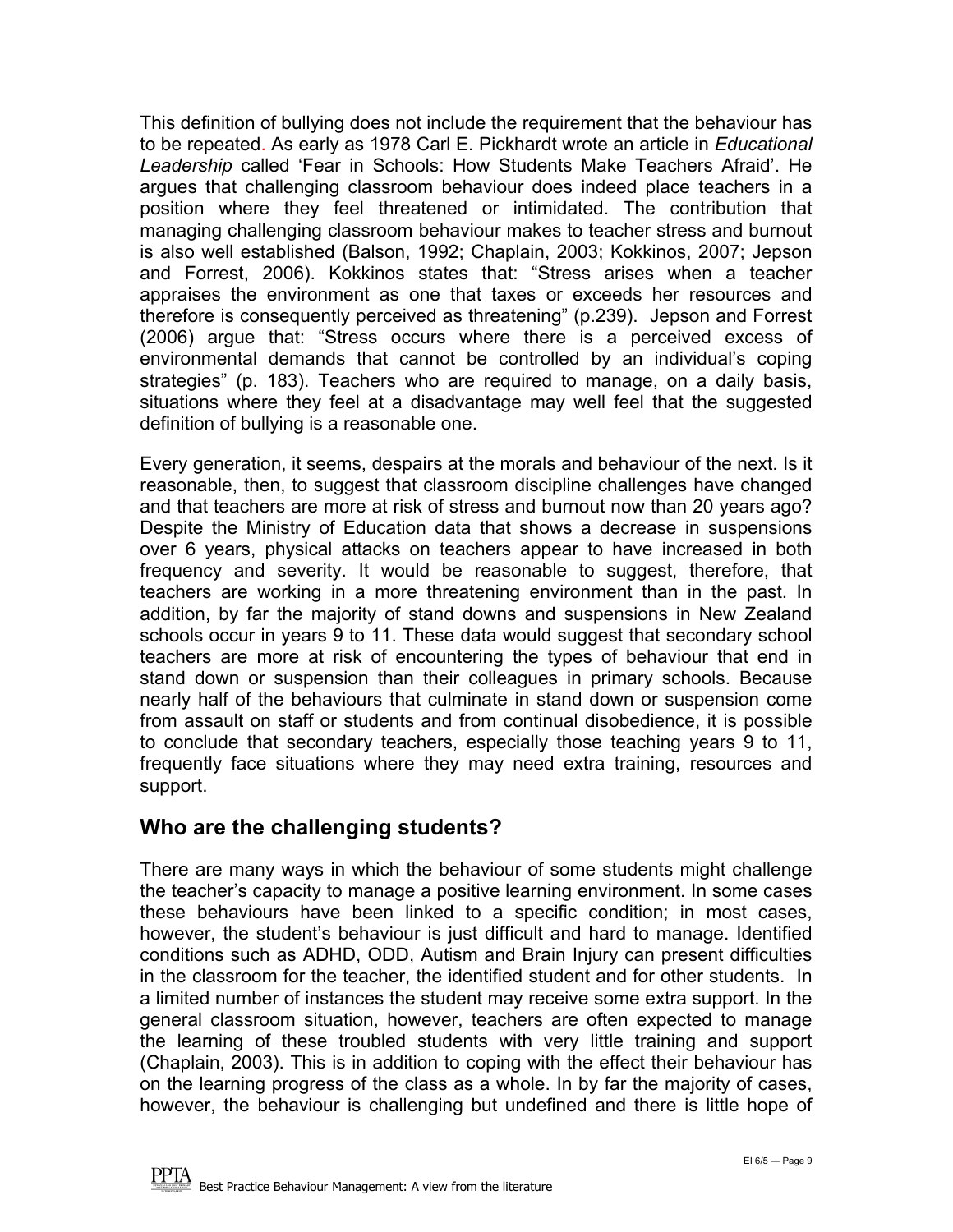This definition of bullying does not include the requirement that the behaviour has to be repeated. As early as 1978 Carl E. Pickhardt wrote an article in *Educational Leadership* called 'Fear in Schools: How Students Make Teachers Afraid'. He argues that challenging classroom behaviour does indeed place teachers in a position where they feel threatened or intimidated. The contribution that managing challenging classroom behaviour makes to teacher stress and burnout is also well established (Balson, 1992; Chaplain, 2003; Kokkinos, 2007; Jepson and Forrest, 2006). Kokkinos states that: "Stress arises when a teacher appraises the environment as one that taxes or exceeds her resources and therefore is consequently perceived as threatening" (p.239). Jepson and Forrest (2006) argue that: "Stress occurs where there is a perceived excess of environmental demands that cannot be controlled by an individual's coping strategies" (p. 183). Teachers who are required to manage, on a daily basis, situations where they feel at a disadvantage may well feel that the suggested definition of bullying is a reasonable one.

Every generation, it seems, despairs at the morals and behaviour of the next. Is it reasonable, then, to suggest that classroom discipline challenges have changed and that teachers are more at risk of stress and burnout now than 20 years ago? Despite the Ministry of Education data that shows a decrease in suspensions over 6 years, physical attacks on teachers appear to have increased in both frequency and severity. It would be reasonable to suggest, therefore, that teachers are working in a more threatening environment than in the past. In addition, by far the majority of stand downs and suspensions in New Zealand schools occur in years 9 to 11. These data would suggest that secondary school teachers are more at risk of encountering the types of behaviour that end in stand down or suspension than their colleagues in primary schools. Because nearly half of the behaviours that culminate in stand down or suspension come from assault on staff or students and from continual disobedience, it is possible to conclude that secondary teachers, especially those teaching years 9 to 11, frequently face situations where they may need extra training, resources and support.

## Who are the challenging students?

There are many ways in which the behaviour of some students might challenge the teacher's capacity to manage a positive learning environment. In some cases these behaviours have been linked to a specific condition; in most cases, however, the student's behaviour is just difficult and hard to manage. Identified conditions such as ADHD, ODD, Autism and Brain Injury can present difficulties in the classroom for the teacher, the identified student and for other students. In a limited number of instances the student may receive some extra support. In the general classroom situation, however, teachers are often expected to manage the learning of these troubled students with very little training and support (Chaplain, 2003). This is in addition to coping with the effect their behaviour has on the learning progress of the class as a whole. In by far the majority of cases, however, the behaviour is challenging but undefined and there is little hope of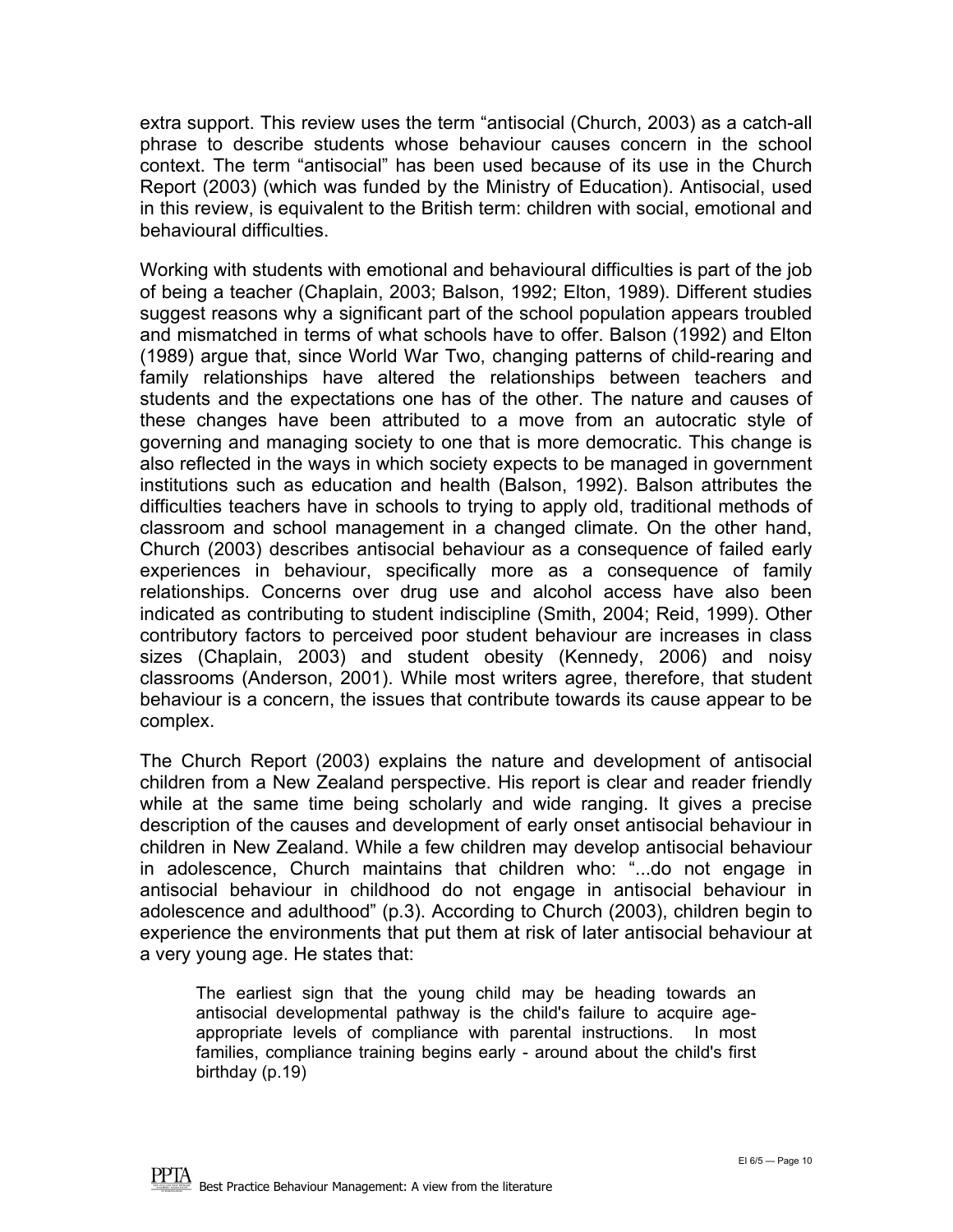extra support. This review uses the term “antisocial (Church, 2003) as a catch-all phrase to describe students whose behaviour causes concern in the school context. The term “antisocial” has been used because of its use in the Church Report (2003) (which was funded by the Ministry of Education). Antisocial, used in this review, is equivalent to the British term: children with social, emotional and behavioural difficulties.

Working with students with emotional and behavioural difficulties is part of the job of being a teacher (Chaplain, 2003; Balson, 1992; Elton, 1989). Different studies suggest reasons why a significant part of the school population appears troubled and mismatched in terms of what schools have to offer. Balson (1992) and Elton (1989) argue that, since World War Two, changing patterns of child-rearing and family relationships have altered the relationships between teachers and students and the expectations one has of the other. The nature and causes of these changes have been attributed to a move from an autocratic style of governing and managing society to one that is more democratic. This change is also reflected in the ways in which society expects to be managed in government institutions such as education and health (Balson, 1992). Balson attributes the difficulties teachers have in schools to trying to apply old, traditional methods of classroom and school management in a changed climate. On the other hand, Church (2003) describes antisocial behaviour as a consequence of failed early experiences in behaviour, specifically more as a consequence of family relationships. Concerns over drug use and alcohol access have also been indicated as contributing to student indiscipline (Smith, 2004; Reid, 1999). Other contributory factors to perceived poor student behaviour are increases in class sizes (Chaplain, 2003) and student obesity (Kennedy, 2006) and noisy classrooms (Anderson, 2001). While most writers agree, therefore, that student behaviour is a concern, the issues that contribute towards its cause appear to be complex.

The Church Report (2003) explains the nature and development of antisocial children from a New Zealand perspective. His report is clear and reader friendly while at the same time being scholarly and wide ranging. It gives a precise description of the causes and development of early onset antisocial behaviour in children in New Zealand. While a few children may develop antisocial behaviour in adolescence, Church maintains that children who: “...do not engage in antisocial behaviour in childhood do not engage in antisocial behaviour in adolescence and adulthood” (p.3). According to Church (2003), children begin to experience the environments that put them at risk of later antisocial behaviour at a very young age. He states that:

> The earliest sign that the young child may be heading towards an antisocial developmental pathway is the child's failure to acquire age-appropriate levels of compliance with parental instructions. In most families, compliance training begins early - around about the child's first birthday (p.19)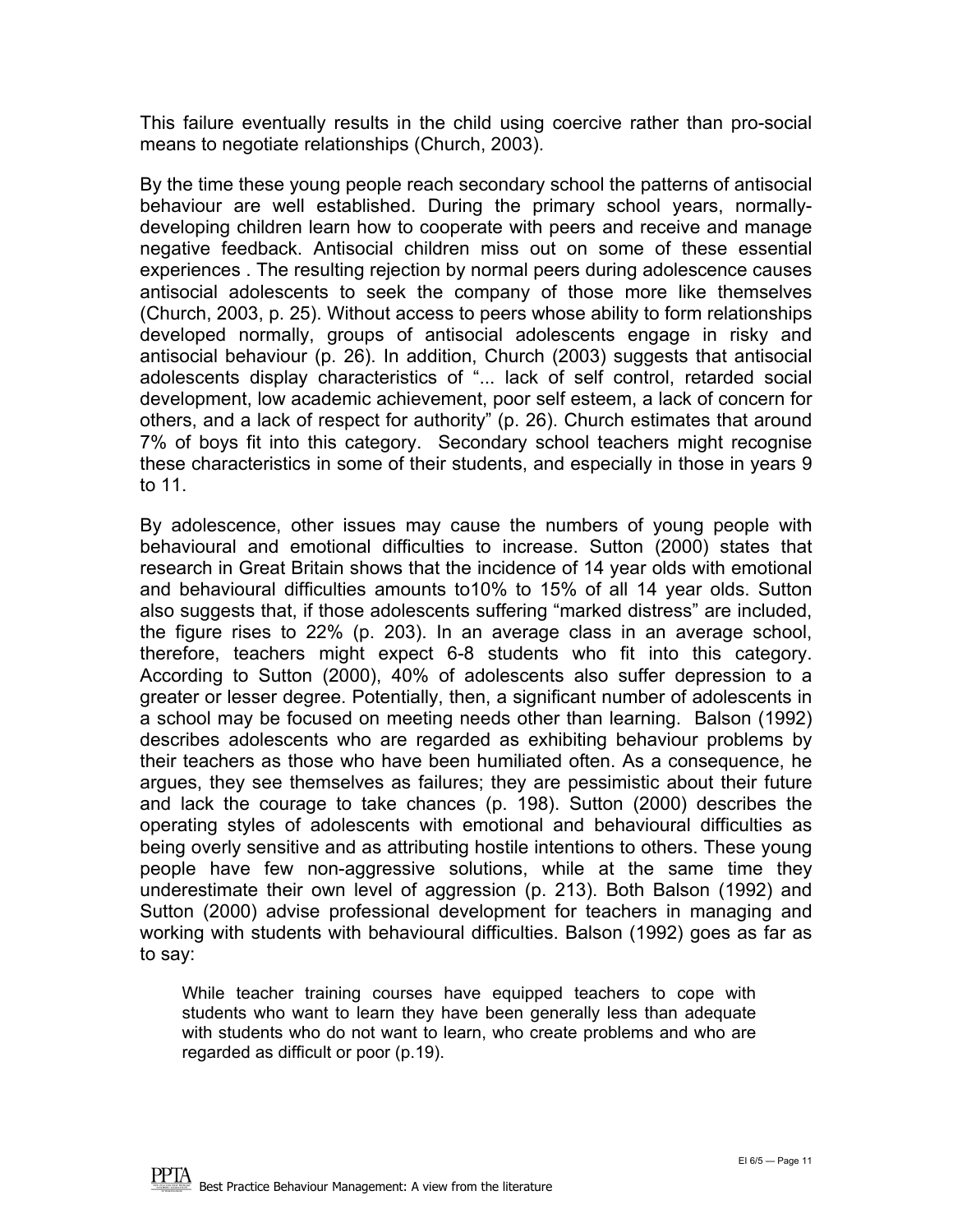This failure eventually results in the child using coercive rather than pro-social means to negotiate relationships (Church, 2003).

By the time these young people reach secondary school the patterns of antisocial behaviour are well established. During the primary school years, normally-developing children learn how to cooperate with peers and receive and manage negative feedback. Antisocial children miss out on some of these essential experiences . The resulting rejection by normal peers during adolescence causes antisocial adolescents to seek the company of those more like themselves (Church, 2003, p. 25). Without access to peers whose ability to form relationships developed normally, groups of antisocial adolescents engage in risky and antisocial behaviour (p. 26). In addition, Church (2003) suggests that antisocial adolescents display characteristics of "... lack of self control, retarded social development, low academic achievement, poor self esteem, a lack of concern for others, and a lack of respect for authority" (p. 26). Church estimates that around 7% of boys fit into this category. Secondary school teachers might recognise these characteristics in some of their students, and especially in those in years 9 to 11.

By adolescence, other issues may cause the numbers of young people with behavioural and emotional difficulties to increase. Sutton (2000) states that research in Great Britain shows that the incidence of 14 year olds with emotional and behavioural difficulties amounts to10% to 15% of all 14 year olds. Sutton also suggests that, if those adolescents suffering "marked distress" are included, the figure rises to 22% (p. 203). In an average class in an average school, therefore, teachers might expect 6-8 students who fit into this category. According to Sutton (2000), 40% of adolescents also suffer depression to a greater or lesser degree. Potentially, then, a significant number of adolescents in a school may be focused on meeting needs other than learning. Balson (1992) describes adolescents who are regarded as exhibiting behaviour problems by their teachers as those who have been humiliated often. As a consequence, he argues, they see themselves as failures; they are pessimistic about their future and lack the courage to take chances (p. 198). Sutton (2000) describes the operating styles of adolescents with emotional and behavioural difficulties as being overly sensitive and as attributing hostile intentions to others. These young people have few non-aggressive solutions, while at the same time they underestimate their own level of aggression (p. 213). Both Balson (1992) and Sutton (2000) advise professional development for teachers in managing and working with students with behavioural difficulties. Balson (1992) goes as far as to say:

> While teacher training courses have equipped teachers to cope with students who want to learn they have been generally less than adequate with students who do not want to learn, who create problems and who are regarded as difficult or poor (p.19).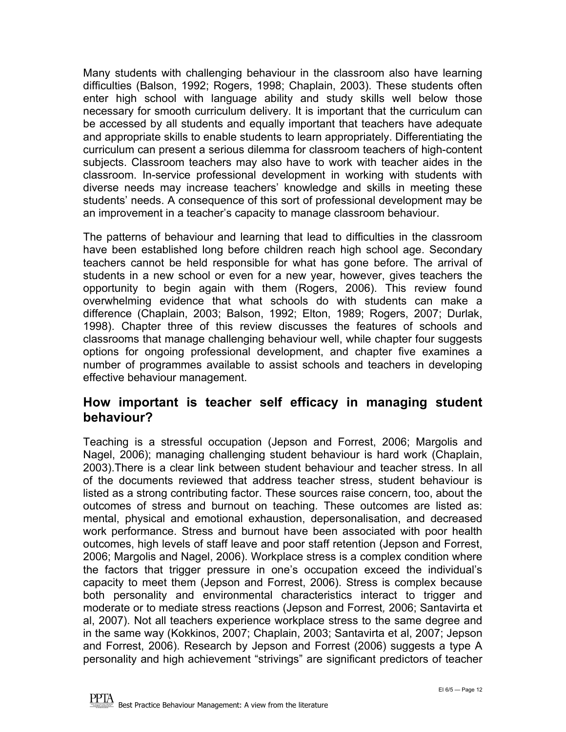Many students with challenging behaviour in the classroom also have learning difficulties (Balson, 1992; Rogers, 1998; Chaplain, 2003). These students often enter high school with language ability and study skills well below those necessary for smooth curriculum delivery. It is important that the curriculum can be accessed by all students and equally important that teachers have adequate and appropriate skills to enable students to learn appropriately. Differentiating the curriculum can present a serious dilemma for classroom teachers of high-content subjects. Classroom teachers may also have to work with teacher aides in the classroom. In-service professional development in working with students with diverse needs may increase teachers' knowledge and skills in meeting these students' needs. A consequence of this sort of professional development may be an improvement in a teacher's capacity to manage classroom behaviour.

The patterns of behaviour and learning that lead to difficulties in the classroom have been established long before children reach high school age. Secondary teachers cannot be held responsible for what has gone before. The arrival of students in a new school or even for a new year, however, gives teachers the opportunity to begin again with them (Rogers, 2006). This review found overwhelming evidence that what schools do with students can make a difference (Chaplain, 2003; Balson, 1992; Elton, 1989; Rogers, 2007; Durlak, 1998). Chapter three of this review discusses the features of schools and classrooms that manage challenging behaviour well, while chapter four suggests options for ongoing professional development, and chapter five examines a number of programmes available to assist schools and teachers in developing effective behaviour management.

## How important is teacher self efficacy in managing student behaviour?

Teaching is a stressful occupation (Jepson and Forrest, 2006; Margolis and Nagel, 2006); managing challenging student behaviour is hard work (Chaplain, 2003).There is a clear link between student behaviour and teacher stress. In all of the documents reviewed that address teacher stress, student behaviour is listed as a strong contributing factor. These sources raise concern, too, about the outcomes of stress and burnout on teaching. These outcomes are listed as: mental, physical and emotional exhaustion, depersonalisation, and decreased work performance. Stress and burnout have been associated with poor health outcomes, high levels of staff leave and poor staff retention (Jepson and Forrest, 2006; Margolis and Nagel, 2006). Workplace stress is a complex condition where the factors that trigger pressure in one's occupation exceed the individual's capacity to meet them (Jepson and Forrest, 2006). Stress is complex because both personality and environmental characteristics interact to trigger and moderate or to mediate stress reactions (Jepson and Forrest, 2006; Santavirta et al, 2007). Not all teachers experience workplace stress to the same degree and in the same way (Kokkinos, 2007; Chaplain, 2003; Santavirta et al, 2007; Jepson and Forrest, 2006). Research by Jepson and Forrest (2006) suggests a type A personality and high achievement "strivings" are significant predictors of teacher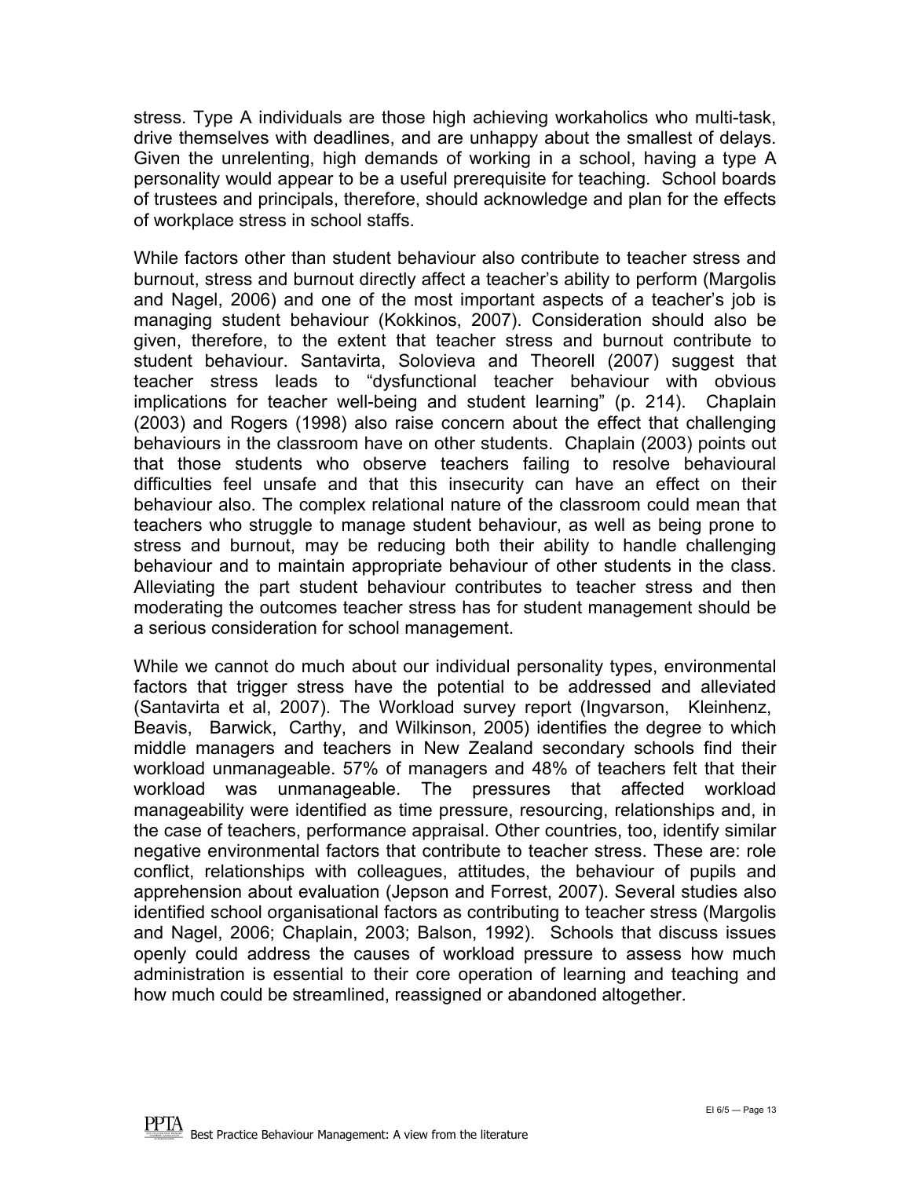stress. Type A individuals are those high achieving workaholics who multi-task, drive themselves with deadlines, and are unhappy about the smallest of delays. Given the unrelenting, high demands of working in a school, having a type A personality would appear to be a useful prerequisite for teaching. School boards of trustees and principals, therefore, should acknowledge and plan for the effects of workplace stress in school staffs.

While factors other than student behaviour also contribute to teacher stress and burnout, stress and burnout directly affect a teacher's ability to perform (Margolis and Nagel, 2006) and one of the most important aspects of a teacher's job is managing student behaviour (Kokkinos, 2007). Consideration should also be given, therefore, to the extent that teacher stress and burnout contribute to student behaviour. Santavirta, Solovieva and Theorell (2007) suggest that teacher stress leads to "dysfunctional teacher behaviour with obvious implications for teacher well-being and student learning" (p. 214). Chaplain (2003) and Rogers (1998) also raise concern about the effect that challenging behaviours in the classroom have on other students. Chaplain (2003) points out that those students who observe teachers failing to resolve behavioural difficulties feel unsafe and that this insecurity can have an effect on their behaviour also. The complex relational nature of the classroom could mean that teachers who struggle to manage student behaviour, as well as being prone to stress and burnout, may be reducing both their ability to handle challenging behaviour and to maintain appropriate behaviour of other students in the class. Alleviating the part student behaviour contributes to teacher stress and then moderating the outcomes teacher stress has for student management should be a serious consideration for school management.

While we cannot do much about our individual personality types, environmental factors that trigger stress have the potential to be addressed and alleviated (Santavirta et al, 2007). The Workload survey report (Ingvarson, Kleinhenz, Beavis, Barwick, Carthy, and Wilkinson, 2005) identifies the degree to which middle managers and teachers in New Zealand secondary schools find their workload unmanageable. 57% of managers and 48% of teachers felt that their workload was unmanageable. The pressures that affected workload manageability were identified as time pressure, resourcing, relationships and, in the case of teachers, performance appraisal. Other countries, too, identify similar negative environmental factors that contribute to teacher stress. These are: role conflict, relationships with colleagues, attitudes, the behaviour of pupils and apprehension about evaluation (Jepson and Forrest, 2007). Several studies also identified school organisational factors as contributing to teacher stress (Margolis and Nagel, 2006; Chaplain, 2003; Balson, 1992). Schools that discuss issues openly could address the causes of workload pressure to assess how much administration is essential to their core operation of learning and teaching and how much could be streamlined, reassigned or abandoned altogether.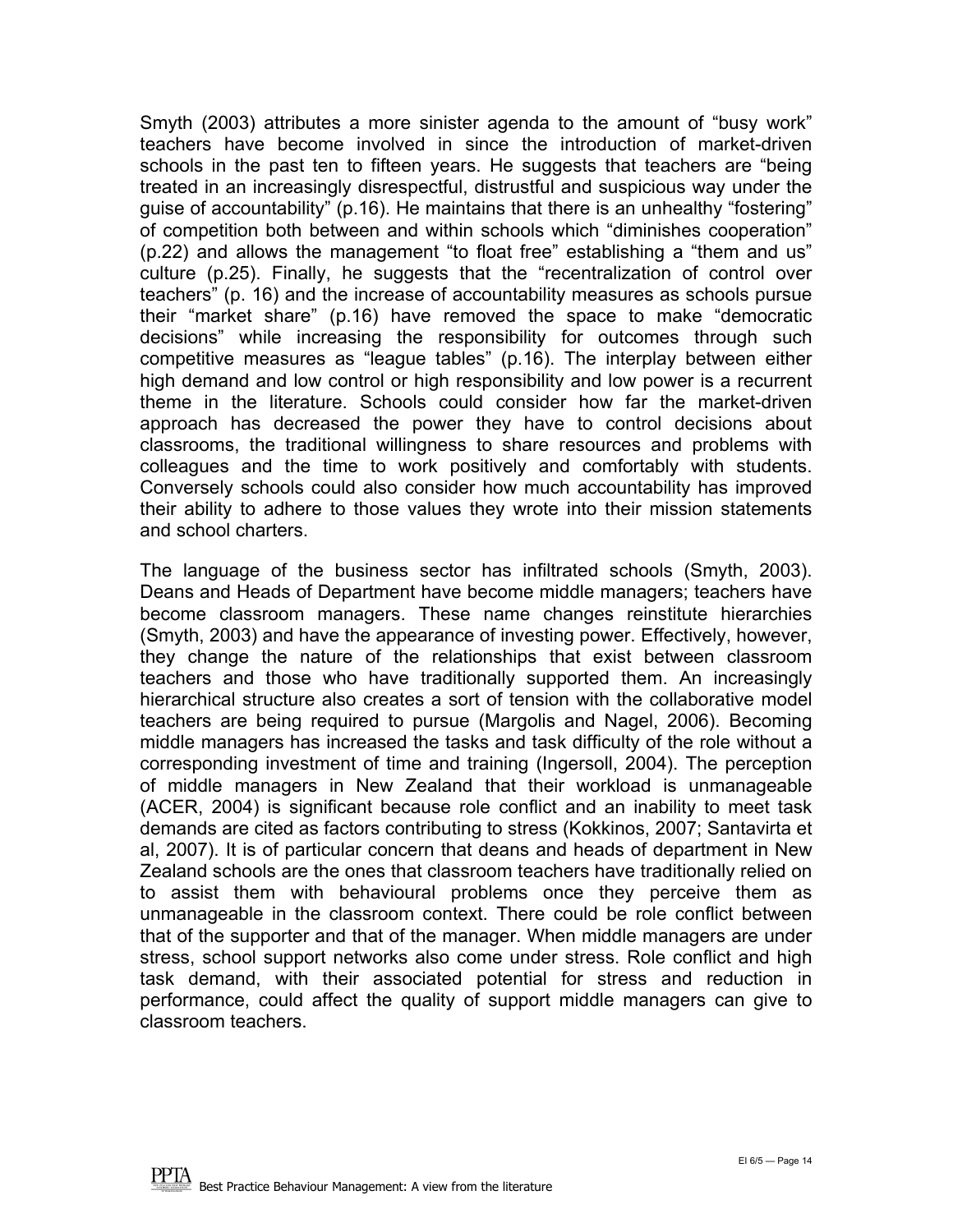Smyth (2003) attributes a more sinister agenda to the amount of "busy work" teachers have become involved in since the introduction of market-driven schools in the past ten to fifteen years. He suggests that teachers are "being treated in an increasingly disrespectful, distrustful and suspicious way under the guise of accountability" (p.16). He maintains that there is an unhealthy "fostering" of competition both between and within schools which "diminishes cooperation" (p.22) and allows the management "to float free" establishing a "them and us" culture (p.25). Finally, he suggests that the "recentralization of control over teachers" (p. 16) and the increase of accountability measures as schools pursue their "market share" (p.16) have removed the space to make "democratic decisions" while increasing the responsibility for outcomes through such competitive measures as "league tables" (p.16). The interplay between either high demand and low control or high responsibility and low power is a recurrent theme in the literature. Schools could consider how far the market-driven approach has decreased the power they have to control decisions about classrooms, the traditional willingness to share resources and problems with colleagues and the time to work positively and comfortably with students. Conversely schools could also consider how much accountability has improved their ability to adhere to those values they wrote into their mission statements and school charters.

The language of the business sector has infiltrated schools (Smyth, 2003). Deans and Heads of Department have become middle managers; teachers have become classroom managers. These name changes reinstitute hierarchies (Smyth, 2003) and have the appearance of investing power. Effectively, however, they change the nature of the relationships that exist between classroom teachers and those who have traditionally supported them. An increasingly hierarchical structure also creates a sort of tension with the collaborative model teachers are being required to pursue (Margolis and Nagel, 2006). Becoming middle managers has increased the tasks and task difficulty of the role without a corresponding investment of time and training (Ingersoll, 2004). The perception of middle managers in New Zealand that their workload is unmanageable (ACER, 2004) is significant because role conflict and an inability to meet task demands are cited as factors contributing to stress (Kokkinos, 2007; Santavirta et al, 2007). It is of particular concern that deans and heads of department in New Zealand schools are the ones that classroom teachers have traditionally relied on to assist them with behavioural problems once they perceive them as unmanageable in the classroom context. There could be role conflict between that of the supporter and that of the manager. When middle managers are under stress, school support networks also come under stress. Role conflict and high task demand, with their associated potential for stress and reduction in performance, could affect the quality of support middle managers can give to classroom teachers.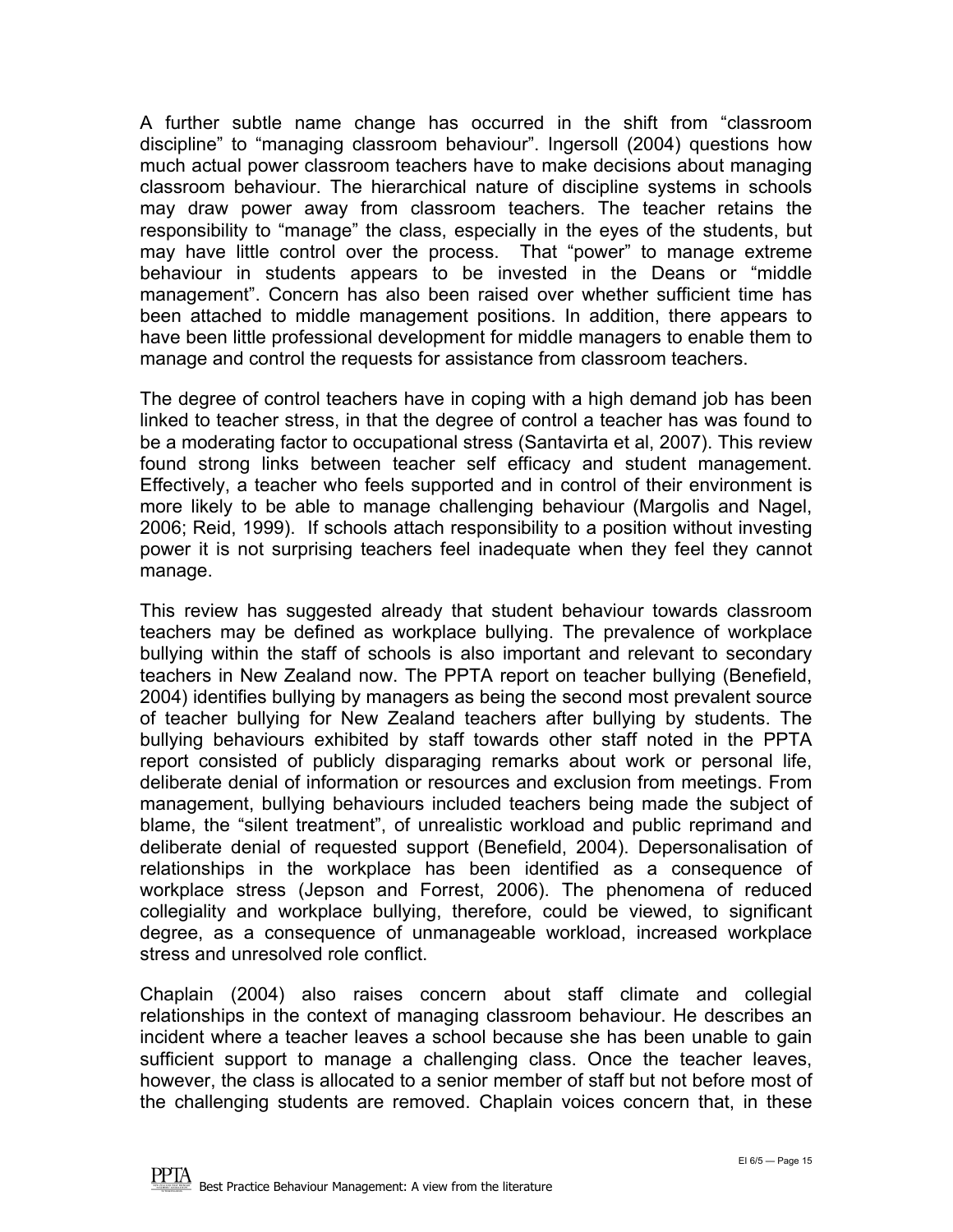A further subtle name change has occurred in the shift from "classroom discipline" to "managing classroom behaviour". Ingersoll (2004) questions how much actual power classroom teachers have to make decisions about managing classroom behaviour. The hierarchical nature of discipline systems in schools may draw power away from classroom teachers. The teacher retains the responsibility to "manage" the class, especially in the eyes of the students, but may have little control over the process. That "power" to manage extreme behaviour in students appears to be invested in the Deans or "middle management". Concern has also been raised over whether sufficient time has been attached to middle management positions. In addition, there appears to have been little professional development for middle managers to enable them to manage and control the requests for assistance from classroom teachers.

The degree of control teachers have in coping with a high demand job has been linked to teacher stress, in that the degree of control a teacher has was found to be a moderating factor to occupational stress (Santavirta et al, 2007). This review found strong links between teacher self efficacy and student management. Effectively, a teacher who feels supported and in control of their environment is more likely to be able to manage challenging behaviour (Margolis and Nagel, 2006; Reid, 1999). If schools attach responsibility to a position without investing power it is not surprising teachers feel inadequate when they feel they cannot manage.

This review has suggested already that student behaviour towards classroom teachers may be defined as workplace bullying. The prevalence of workplace bullying within the staff of schools is also important and relevant to secondary teachers in New Zealand now. The PPTA report on teacher bullying (Benefield, 2004) identifies bullying by managers as being the second most prevalent source of teacher bullying for New Zealand teachers after bullying by students. The bullying behaviours exhibited by staff towards other staff noted in the PPTA report consisted of publicly disparaging remarks about work or personal life, deliberate denial of information or resources and exclusion from meetings. From management, bullying behaviours included teachers being made the subject of blame, the "silent treatment", of unrealistic workload and public reprimand and deliberate denial of requested support (Benefield, 2004). Depersonalisation of relationships in the workplace has been identified as a consequence of workplace stress (Jepson and Forrest, 2006). The phenomena of reduced collegiality and workplace bullying, therefore, could be viewed, to significant degree, as a consequence of unmanageable workload, increased workplace stress and unresolved role conflict.

Chaplain (2004) also raises concern about staff climate and collegial relationships in the context of managing classroom behaviour. He describes an incident where a teacher leaves a school because she has been unable to gain sufficient support to manage a challenging class. Once the teacher leaves, however, the class is allocated to a senior member of staff but not before most of the challenging students are removed. Chaplain voices concern that, in these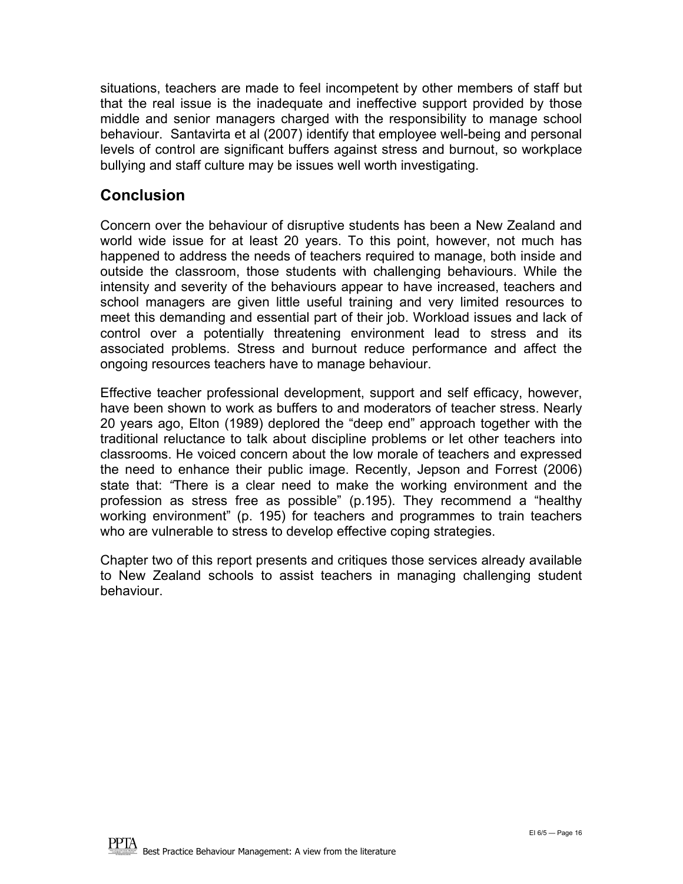situations, teachers are made to feel incompetent by other members of staff but that the real issue is the inadequate and ineffective support provided by those middle and senior managers charged with the responsibility to manage school behaviour. Santavirta et al (2007) identify that employee well-being and personal levels of control are significant buffers against stress and burnout, so workplace bullying and staff culture may be issues well worth investigating.

## Conclusion

Concern over the behaviour of disruptive students has been a New Zealand and world wide issue for at least 20 years. To this point, however, not much has happened to address the needs of teachers required to manage, both inside and outside the classroom, those students with challenging behaviours. While the intensity and severity of the behaviours appear to have increased, teachers and school managers are given little useful training and very limited resources to meet this demanding and essential part of their job. Workload issues and lack of control over a potentially threatening environment lead to stress and its associated problems. Stress and burnout reduce performance and affect the ongoing resources teachers have to manage behaviour.

Effective teacher professional development, support and self efficacy, however, have been shown to work as buffers to and moderators of teacher stress. Nearly 20 years ago, Elton (1989) deplored the "deep end" approach together with the traditional reluctance to talk about discipline problems or let other teachers into classrooms. He voiced concern about the low morale of teachers and expressed the need to enhance their public image. Recently, Jepson and Forrest (2006) state that: *"*There is a clear need to make the working environment and the profession as stress free as possible" (p.195). They recommend a "healthy working environment" (p. 195) for teachers and programmes to train teachers who are vulnerable to stress to develop effective coping strategies.

Chapter two of this report presents and critiques those services already available to New Zealand schools to assist teachers in managing challenging student behaviour.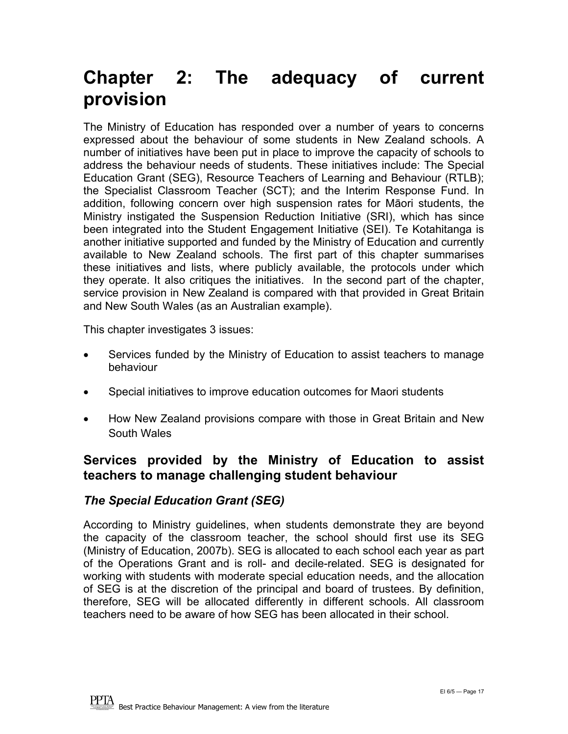# Chapter 2: The adequacy of current provision

The Ministry of Education has responded over a number of years to concerns expressed about the behaviour of some students in New Zealand schools. A number of initiatives have been put in place to improve the capacity of schools to address the behaviour needs of students. These initiatives include: The Special Education Grant (SEG), Resource Teachers of Learning and Behaviour (RTLB); the Specialist Classroom Teacher (SCT); and the Interim Response Fund. In addition, following concern over high suspension rates for Māori students, the Ministry instigated the Suspension Reduction Initiative (SRI), which has since been integrated into the Student Engagement Initiative (SEI). Te Kotahitanga is another initiative supported and funded by the Ministry of Education and currently available to New Zealand schools. The first part of this chapter summarises these initiatives and lists, where publicly available, the protocols under which they operate. It also critiques the initiatives. In the second part of the chapter, service provision in New Zealand is compared with that provided in Great Britain and New South Wales (as an Australian example).

This chapter investigates 3 issues:

- Services funded by the Ministry of Education to assist teachers to manage behaviour
- Special initiatives to improve education outcomes for Maori students
- How New Zealand provisions compare with those in Great Britain and New South Wales

## Services provided by the Ministry of Education to assist teachers to manage challenging student behaviour

### *The Special Education Grant (SEG)*

According to Ministry guidelines, when students demonstrate they are beyond the capacity of the classroom teacher, the school should first use its SEG (Ministry of Education, 2007b). SEG is allocated to each school each year as part of the Operations Grant and is roll- and decile-related. SEG is designated for working with students with moderate special education needs, and the allocation of SEG is at the discretion of the principal and board of trustees. By definition, therefore, SEG will be allocated differently in different schools. All classroom teachers need to be aware of how SEG has been allocated in their school.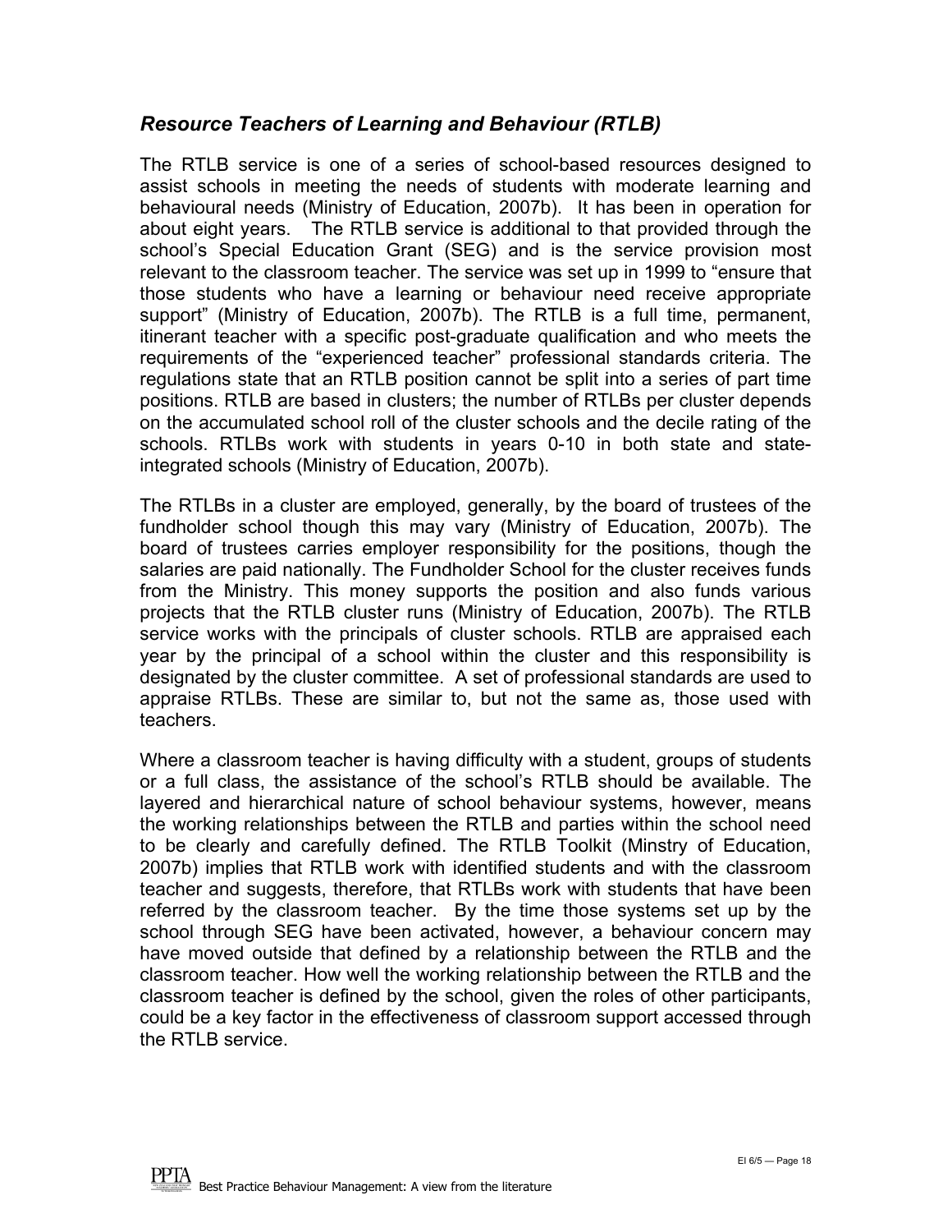## *Resource Teachers of Learning and Behaviour (RTLB)*

The RTLB service is one of a series of school-based resources designed to assist schools in meeting the needs of students with moderate learning and behavioural needs (Ministry of Education, 2007b). It has been in operation for about eight years. The RTLB service is additional to that provided through the school's Special Education Grant (SEG) and is the service provision most relevant to the classroom teacher. The service was set up in 1999 to "ensure that those students who have a learning or behaviour need receive appropriate support" (Ministry of Education, 2007b). The RTLB is a full time, permanent, itinerant teacher with a specific post-graduate qualification and who meets the requirements of the "experienced teacher" professional standards criteria. The regulations state that an RTLB position cannot be split into a series of part time positions. RTLB are based in clusters; the number of RTLBs per cluster depends on the accumulated school roll of the cluster schools and the decile rating of the schools. RTLBs work with students in years 0-10 in both state and state-integrated schools (Ministry of Education, 2007b).

The RTLBs in a cluster are employed, generally, by the board of trustees of the fundholder school though this may vary (Ministry of Education, 2007b). The board of trustees carries employer responsibility for the positions, though the salaries are paid nationally. The Fundholder School for the cluster receives funds from the Ministry. This money supports the position and also funds various projects that the RTLB cluster runs (Ministry of Education, 2007b). The RTLB service works with the principals of cluster schools. RTLB are appraised each year by the principal of a school within the cluster and this responsibility is designated by the cluster committee. A set of professional standards are used to appraise RTLBs. These are similar to, but not the same as, those used with teachers.

Where a classroom teacher is having difficulty with a student, groups of students or a full class, the assistance of the school's RTLB should be available. The layered and hierarchical nature of school behaviour systems, however, means the working relationships between the RTLB and parties within the school need to be clearly and carefully defined. The RTLB Toolkit (Minstry of Education, 2007b) implies that RTLB work with identified students and with the classroom teacher and suggests, therefore, that RTLBs work with students that have been referred by the classroom teacher. By the time those systems set up by the school through SEG have been activated, however, a behaviour concern may have moved outside that defined by a relationship between the RTLB and the classroom teacher. How well the working relationship between the RTLB and the classroom teacher is defined by the school, given the roles of other participants, could be a key factor in the effectiveness of classroom support accessed through the RTLB service.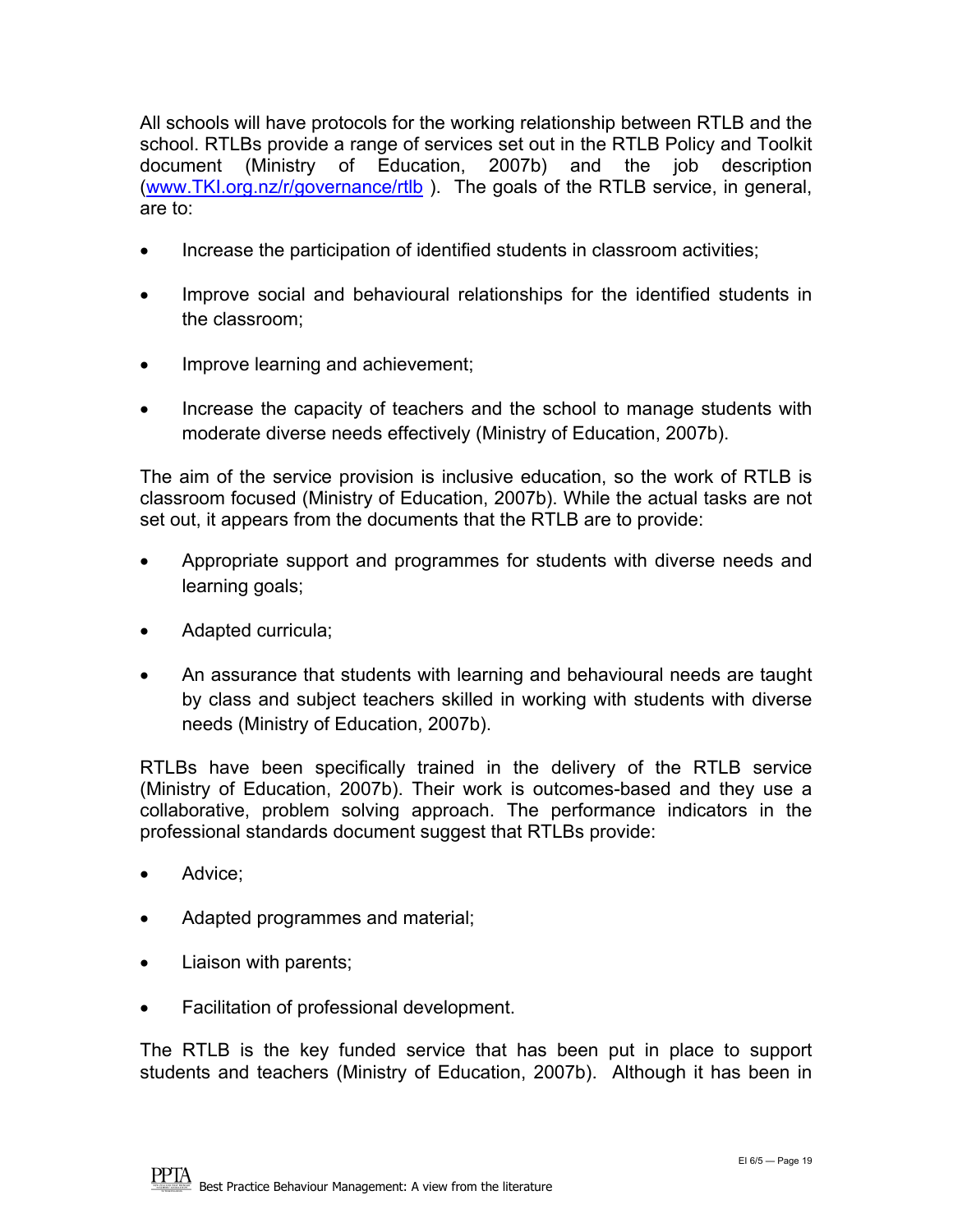All schools will have protocols for the working relationship between RTLB and the school. RTLBs provide a range of services set out in the RTLB Policy and Toolkit document (Ministry of Education, 2007b) and the job description ([www.TKI.org.nz/r/governance/rtlb](http://www.TKI.org.nz/r/governance/rtlb) ). The goals of the RTLB service, in general, are to:

- Increase the participation of identified students in classroom activities;
- Improve social and behavioural relationships for the identified students in the classroom;
- Improve learning and achievement;
- Increase the capacity of teachers and the school to manage students with moderate diverse needs effectively (Ministry of Education, 2007b).

The aim of the service provision is inclusive education, so the work of RTLB is classroom focused (Ministry of Education, 2007b). While the actual tasks are not set out, it appears from the documents that the RTLB are to provide:

- Appropriate support and programmes for students with diverse needs and learning goals;
- Adapted curricula;
- An assurance that students with learning and behavioural needs are taught by class and subject teachers skilled in working with students with diverse needs (Ministry of Education, 2007b).

RTLBs have been specifically trained in the delivery of the RTLB service (Ministry of Education, 2007b). Their work is outcomes-based and they use a collaborative, problem solving approach. The performance indicators in the professional standards document suggest that RTLBs provide:

- Advice;
- Adapted programmes and material;
- Liaison with parents;
- Facilitation of professional development.

The RTLB is the key funded service that has been put in place to support students and teachers (Ministry of Education, 2007b). Although it has been in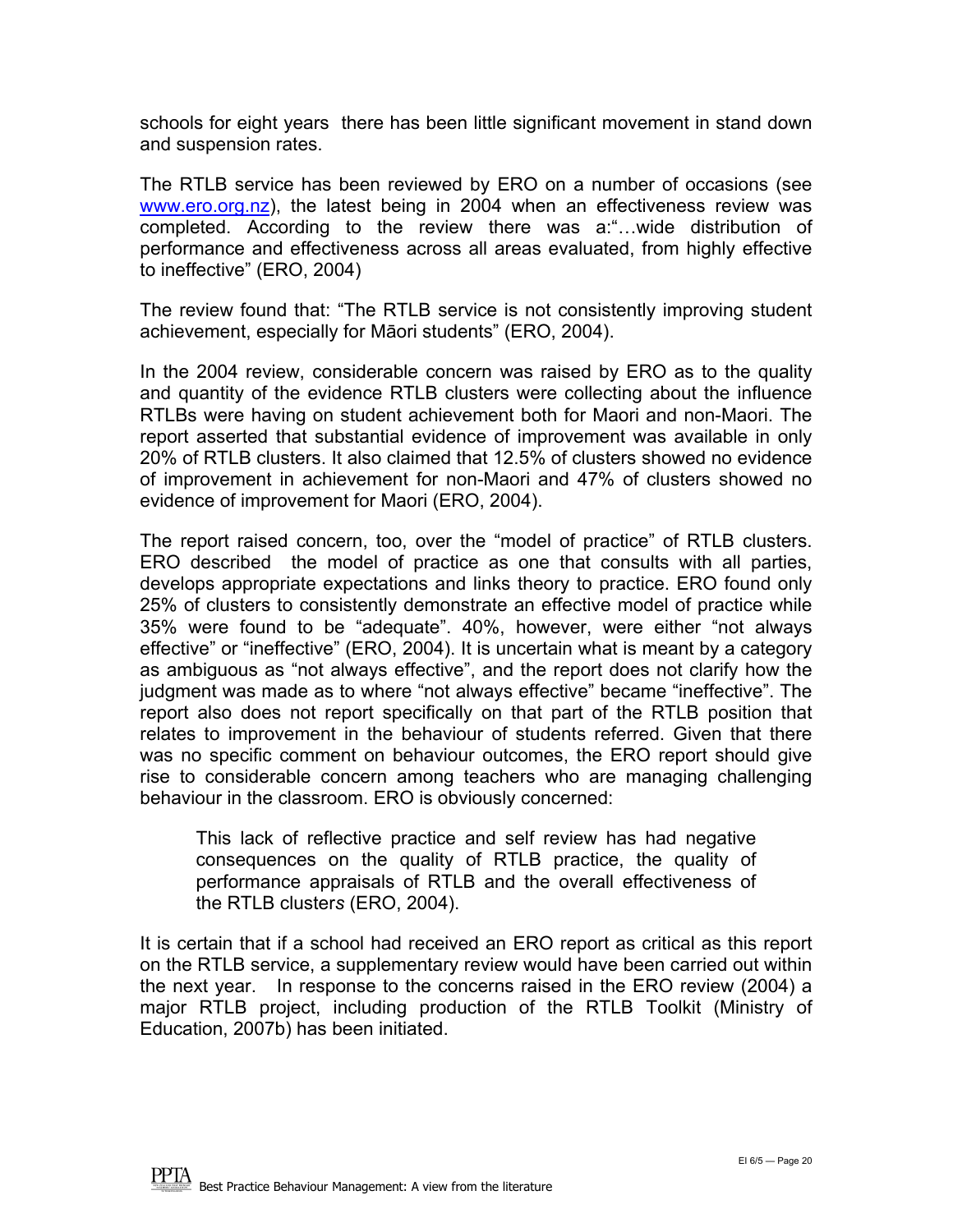schools for eight years there has been little significant movement in stand down and suspension rates.

The RTLB service has been reviewed by ERO on a number of occasions (see www.ero.org.nz), the latest being in 2004 when an effectiveness review was completed. According to the review there was a:"…wide distribution of performance and effectiveness across all areas evaluated, from highly effective to ineffective" (ERO, 2004)

The review found that: "The RTLB service is not consistently improving student achievement, especially for Māori students" (ERO, 2004).

In the 2004 review, considerable concern was raised by ERO as to the quality and quantity of the evidence RTLB clusters were collecting about the influence RTLBs were having on student achievement both for Maori and non-Maori. The report asserted that substantial evidence of improvement was available in only 20% of RTLB clusters. It also claimed that 12.5% of clusters showed no evidence of improvement in achievement for non-Maori and 47% of clusters showed no evidence of improvement for Maori (ERO, 2004).

The report raised concern, too, over the "model of practice" of RTLB clusters. ERO described the model of practice as one that consults with all parties, develops appropriate expectations and links theory to practice. ERO found only 25% of clusters to consistently demonstrate an effective model of practice while 35% were found to be "adequate". 40%, however, were either "not always effective" or "ineffective" (ERO, 2004). It is uncertain what is meant by a category as ambiguous as "not always effective", and the report does not clarify how the judgment was made as to where "not always effective" became "ineffective". The report also does not report specifically on that part of the RTLB position that relates to improvement in the behaviour of students referred. Given that there was no specific comment on behaviour outcomes, the ERO report should give rise to considerable concern among teachers who are managing challenging behaviour in the classroom. ERO is obviously concerned:

> This lack of reflective practice and self review has had negative consequences on the quality of RTLB practice, the quality of performance appraisals of RTLB and the overall effectiveness of the RTLB clusters (ERO, 2004).

It is certain that if a school had received an ERO report as critical as this report on the RTLB service, a supplementary review would have been carried out within the next year. In response to the concerns raised in the ERO review (2004) a major RTLB project, including production of the RTLB Toolkit (Ministry of Education, 2007b) has been initiated.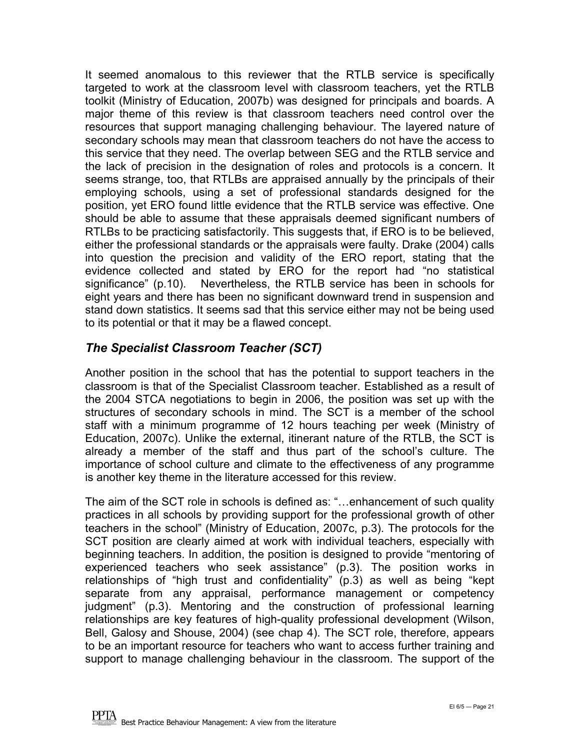It seemed anomalous to this reviewer that the RTLB service is specifically targeted to work at the classroom level with classroom teachers, yet the RTLB toolkit (Ministry of Education, 2007b) was designed for principals and boards. A major theme of this review is that classroom teachers need control over the resources that support managing challenging behaviour. The layered nature of secondary schools may mean that classroom teachers do not have the access to this service that they need. The overlap between SEG and the RTLB service and the lack of precision in the designation of roles and protocols is a concern. It seems strange, too, that RTLBs are appraised annually by the principals of their employing schools, using a set of professional standards designed for the position, yet ERO found little evidence that the RTLB service was effective. One should be able to assume that these appraisals deemed significant numbers of RTLBs to be practicing satisfactorily. This suggests that, if ERO is to be believed, either the professional standards or the appraisals were faulty. Drake (2004) calls into question the precision and validity of the ERO report, stating that the evidence collected and stated by ERO for the report had "no statistical significance" (p.10). Nevertheless, the RTLB service has been in schools for eight years and there has been no significant downward trend in suspension and stand down statistics. It seems sad that this service either may not be being used to its potential or that it may be a flawed concept.

### *The Specialist Classroom Teacher (SCT)*

Another position in the school that has the potential to support teachers in the classroom is that of the Specialist Classroom teacher. Established as a result of the 2004 STCA negotiations to begin in 2006, the position was set up with the structures of secondary schools in mind. The SCT is a member of the school staff with a minimum programme of 12 hours teaching per week (Ministry of Education, 2007c). Unlike the external, itinerant nature of the RTLB, the SCT is already a member of the staff and thus part of the school's culture. The importance of school culture and climate to the effectiveness of any programme is another key theme in the literature accessed for this review.

The aim of the SCT role in schools is defined as: "…enhancement of such quality practices in all schools by providing support for the professional growth of other teachers in the school" (Ministry of Education, 2007c, p.3). The protocols for the SCT position are clearly aimed at work with individual teachers, especially with beginning teachers. In addition, the position is designed to provide "mentoring of experienced teachers who seek assistance" (p.3). The position works in relationships of "high trust and confidentiality" (p.3) as well as being "kept separate from any appraisal, performance management or competency judgment" (p.3). Mentoring and the construction of professional learning relationships are key features of high-quality professional development (Wilson, Bell, Galosy and Shouse, 2004) (see chap 4). The SCT role, therefore, appears to be an important resource for teachers who want to access further training and support to manage challenging behaviour in the classroom. The support of the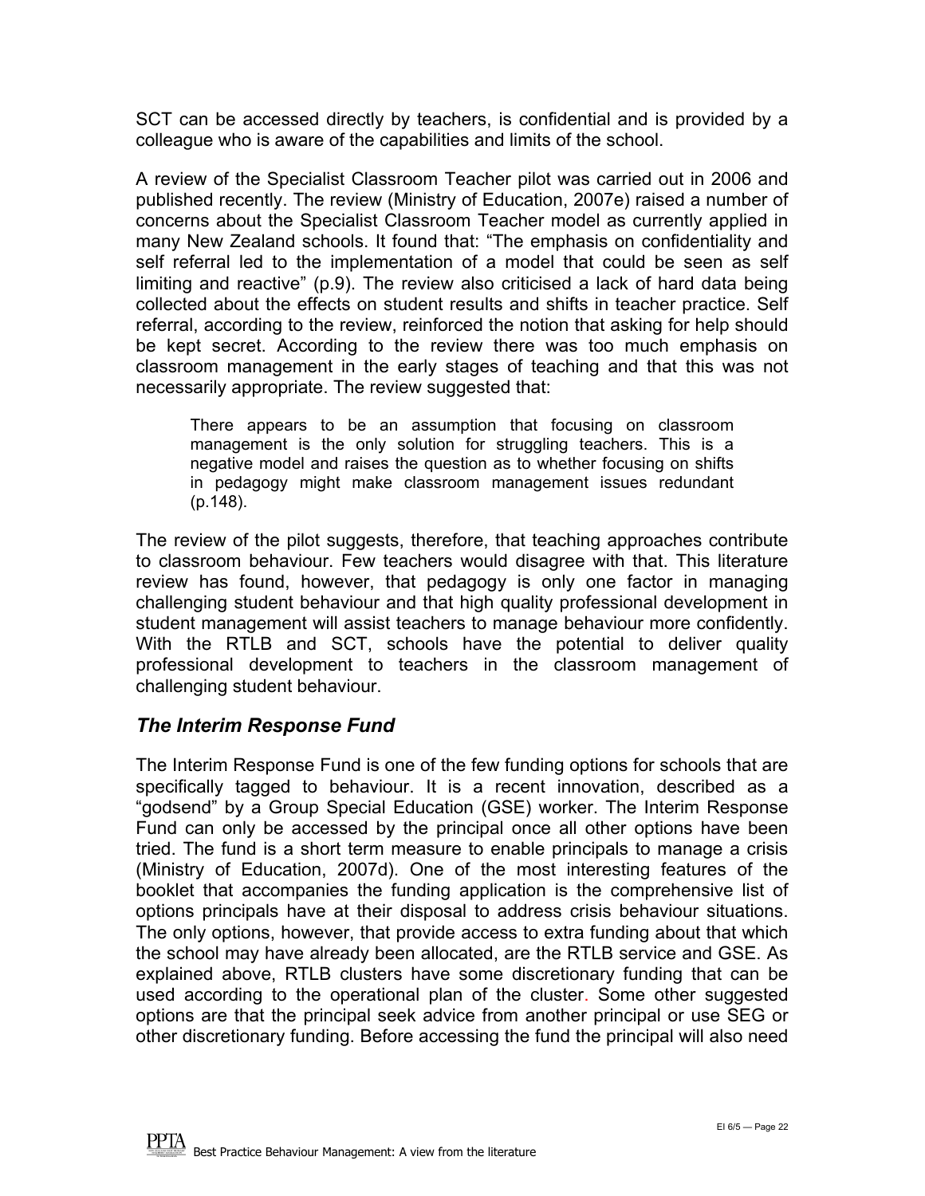SCT can be accessed directly by teachers, is confidential and is provided by a colleague who is aware of the capabilities and limits of the school.

A review of the Specialist Classroom Teacher pilot was carried out in 2006 and published recently. The review (Ministry of Education, 2007e) raised a number of concerns about the Specialist Classroom Teacher model as currently applied in many New Zealand schools. It found that: "The emphasis on confidentiality and self referral led to the implementation of a model that could be seen as self limiting and reactive" (p.9). The review also criticised a lack of hard data being collected about the effects on student results and shifts in teacher practice. Self referral, according to the review, reinforced the notion that asking for help should be kept secret. According to the review there was too much emphasis on classroom management in the early stages of teaching and that this was not necessarily appropriate. The review suggested that:

> There appears to be an assumption that focusing on classroom management is the only solution for struggling teachers. This is a negative model and raises the question as to whether focusing on shifts in pedagogy might make classroom management issues redundant (p.148).

The review of the pilot suggests, therefore, that teaching approaches contribute to classroom behaviour. Few teachers would disagree with that. This literature review has found, however, that pedagogy is only one factor in managing challenging student behaviour and that high quality professional development in student management will assist teachers to manage behaviour more confidently. With the RTLB and SCT, schools have the potential to deliver quality professional development to teachers in the classroom management of challenging student behaviour.

## *The Interim Response Fund*

The Interim Response Fund is one of the few funding options for schools that are specifically tagged to behaviour. It is a recent innovation, described as a "godsend" by a Group Special Education (GSE) worker. The Interim Response Fund can only be accessed by the principal once all other options have been tried. The fund is a short term measure to enable principals to manage a crisis (Ministry of Education, 2007d). One of the most interesting features of the booklet that accompanies the funding application is the comprehensive list of options principals have at their disposal to address crisis behaviour situations. The only options, however, that provide access to extra funding about that which the school may have already been allocated, are the RTLB service and GSE. As explained above, RTLB clusters have some discretionary funding that can be used according to the operational plan of the cluster. Some other suggested options are that the principal seek advice from another principal or use SEG or other discretionary funding. Before accessing the fund the principal will also need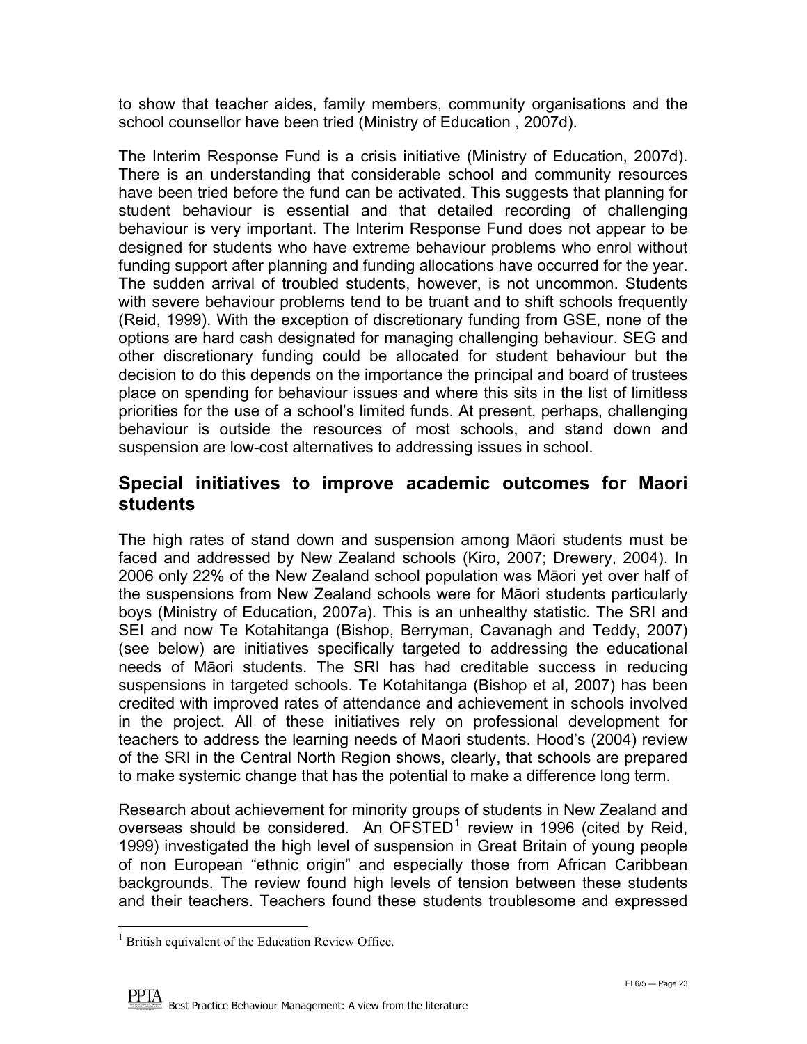to show that teacher aides, family members, community organisations and the school counsellor have been tried (Ministry of Education , 2007d).

The Interim Response Fund is a crisis initiative (Ministry of Education, 2007d). There is an understanding that considerable school and community resources have been tried before the fund can be activated. This suggests that planning for student behaviour is essential and that detailed recording of challenging behaviour is very important. The Interim Response Fund does not appear to be designed for students who have extreme behaviour problems who enrol without funding support after planning and funding allocations have occurred for the year. The sudden arrival of troubled students, however, is not uncommon. Students with severe behaviour problems tend to be truant and to shift schools frequently (Reid, 1999). With the exception of discretionary funding from GSE, none of the options are hard cash designated for managing challenging behaviour. SEG and other discretionary funding could be allocated for student behaviour but the decision to do this depends on the importance the principal and board of trustees place on spending for behaviour issues and where this sits in the list of limitless priorities for the use of a school's limited funds. At present, perhaps, challenging behaviour is outside the resources of most schools, and stand down and suspension are low-cost alternatives to addressing issues in school.

## Special initiatives to improve academic outcomes for Maori students

The high rates of stand down and suspension among Māori students must be faced and addressed by New Zealand schools (Kiro, 2007; Drewery, 2004). In 2006 only 22% of the New Zealand school population was Māori yet over half of the suspensions from New Zealand schools were for Māori students particularly boys (Ministry of Education, 2007a). This is an unhealthy statistic. The SRI and SEI and now Te Kotahitanga (Bishop, Berryman, Cavanagh and Teddy, 2007) (see below) are initiatives specifically targeted to addressing the educational needs of Māori students. The SRI has had creditable success in reducing suspensions in targeted schools. Te Kotahitanga (Bishop et al, 2007) has been credited with improved rates of attendance and achievement in schools involved in the project. All of these initiatives rely on professional development for teachers to address the learning needs of Maori students. Hood's (2004) review of the SRI in the Central North Region shows, clearly, that schools are prepared to make systemic change that has the potential to make a difference long term.

Research about achievement for minority groups of students in New Zealand and overseas should be considered. An OFSTED[1] review in 1996 (cited by Reid, 1999) investigated the high level of suspension in Great Britain of young people of non European "ethnic origin" and especially those from African Caribbean backgrounds. The review found high levels of tension between these students and their teachers. Teachers found these students troublesome and expressed

[1] British equivalent of the Education Review Office.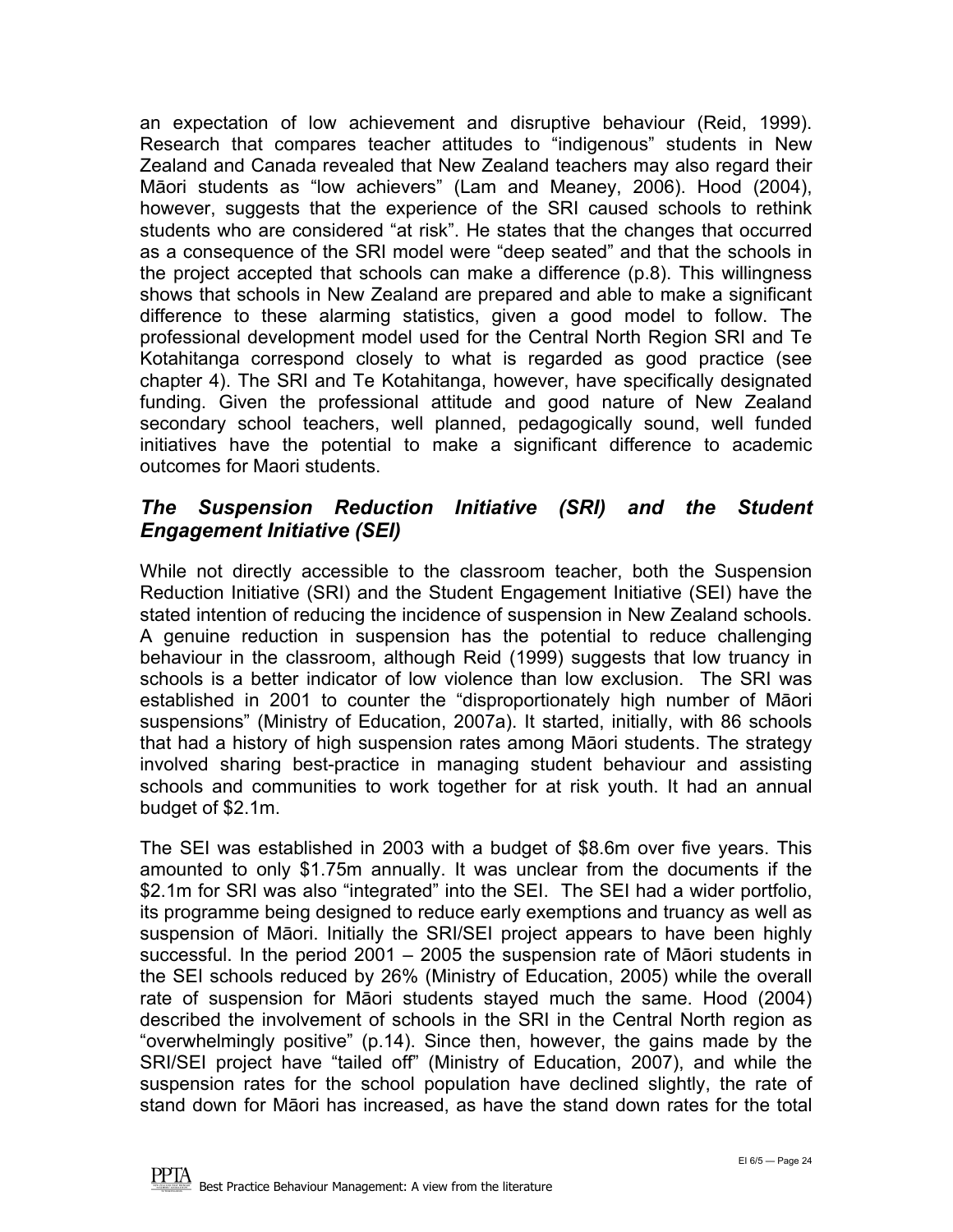an expectation of low achievement and disruptive behaviour (Reid, 1999). Research that compares teacher attitudes to "indigenous" students in New Zealand and Canada revealed that New Zealand teachers may also regard their Māori students as "low achievers" (Lam and Meaney, 2006). Hood (2004), however, suggests that the experience of the SRI caused schools to rethink students who are considered "at risk". He states that the changes that occurred as a consequence of the SRI model were "deep seated" and that the schools in the project accepted that schools can make a difference (p.8). This willingness shows that schools in New Zealand are prepared and able to make a significant difference to these alarming statistics, given a good model to follow. The professional development model used for the Central North Region SRI and Te Kotahitanga correspond closely to what is regarded as good practice (see chapter 4). The SRI and Te Kotahitanga, however, have specifically designated funding. Given the professional attitude and good nature of New Zealand secondary school teachers, well planned, pedagogically sound, well funded initiatives have the potential to make a significant difference to academic outcomes for Maori students.

### *The Suspension Reduction Initiative (SRI) and the Student Engagement Initiative (SEI)*

While not directly accessible to the classroom teacher, both the Suspension Reduction Initiative (SRI) and the Student Engagement Initiative (SEI) have the stated intention of reducing the incidence of suspension in New Zealand schools. A genuine reduction in suspension has the potential to reduce challenging behaviour in the classroom, although Reid (1999) suggests that low truancy in schools is a better indicator of low violence than low exclusion. The SRI was established in 2001 to counter the "disproportionately high number of Māori suspensions" (Ministry of Education, 2007a). It started, initially, with 86 schools that had a history of high suspension rates among Māori students. The strategy involved sharing best-practice in managing student behaviour and assisting schools and communities to work together for at risk youth. It had an annual budget of $2.1m.

The SEI was established in 2003 with a budget of $8.6m over five years. This amounted to only $1.75m annually. It was unclear from the documents if the $2.1m for SRI was also "integrated" into the SEI. The SEI had a wider portfolio, its programme being designed to reduce early exemptions and truancy as well as suspension of Māori. Initially the SRI/SEI project appears to have been highly successful. In the period 2001 – 2005 the suspension rate of Māori students in the SEI schools reduced by 26% (Ministry of Education, 2005) while the overall rate of suspension for Māori students stayed much the same. Hood (2004) described the involvement of schools in the SRI in the Central North region as "overwhelmingly positive" (p.14). Since then, however, the gains made by the SRI/SEI project have "tailed off" (Ministry of Education, 2007), and while the suspension rates for the school population have declined slightly, the rate of stand down for Māori has increased, as have the stand down rates for the total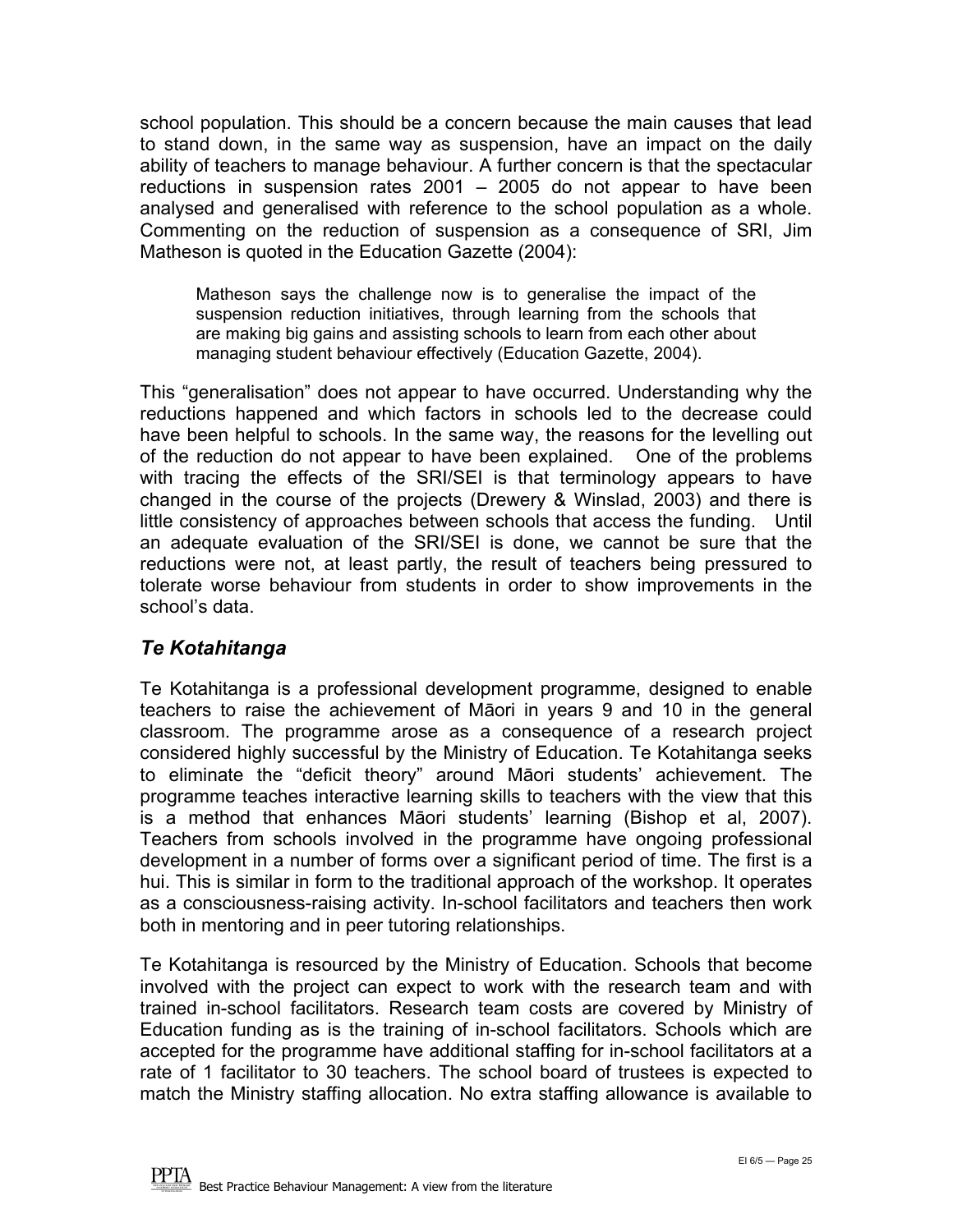school population. This should be a concern because the main causes that lead to stand down, in the same way as suspension, have an impact on the daily ability of teachers to manage behaviour. A further concern is that the spectacular reductions in suspension rates 2001 – 2005 do not appear to have been analysed and generalised with reference to the school population as a whole. Commenting on the reduction of suspension as a consequence of SRI, Jim Matheson is quoted in the Education Gazette (2004):

> Matheson says the challenge now is to generalise the impact of the suspension reduction initiatives, through learning from the schools that are making big gains and assisting schools to learn from each other about managing student behaviour effectively (Education Gazette, 2004).

This "generalisation" does not appear to have occurred. Understanding why the reductions happened and which factors in schools led to the decrease could have been helpful to schools. In the same way, the reasons for the levelling out of the reduction do not appear to have been explained. One of the problems with tracing the effects of the SRI/SEI is that terminology appears to have changed in the course of the projects (Drewery & Winslad, 2003) and there is little consistency of approaches between schools that access the funding. Until an adequate evaluation of the SRI/SEI is done, we cannot be sure that the reductions were not, at least partly, the result of teachers being pressured to tolerate worse behaviour from students in order to show improvements in the school's data.

## *Te Kotahitanga*

Te Kotahitanga is a professional development programme, designed to enable teachers to raise the achievement of Māori in years 9 and 10 in the general classroom. The programme arose as a consequence of a research project considered highly successful by the Ministry of Education. Te Kotahitanga seeks to eliminate the "deficit theory" around Māori students' achievement. The programme teaches interactive learning skills to teachers with the view that this is a method that enhances Māori students' learning (Bishop et al, 2007). Teachers from schools involved in the programme have ongoing professional development in a number of forms over a significant period of time. The first is a hui. This is similar in form to the traditional approach of the workshop. It operates as a consciousness-raising activity. In-school facilitators and teachers then work both in mentoring and in peer tutoring relationships.

Te Kotahitanga is resourced by the Ministry of Education. Schools that become involved with the project can expect to work with the research team and with trained in-school facilitators. Research team costs are covered by Ministry of Education funding as is the training of in-school facilitators. Schools which are accepted for the programme have additional staffing for in-school facilitators at a rate of 1 facilitator to 30 teachers. The school board of trustees is expected to match the Ministry staffing allocation. No extra staffing allowance is available to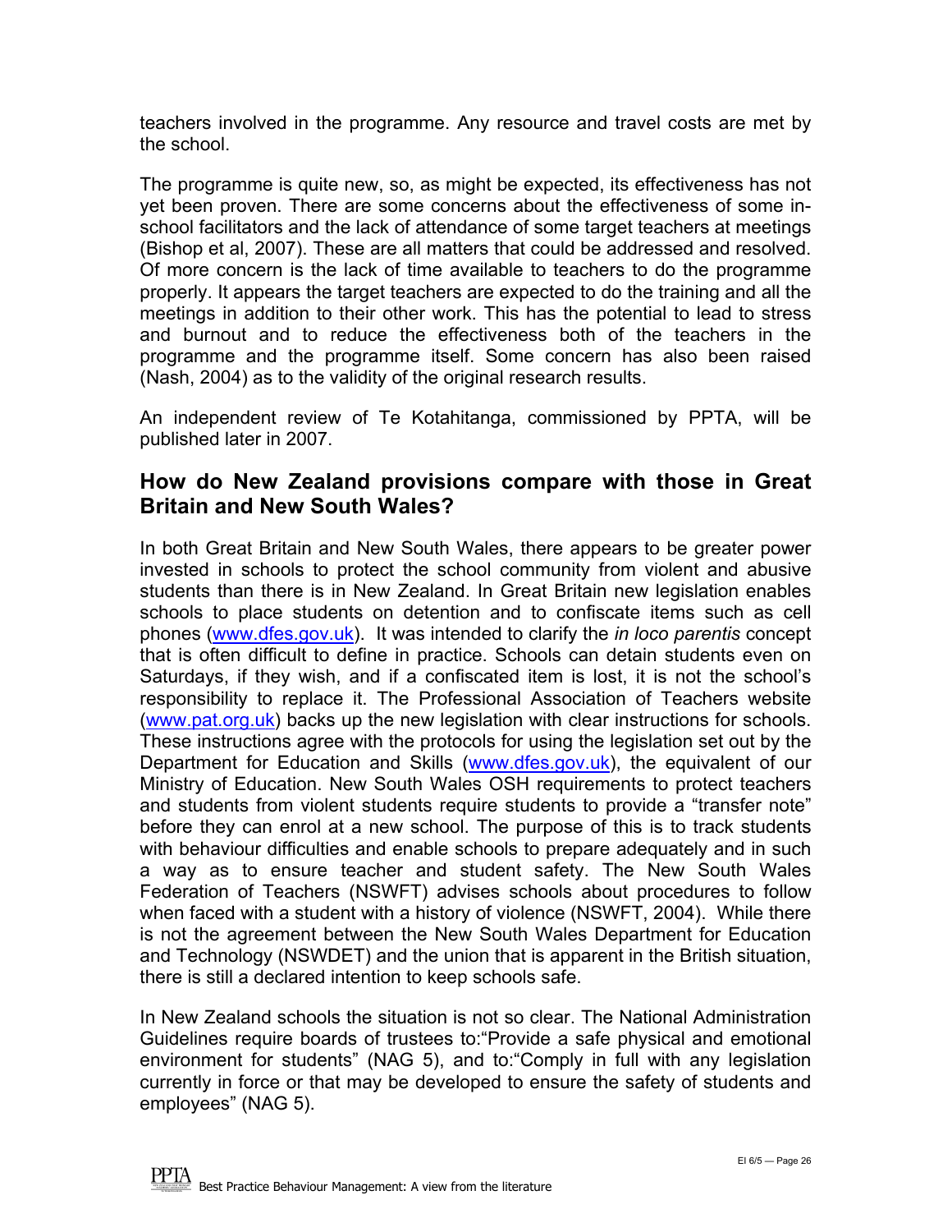teachers involved in the programme. Any resource and travel costs are met by the school.

The programme is quite new, so, as might be expected, its effectiveness has not yet been proven. There are some concerns about the effectiveness of some in-school facilitators and the lack of attendance of some target teachers at meetings (Bishop et al, 2007). These are all matters that could be addressed and resolved. Of more concern is the lack of time available to teachers to do the programme properly. It appears the target teachers are expected to do the training and all the meetings in addition to their other work. This has the potential to lead to stress and burnout and to reduce the effectiveness both of the teachers in the programme and the programme itself. Some concern has also been raised (Nash, 2004) as to the validity of the original research results.

An independent review of Te Kotahitanga, commissioned by PPTA, will be published later in 2007.

## How do New Zealand provisions compare with those in Great Britain and New South Wales?

In both Great Britain and New South Wales, there appears to be greater power invested in schools to protect the school community from violent and abusive students than there is in New Zealand. In Great Britain new legislation enables schools to place students on detention and to confiscate items such as cell phones (www.dfes.gov.uk). It was intended to clarify the *in loco parentis* concept that is often difficult to define in practice. Schools can detain students even on Saturdays, if they wish, and if a confiscated item is lost, it is not the school's responsibility to replace it. The Professional Association of Teachers website (www.pat.org.uk) backs up the new legislation with clear instructions for schools. These instructions agree with the protocols for using the legislation set out by the Department for Education and Skills (www.dfes.gov.uk), the equivalent of our Ministry of Education. New South Wales OSH requirements to protect teachers and students from violent students require students to provide a "transfer note" before they can enrol at a new school. The purpose of this is to track students with behaviour difficulties and enable schools to prepare adequately and in such a way as to ensure teacher and student safety. The New South Wales Federation of Teachers (NSWFT) advises schools about procedures to follow when faced with a student with a history of violence (NSWFT, 2004). While there is not the agreement between the New South Wales Department for Education and Technology (NSWDET) and the union that is apparent in the British situation, there is still a declared intention to keep schools safe.

In New Zealand schools the situation is not so clear. The National Administration Guidelines require boards of trustees to:"Provide a safe physical and emotional environment for students" (NAG 5), and to:"Comply in full with any legislation currently in force or that may be developed to ensure the safety of students and employees" (NAG 5).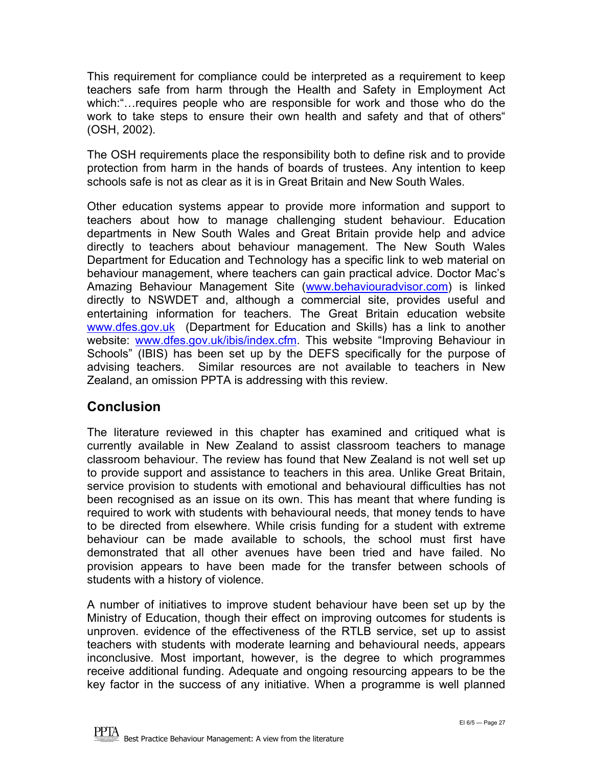This requirement for compliance could be interpreted as a requirement to keep teachers safe from harm through the Health and Safety in Employment Act which:"…requires people who are responsible for work and those who do the work to take steps to ensure their own health and safety and that of others" (OSH, 2002).

The OSH requirements place the responsibility both to define risk and to provide protection from harm in the hands of boards of trustees. Any intention to keep schools safe is not as clear as it is in Great Britain and New South Wales.

Other education systems appear to provide more information and support to teachers about how to manage challenging student behaviour. Education departments in New South Wales and Great Britain provide help and advice directly to teachers about behaviour management. The New South Wales Department for Education and Technology has a specific link to web material on behaviour management, where teachers can gain practical advice. Doctor Mac's Amazing Behaviour Management Site (www.behaviouradvisor.com) is linked directly to NSWDET and, although a commercial site, provides useful and entertaining information for teachers. The Great Britain education website www.dfes.gov.uk (Department for Education and Skills) has a link to another website: www.dfes.gov.uk/ibis/index.cfm. This website "Improving Behaviour in Schools" (IBIS) has been set up by the DEFS specifically for the purpose of advising teachers. Similar resources are not available to teachers in New Zealand, an omission PPTA is addressing with this review.

## Conclusion

The literature reviewed in this chapter has examined and critiqued what is currently available in New Zealand to assist classroom teachers to manage classroom behaviour. The review has found that New Zealand is not well set up to provide support and assistance to teachers in this area. Unlike Great Britain, service provision to students with emotional and behavioural difficulties has not been recognised as an issue on its own. This has meant that where funding is required to work with students with behavioural needs, that money tends to have to be directed from elsewhere. While crisis funding for a student with extreme behaviour can be made available to schools, the school must first have demonstrated that all other avenues have been tried and have failed. No provision appears to have been made for the transfer between schools of students with a history of violence.

A number of initiatives to improve student behaviour have been set up by the Ministry of Education, though their effect on improving outcomes for students is unproven. evidence of the effectiveness of the RTLB service, set up to assist teachers with students with moderate learning and behavioural needs, appears inconclusive. Most important, however, is the degree to which programmes receive additional funding. Adequate and ongoing resourcing appears to be the key factor in the success of any initiative. When a programme is well planned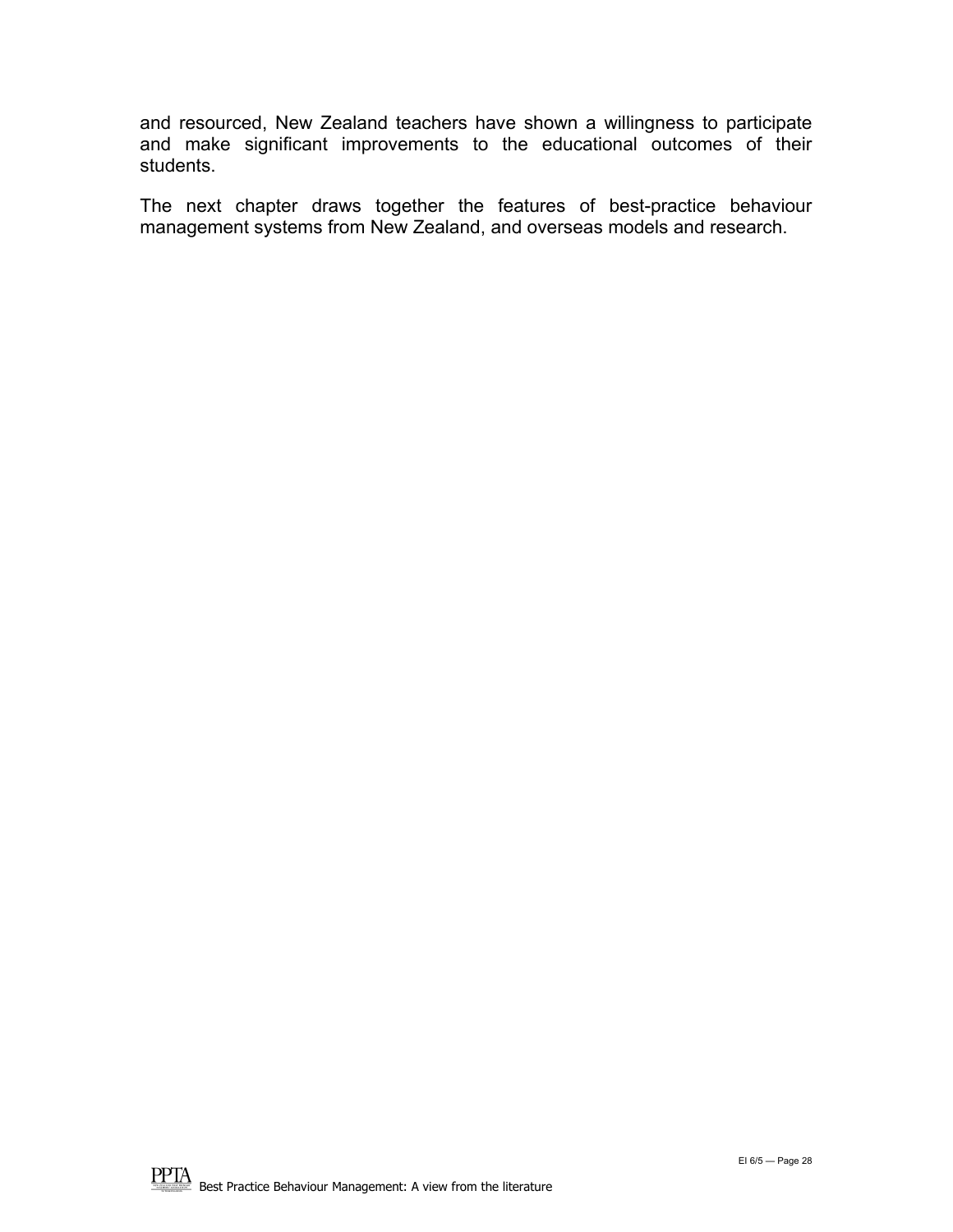and resourced, New Zealand teachers have shown a willingness to participate and make significant improvements to the educational outcomes of their students.

The next chapter draws together the features of best-practice behaviour management systems from New Zealand, and overseas models and research.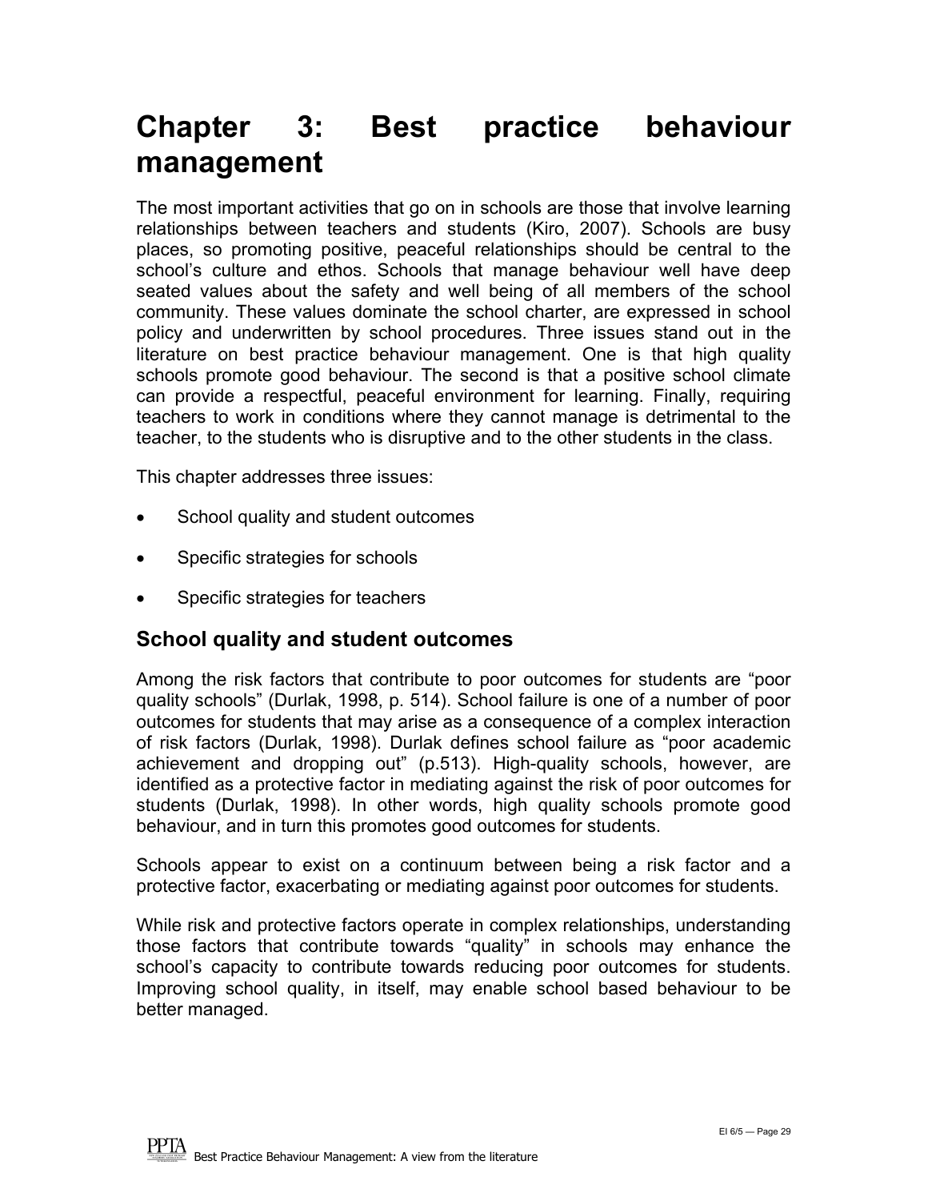# Chapter 3: Best practice behaviour management

The most important activities that go on in schools are those that involve learning relationships between teachers and students (Kiro, 2007). Schools are busy places, so promoting positive, peaceful relationships should be central to the school's culture and ethos. Schools that manage behaviour well have deep seated values about the safety and well being of all members of the school community. These values dominate the school charter, are expressed in school policy and underwritten by school procedures. Three issues stand out in the literature on best practice behaviour management. One is that high quality schools promote good behaviour. The second is that a positive school climate can provide a respectful, peaceful environment for learning. Finally, requiring teachers to work in conditions where they cannot manage is detrimental to the teacher, to the students who is disruptive and to the other students in the class.

This chapter addresses three issues:

- School quality and student outcomes
- Specific strategies for schools
- Specific strategies for teachers

## School quality and student outcomes

Among the risk factors that contribute to poor outcomes for students are "poor quality schools" (Durlak, 1998, p. 514). School failure is one of a number of poor outcomes for students that may arise as a consequence of a complex interaction of risk factors (Durlak, 1998). Durlak defines school failure as "poor academic achievement and dropping out" (p.513). High-quality schools, however, are identified as a protective factor in mediating against the risk of poor outcomes for students (Durlak, 1998). In other words, high quality schools promote good behaviour, and in turn this promotes good outcomes for students.

Schools appear to exist on a continuum between being a risk factor and a protective factor, exacerbating or mediating against poor outcomes for students.

While risk and protective factors operate in complex relationships, understanding those factors that contribute towards "quality" in schools may enhance the school's capacity to contribute towards reducing poor outcomes for students. Improving school quality, in itself, may enable school based behaviour to be better managed.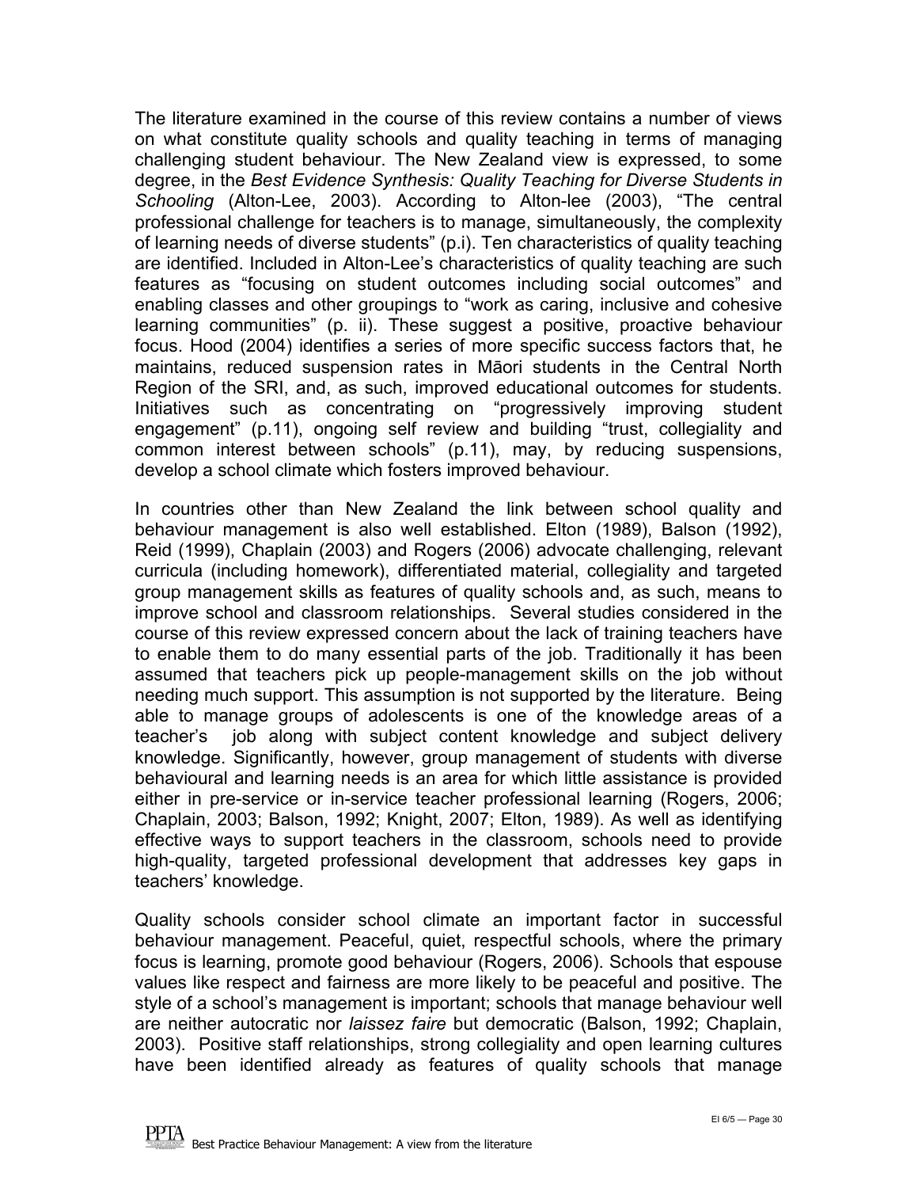The literature examined in the course of this review contains a number of views on what constitute quality schools and quality teaching in terms of managing challenging student behaviour. The New Zealand view is expressed, to some degree, in the *Best Evidence Synthesis: Quality Teaching for Diverse Students in Schooling* (Alton-Lee, 2003). According to Alton-lee (2003), "The central professional challenge for teachers is to manage, simultaneously, the complexity of learning needs of diverse students" (p.i). Ten characteristics of quality teaching are identified. Included in Alton-Lee's characteristics of quality teaching are such features as "focusing on student outcomes including social outcomes" and enabling classes and other groupings to "work as caring, inclusive and cohesive learning communities" (p. ii). These suggest a positive, proactive behaviour focus. Hood (2004) identifies a series of more specific success factors that, he maintains, reduced suspension rates in Māori students in the Central North Region of the SRI, and, as such, improved educational outcomes for students. Initiatives such as concentrating on "progressively improving student engagement" (p.11), ongoing self review and building "trust, collegiality and common interest between schools" (p.11), may, by reducing suspensions, develop a school climate which fosters improved behaviour.

In countries other than New Zealand the link between school quality and behaviour management is also well established. Elton (1989), Balson (1992), Reid (1999), Chaplain (2003) and Rogers (2006) advocate challenging, relevant curricula (including homework), differentiated material, collegiality and targeted group management skills as features of quality schools and, as such, means to improve school and classroom relationships. Several studies considered in the course of this review expressed concern about the lack of training teachers have to enable them to do many essential parts of the job. Traditionally it has been assumed that teachers pick up people-management skills on the job without needing much support. This assumption is not supported by the literature. Being able to manage groups of adolescents is one of the knowledge areas of a teacher's job along with subject content knowledge and subject delivery knowledge. Significantly, however, group management of students with diverse behavioural and learning needs is an area for which little assistance is provided either in pre-service or in-service teacher professional learning (Rogers, 2006; Chaplain, 2003; Balson, 1992; Knight, 2007; Elton, 1989). As well as identifying effective ways to support teachers in the classroom, schools need to provide high-quality, targeted professional development that addresses key gaps in teachers' knowledge.

Quality schools consider school climate an important factor in successful behaviour management. Peaceful, quiet, respectful schools, where the primary focus is learning, promote good behaviour (Rogers, 2006). Schools that espouse values like respect and fairness are more likely to be peaceful and positive. The style of a school's management is important; schools that manage behaviour well are neither autocratic nor *laissez faire* but democratic (Balson, 1992; Chaplain, 2003). Positive staff relationships, strong collegiality and open learning cultures have been identified already as features of quality schools that manage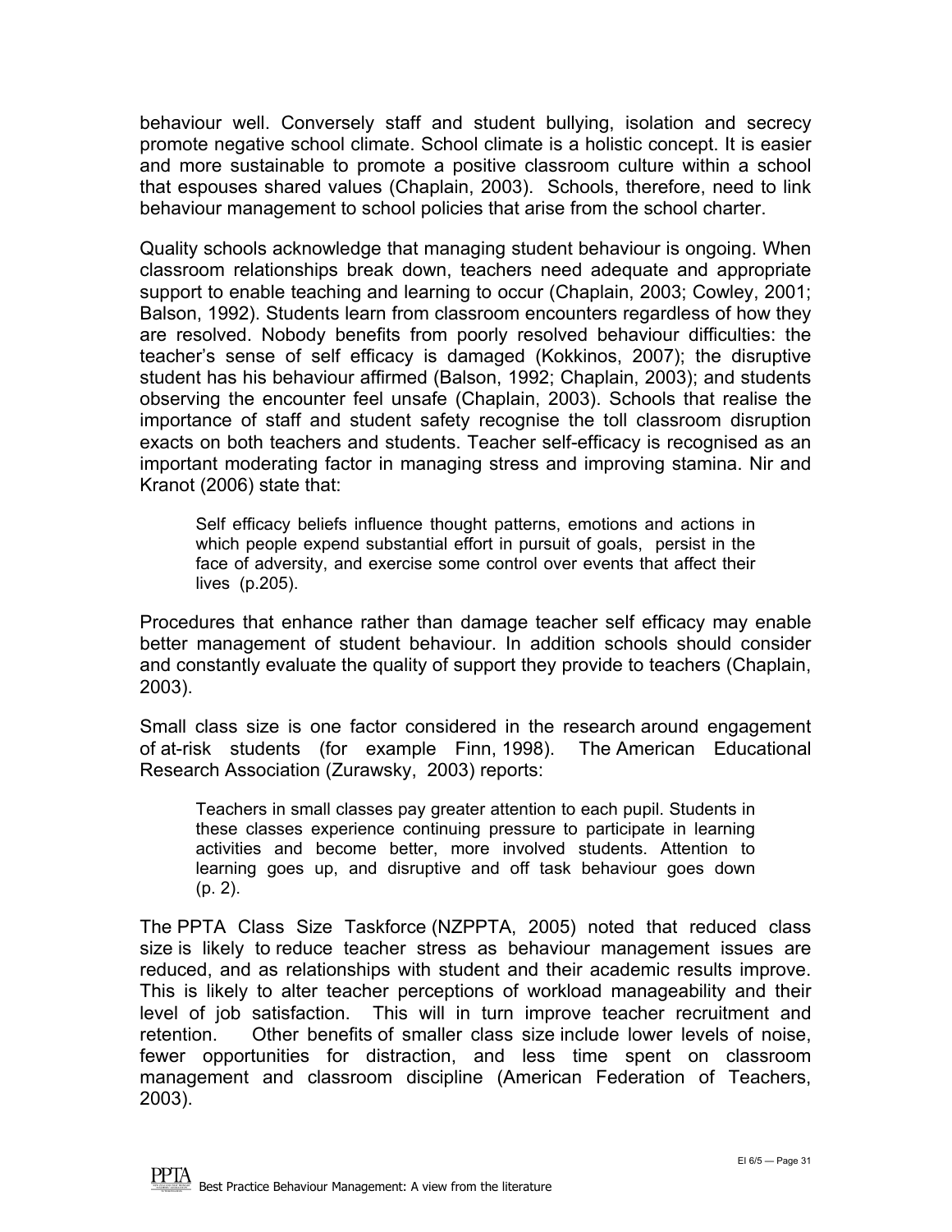behaviour well. Conversely staff and student bullying, isolation and secrecy promote negative school climate. School climate is a holistic concept. It is easier and more sustainable to promote a positive classroom culture within a school that espouses shared values (Chaplain, 2003). Schools, therefore, need to link behaviour management to school policies that arise from the school charter.

Quality schools acknowledge that managing student behaviour is ongoing. When classroom relationships break down, teachers need adequate and appropriate support to enable teaching and learning to occur (Chaplain, 2003; Cowley, 2001; Balson, 1992). Students learn from classroom encounters regardless of how they are resolved. Nobody benefits from poorly resolved behaviour difficulties: the teacher's sense of self efficacy is damaged (Kokkinos, 2007); the disruptive student has his behaviour affirmed (Balson, 1992; Chaplain, 2003); and students observing the encounter feel unsafe (Chaplain, 2003). Schools that realise the importance of staff and student safety recognise the toll classroom disruption exacts on both teachers and students. Teacher self-efficacy is recognised as an important moderating factor in managing stress and improving stamina. Nir and Kranot (2006) state that:

> Self efficacy beliefs influence thought patterns, emotions and actions in which people expend substantial effort in pursuit of goals, persist in the face of adversity, and exercise some control over events that affect their lives (p.205).

Procedures that enhance rather than damage teacher self efficacy may enable better management of student behaviour. In addition schools should consider and constantly evaluate the quality of support they provide to teachers (Chaplain, 2003).

Small class size is one factor considered in the research around engagement of at-risk students (for example Finn, 1998). The American Educational Research Association (Zurawsky, 2003) reports:

> Teachers in small classes pay greater attention to each pupil. Students in these classes experience continuing pressure to participate in learning activities and become better, more involved students. Attention to learning goes up, and disruptive and off task behaviour goes down (p. 2).

The PPTA Class Size Taskforce (NZPPTA, 2005) noted that reduced class size is likely to reduce teacher stress as behaviour management issues are reduced, and as relationships with student and their academic results improve. This is likely to alter teacher perceptions of workload manageability and their level of job satisfaction. This will in turn improve teacher recruitment and retention. Other benefits of smaller class size include lower levels of noise, fewer opportunities for distraction, and less time spent on classroom management and classroom discipline (American Federation of Teachers, 2003).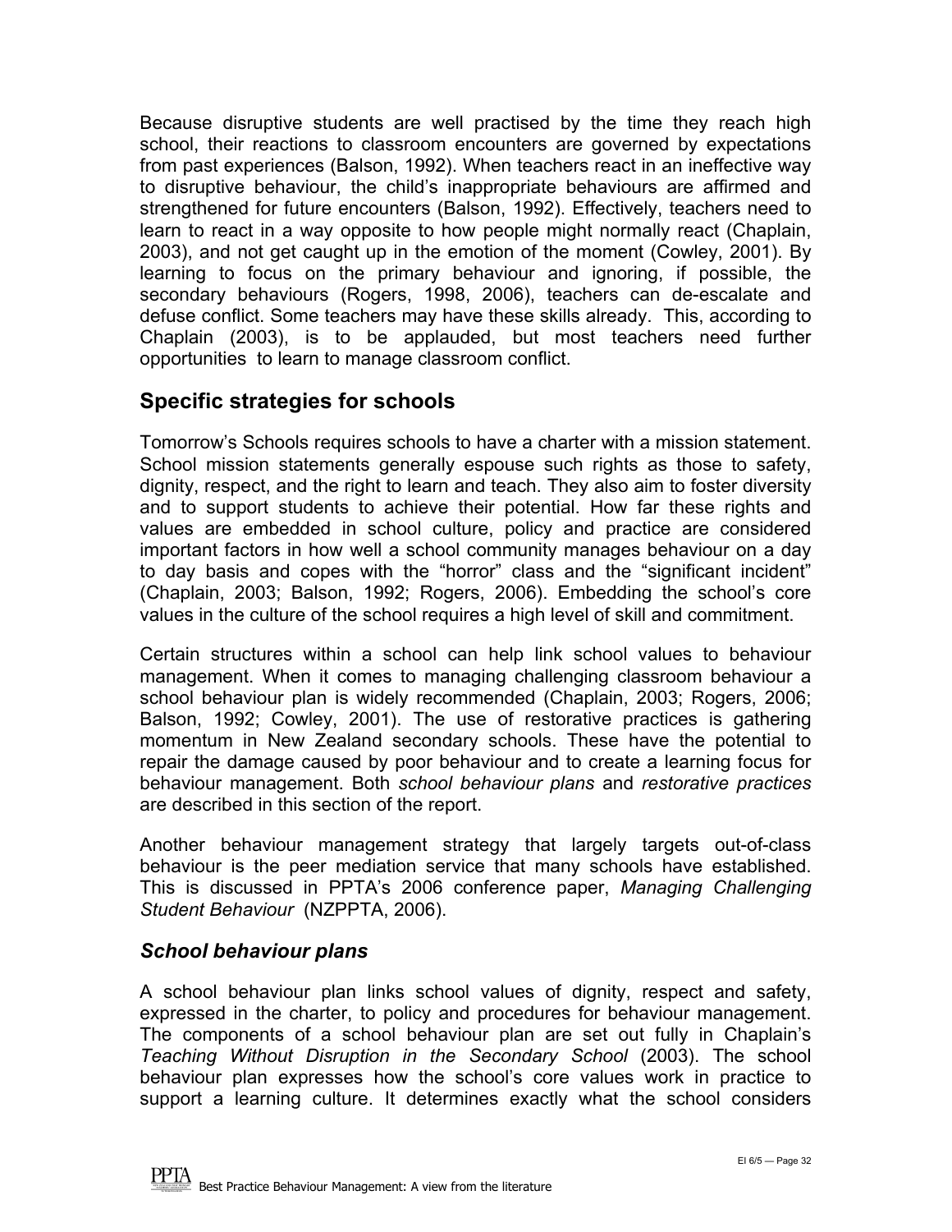Because disruptive students are well practised by the time they reach high school, their reactions to classroom encounters are governed by expectations from past experiences (Balson, 1992). When teachers react in an ineffective way to disruptive behaviour, the child's inappropriate behaviours are affirmed and strengthened for future encounters (Balson, 1992). Effectively, teachers need to learn to react in a way opposite to how people might normally react (Chaplain, 2003), and not get caught up in the emotion of the moment (Cowley, 2001). By learning to focus on the primary behaviour and ignoring, if possible, the secondary behaviours (Rogers, 1998, 2006), teachers can de-escalate and defuse conflict. Some teachers may have these skills already. This, according to Chaplain (2003), is to be applauded, but most teachers need further opportunities to learn to manage classroom conflict.

## Specific strategies for schools

Tomorrow's Schools requires schools to have a charter with a mission statement. School mission statements generally espouse such rights as those to safety, dignity, respect, and the right to learn and teach. They also aim to foster diversity and to support students to achieve their potential. How far these rights and values are embedded in school culture, policy and practice are considered important factors in how well a school community manages behaviour on a day to day basis and copes with the "horror" class and the "significant incident" (Chaplain, 2003; Balson, 1992; Rogers, 2006). Embedding the school's core values in the culture of the school requires a high level of skill and commitment.

Certain structures within a school can help link school values to behaviour management. When it comes to managing challenging classroom behaviour a school behaviour plan is widely recommended (Chaplain, 2003; Rogers, 2006; Balson, 1992; Cowley, 2001). The use of restorative practices is gathering momentum in New Zealand secondary schools. These have the potential to repair the damage caused by poor behaviour and to create a learning focus for behaviour management. Both *school behaviour plans* and *restorative practices* are described in this section of the report.

Another behaviour management strategy that largely targets out-of-class behaviour is the peer mediation service that many schools have established. This is discussed in PPTA's 2006 conference paper, *Managing Challenging Student Behaviour* (NZPPTA, 2006).

### *School behaviour plans*

A school behaviour plan links school values of dignity, respect and safety, expressed in the charter, to policy and procedures for behaviour management. The components of a school behaviour plan are set out fully in Chaplain's *Teaching Without Disruption in the Secondary School* (2003). The school behaviour plan expresses how the school's core values work in practice to support a learning culture. It determines exactly what the school considers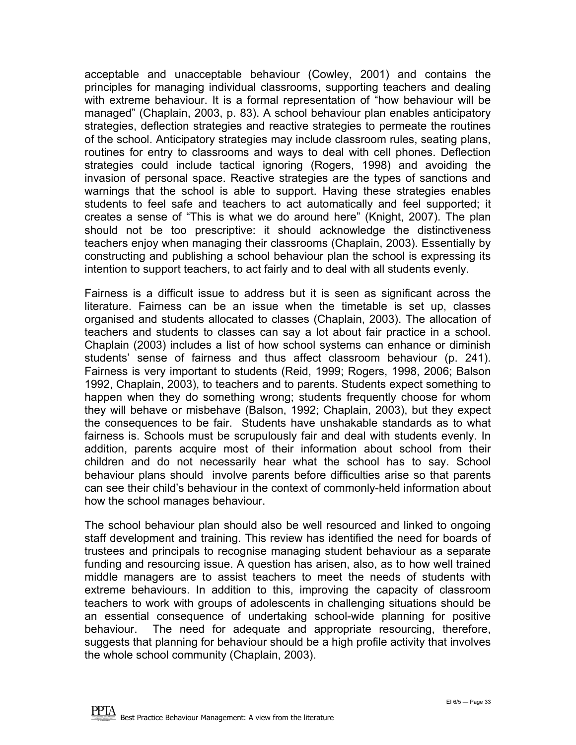acceptable and unacceptable behaviour (Cowley, 2001) and contains the principles for managing individual classrooms, supporting teachers and dealing with extreme behaviour. It is a formal representation of "how behaviour will be managed" (Chaplain, 2003, p. 83). A school behaviour plan enables anticipatory strategies, deflection strategies and reactive strategies to permeate the routines of the school. Anticipatory strategies may include classroom rules, seating plans, routines for entry to classrooms and ways to deal with cell phones. Deflection strategies could include tactical ignoring (Rogers, 1998) and avoiding the invasion of personal space. Reactive strategies are the types of sanctions and warnings that the school is able to support. Having these strategies enables students to feel safe and teachers to act automatically and feel supported; it creates a sense of "This is what we do around here" (Knight, 2007). The plan should not be too prescriptive: it should acknowledge the distinctiveness teachers enjoy when managing their classrooms (Chaplain, 2003). Essentially by constructing and publishing a school behaviour plan the school is expressing its intention to support teachers, to act fairly and to deal with all students evenly.

Fairness is a difficult issue to address but it is seen as significant across the literature. Fairness can be an issue when the timetable is set up, classes organised and students allocated to classes (Chaplain, 2003). The allocation of teachers and students to classes can say a lot about fair practice in a school. Chaplain (2003) includes a list of how school systems can enhance or diminish students' sense of fairness and thus affect classroom behaviour (p. 241). Fairness is very important to students (Reid, 1999; Rogers, 1998, 2006; Balson 1992, Chaplain, 2003), to teachers and to parents. Students expect something to happen when they do something wrong; students frequently choose for whom they will behave or misbehave (Balson, 1992; Chaplain, 2003), but they expect the consequences to be fair. Students have unshakable standards as to what fairness is. Schools must be scrupulously fair and deal with students evenly. In addition, parents acquire most of their information about school from their children and do not necessarily hear what the school has to say. School behaviour plans should involve parents before difficulties arise so that parents can see their child's behaviour in the context of commonly-held information about how the school manages behaviour.

The school behaviour plan should also be well resourced and linked to ongoing staff development and training. This review has identified the need for boards of trustees and principals to recognise managing student behaviour as a separate funding and resourcing issue. A question has arisen, also, as to how well trained middle managers are to assist teachers to meet the needs of students with extreme behaviours. In addition to this, improving the capacity of classroom teachers to work with groups of adolescents in challenging situations should be an essential consequence of undertaking school-wide planning for positive behaviour. The need for adequate and appropriate resourcing, therefore, suggests that planning for behaviour should be a high profile activity that involves the whole school community (Chaplain, 2003).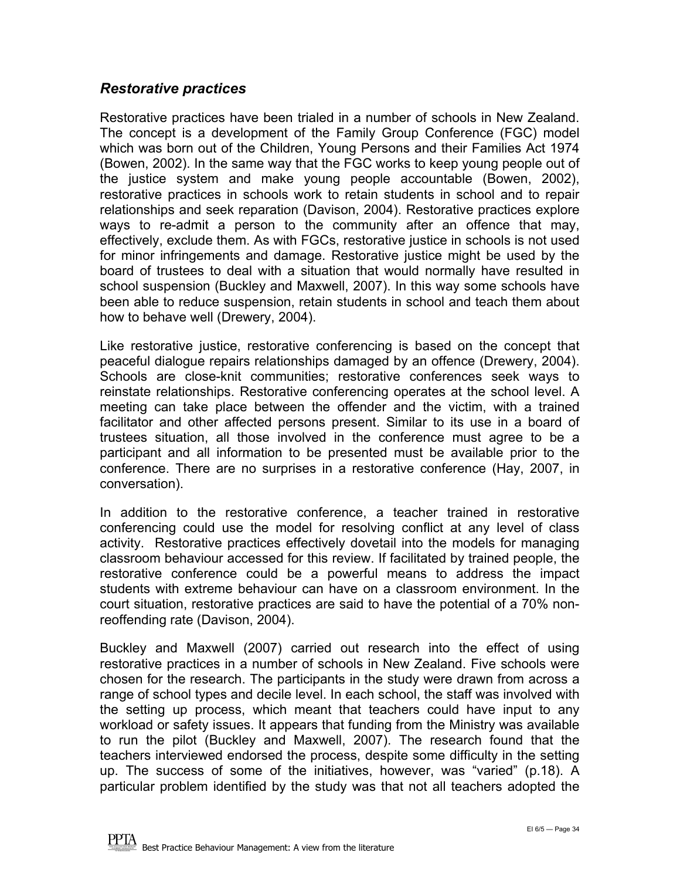### *Restorative practices*

Restorative practices have been trialed in a number of schools in New Zealand. The concept is a development of the Family Group Conference (FGC) model which was born out of the Children, Young Persons and their Families Act 1974 (Bowen, 2002). In the same way that the FGC works to keep young people out of the justice system and make young people accountable (Bowen, 2002), restorative practices in schools work to retain students in school and to repair relationships and seek reparation (Davison, 2004). Restorative practices explore ways to re-admit a person to the community after an offence that may, effectively, exclude them. As with FGCs, restorative justice in schools is not used for minor infringements and damage. Restorative justice might be used by the board of trustees to deal with a situation that would normally have resulted in school suspension (Buckley and Maxwell, 2007). In this way some schools have been able to reduce suspension, retain students in school and teach them about how to behave well (Drewery, 2004).

Like restorative justice, restorative conferencing is based on the concept that peaceful dialogue repairs relationships damaged by an offence (Drewery, 2004). Schools are close-knit communities; restorative conferences seek ways to reinstate relationships. Restorative conferencing operates at the school level. A meeting can take place between the offender and the victim, with a trained facilitator and other affected persons present. Similar to its use in a board of trustees situation, all those involved in the conference must agree to be a participant and all information to be presented must be available prior to the conference. There are no surprises in a restorative conference (Hay, 2007, in conversation).

In addition to the restorative conference, a teacher trained in restorative conferencing could use the model for resolving conflict at any level of class activity. Restorative practices effectively dovetail into the models for managing classroom behaviour accessed for this review. If facilitated by trained people, the restorative conference could be a powerful means to address the impact students with extreme behaviour can have on a classroom environment. In the court situation, restorative practices are said to have the potential of a 70% non-reoffending rate (Davison, 2004).

Buckley and Maxwell (2007) carried out research into the effect of using restorative practices in a number of schools in New Zealand. Five schools were chosen for the research. The participants in the study were drawn from across a range of school types and decile level. In each school, the staff was involved with the setting up process, which meant that teachers could have input to any workload or safety issues. It appears that funding from the Ministry was available to run the pilot (Buckley and Maxwell, 2007). The research found that the teachers interviewed endorsed the process, despite some difficulty in the setting up. The success of some of the initiatives, however, was "varied" (p.18). A particular problem identified by the study was that not all teachers adopted the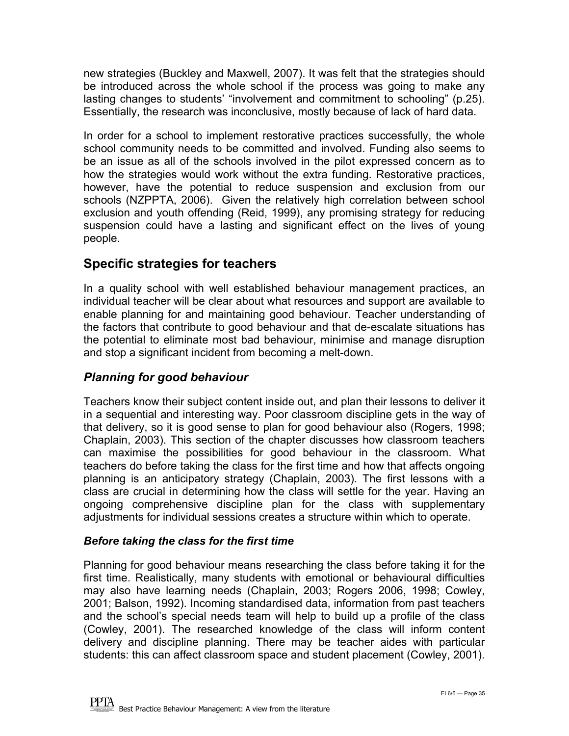new strategies (Buckley and Maxwell, 2007). It was felt that the strategies should be introduced across the whole school if the process was going to make any lasting changes to students' "involvement and commitment to schooling" (p.25). Essentially, the research was inconclusive, mostly because of lack of hard data.

In order for a school to implement restorative practices successfully, the whole school community needs to be committed and involved. Funding also seems to be an issue as all of the schools involved in the pilot expressed concern as to how the strategies would work without the extra funding. Restorative practices, however, have the potential to reduce suspension and exclusion from our schools (NZPPTA, 2006). Given the relatively high correlation between school exclusion and youth offending (Reid, 1999), any promising strategy for reducing suspension could have a lasting and significant effect on the lives of young people.

## Specific strategies for teachers

In a quality school with well established behaviour management practices, an individual teacher will be clear about what resources and support are available to enable planning for and maintaining good behaviour. Teacher understanding of the factors that contribute to good behaviour and that de-escalate situations has the potential to eliminate most bad behaviour, minimise and manage disruption and stop a significant incident from becoming a melt-down.

### *Planning for good behaviour*

Teachers know their subject content inside out, and plan their lessons to deliver it in a sequential and interesting way. Poor classroom discipline gets in the way of that delivery, so it is good sense to plan for good behaviour also (Rogers, 1998; Chaplain, 2003). This section of the chapter discusses how classroom teachers can maximise the possibilities for good behaviour in the classroom. What teachers do before taking the class for the first time and how that affects ongoing planning is an anticipatory strategy (Chaplain, 2003). The first lessons with a class are crucial in determining how the class will settle for the year. Having an ongoing comprehensive discipline plan for the class with supplementary adjustments for individual sessions creates a structure within which to operate.

#### *Before taking the class for the first time*

Planning for good behaviour means researching the class before taking it for the first time. Realistically, many students with emotional or behavioural difficulties may also have learning needs (Chaplain, 2003; Rogers 2006, 1998; Cowley, 2001; Balson, 1992). Incoming standardised data, information from past teachers and the school's special needs team will help to build up a profile of the class (Cowley, 2001). The researched knowledge of the class will inform content delivery and discipline planning. There may be teacher aides with particular students: this can affect classroom space and student placement (Cowley, 2001).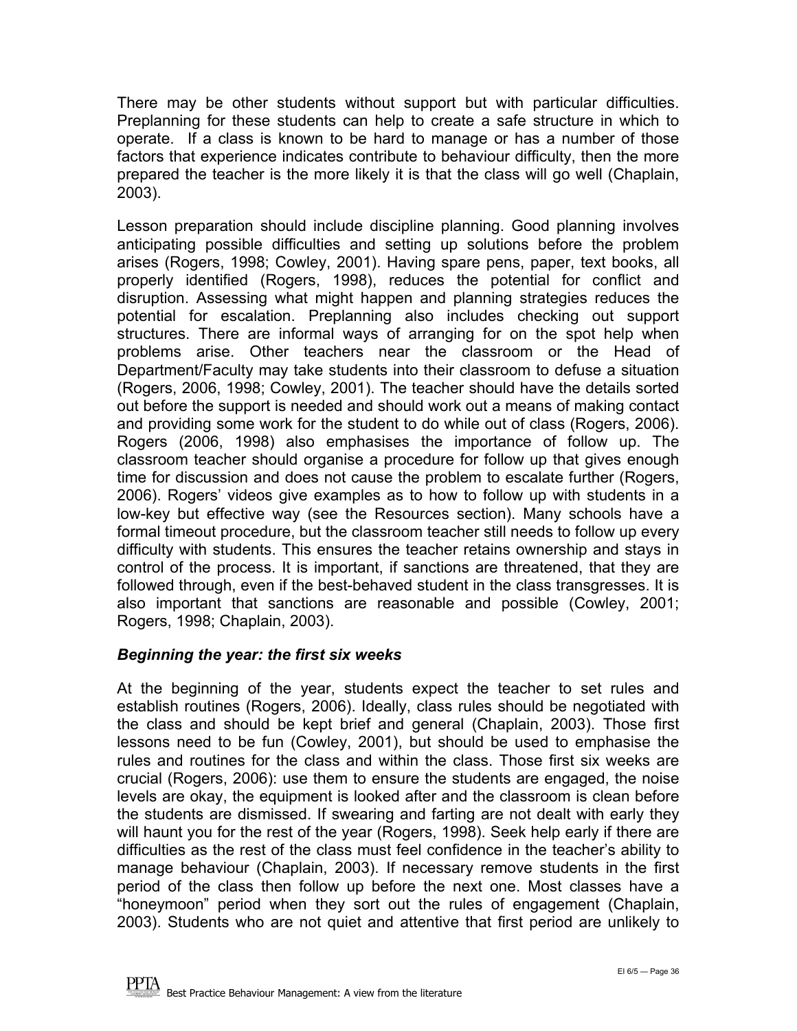There may be other students without support but with particular difficulties. Preplanning for these students can help to create a safe structure in which to operate. If a class is known to be hard to manage or has a number of those factors that experience indicates contribute to behaviour difficulty, then the more prepared the teacher is the more likely it is that the class will go well (Chaplain, 2003).

Lesson preparation should include discipline planning. Good planning involves anticipating possible difficulties and setting up solutions before the problem arises (Rogers, 1998; Cowley, 2001). Having spare pens, paper, text books, all properly identified (Rogers, 1998), reduces the potential for conflict and disruption. Assessing what might happen and planning strategies reduces the potential for escalation. Preplanning also includes checking out support structures. There are informal ways of arranging for on the spot help when problems arise. Other teachers near the classroom or the Head of Department/Faculty may take students into their classroom to defuse a situation (Rogers, 2006, 1998; Cowley, 2001). The teacher should have the details sorted out before the support is needed and should work out a means of making contact and providing some work for the student to do while out of class (Rogers, 2006). Rogers (2006, 1998) also emphasises the importance of follow up. The classroom teacher should organise a procedure for follow up that gives enough time for discussion and does not cause the problem to escalate further (Rogers, 2006). Rogers' videos give examples as to how to follow up with students in a low-key but effective way (see the Resources section). Many schools have a formal timeout procedure, but the classroom teacher still needs to follow up every difficulty with students. This ensures the teacher retains ownership and stays in control of the process. It is important, if sanctions are threatened, that they are followed through, even if the best-behaved student in the class transgresses. It is also important that sanctions are reasonable and possible (Cowley, 2001; Rogers, 1998; Chaplain, 2003).

### *Beginning the year: the first six weeks*

At the beginning of the year, students expect the teacher to set rules and establish routines (Rogers, 2006). Ideally, class rules should be negotiated with the class and should be kept brief and general (Chaplain, 2003). Those first lessons need to be fun (Cowley, 2001), but should be used to emphasise the rules and routines for the class and within the class. Those first six weeks are crucial (Rogers, 2006): use them to ensure the students are engaged, the noise levels are okay, the equipment is looked after and the classroom is clean before the students are dismissed. If swearing and farting are not dealt with early they will haunt you for the rest of the year (Rogers, 1998). Seek help early if there are difficulties as the rest of the class must feel confidence in the teacher's ability to manage behaviour (Chaplain, 2003). If necessary remove students in the first period of the class then follow up before the next one. Most classes have a "honeymoon" period when they sort out the rules of engagement (Chaplain, 2003). Students who are not quiet and attentive that first period are unlikely to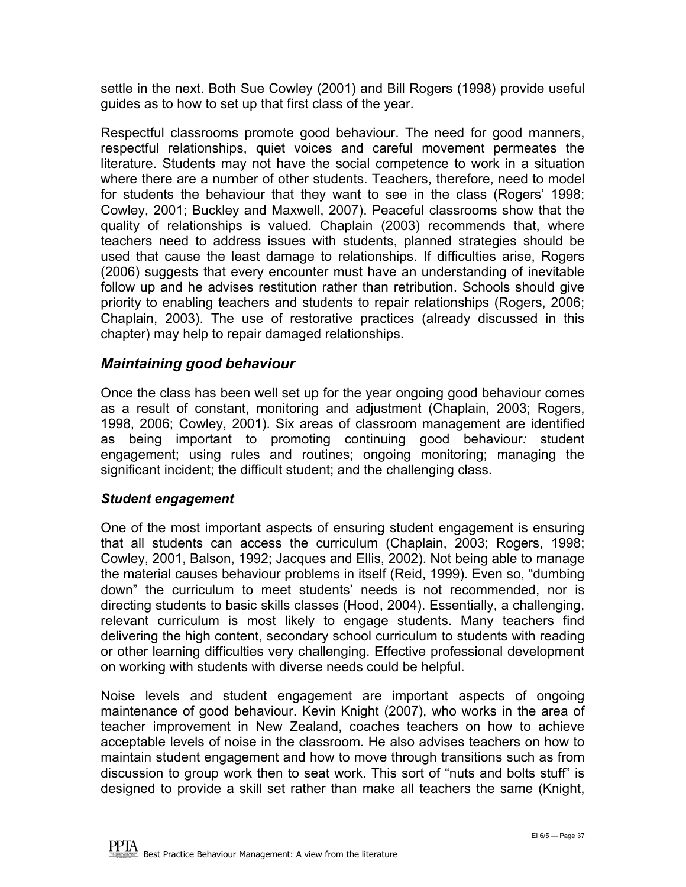settle in the next. Both Sue Cowley (2001) and Bill Rogers (1998) provide useful guides as to how to set up that first class of the year.

Respectful classrooms promote good behaviour. The need for good manners, respectful relationships, quiet voices and careful movement permeates the literature. Students may not have the social competence to work in a situation where there are a number of other students. Teachers, therefore, need to model for students the behaviour that they want to see in the class (Rogers' 1998; Cowley, 2001; Buckley and Maxwell, 2007). Peaceful classrooms show that the quality of relationships is valued. Chaplain (2003) recommends that, where teachers need to address issues with students, planned strategies should be used that cause the least damage to relationships. If difficulties arise, Rogers (2006) suggests that every encounter must have an understanding of inevitable follow up and he advises restitution rather than retribution. Schools should give priority to enabling teachers and students to repair relationships (Rogers, 2006; Chaplain, 2003). The use of restorative practices (already discussed in this chapter) may help to repair damaged relationships.

## *Maintaining good behaviour*

Once the class has been well set up for the year ongoing good behaviour comes as a result of constant, monitoring and adjustment (Chaplain, 2003; Rogers, 1998, 2006; Cowley, 2001). Six areas of classroom management are identified as being important to promoting continuing good behaviour*:* student engagement; using rules and routines; ongoing monitoring; managing the significant incident; the difficult student; and the challenging class.

### *Student engagement*

One of the most important aspects of ensuring student engagement is ensuring that all students can access the curriculum (Chaplain, 2003; Rogers, 1998; Cowley, 2001, Balson, 1992; Jacques and Ellis, 2002). Not being able to manage the material causes behaviour problems in itself (Reid, 1999). Even so, "dumbing down" the curriculum to meet students' needs is not recommended, nor is directing students to basic skills classes (Hood, 2004). Essentially, a challenging, relevant curriculum is most likely to engage students. Many teachers find delivering the high content, secondary school curriculum to students with reading or other learning difficulties very challenging. Effective professional development on working with students with diverse needs could be helpful.

Noise levels and student engagement are important aspects of ongoing maintenance of good behaviour. Kevin Knight (2007), who works in the area of teacher improvement in New Zealand, coaches teachers on how to achieve acceptable levels of noise in the classroom. He also advises teachers on how to maintain student engagement and how to move through transitions such as from discussion to group work then to seat work. This sort of "nuts and bolts stuff" is designed to provide a skill set rather than make all teachers the same (Knight,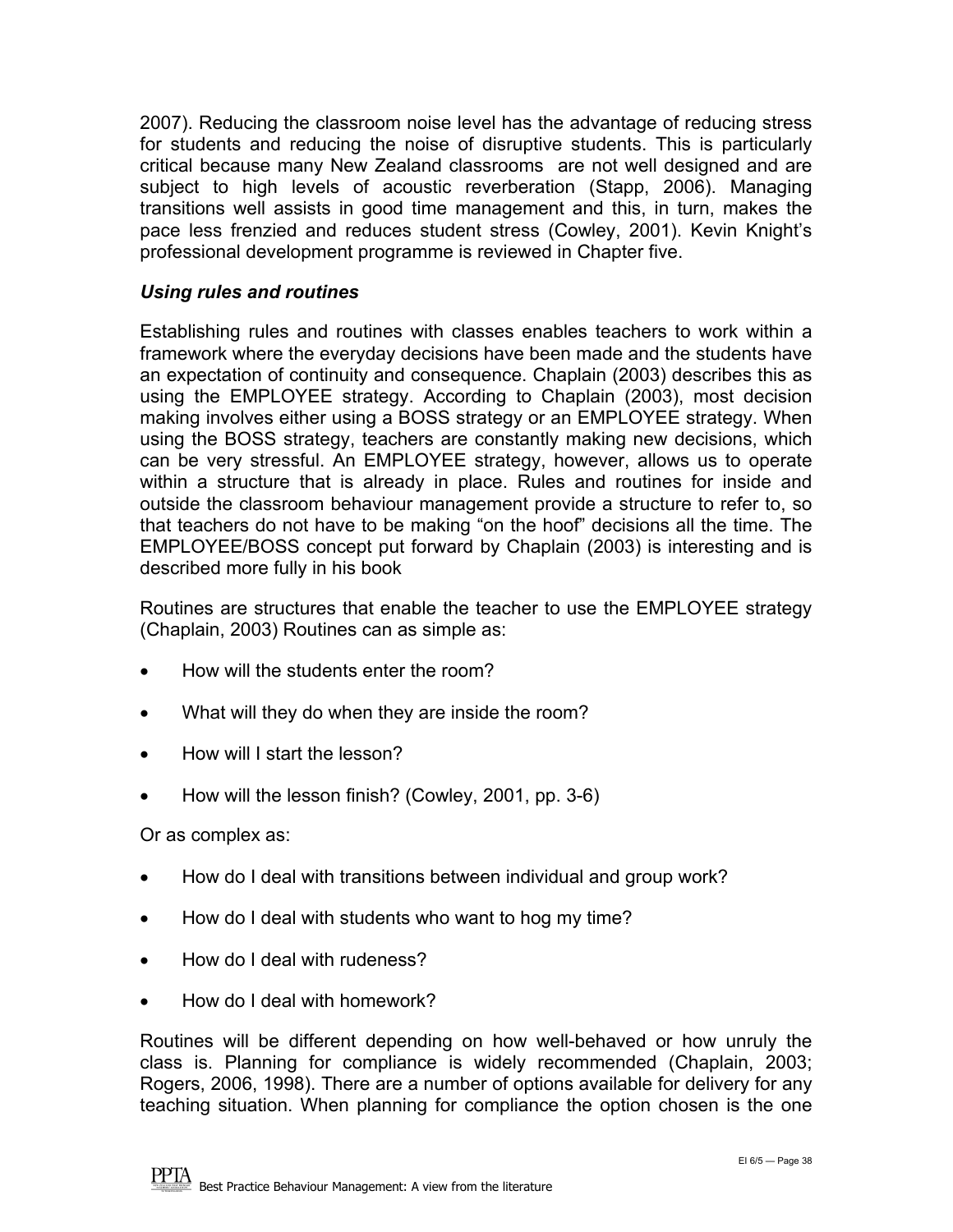2007). Reducing the classroom noise level has the advantage of reducing stress for students and reducing the noise of disruptive students. This is particularly critical because many New Zealand classrooms are not well designed and are subject to high levels of acoustic reverberation (Stapp, 2006). Managing transitions well assists in good time management and this, in turn, makes the pace less frenzied and reduces student stress (Cowley, 2001). Kevin Knight's professional development programme is reviewed in Chapter five.

### *Using rules and routines*

Establishing rules and routines with classes enables teachers to work within a framework where the everyday decisions have been made and the students have an expectation of continuity and consequence. Chaplain (2003) describes this as using the EMPLOYEE strategy. According to Chaplain (2003), most decision making involves either using a BOSS strategy or an EMPLOYEE strategy. When using the BOSS strategy, teachers are constantly making new decisions, which can be very stressful. An EMPLOYEE strategy, however, allows us to operate within a structure that is already in place. Rules and routines for inside and outside the classroom behaviour management provide a structure to refer to, so that teachers do not have to be making "on the hoof" decisions all the time. The EMPLOYEE/BOSS concept put forward by Chaplain (2003) is interesting and is described more fully in his book

Routines are structures that enable the teacher to use the EMPLOYEE strategy (Chaplain, 2003) Routines can as simple as:

- How will the students enter the room?
- What will they do when they are inside the room?
- How will I start the lesson?
- How will the lesson finish? (Cowley, 2001, pp. 3-6)

Or as complex as:

- How do I deal with transitions between individual and group work?
- How do I deal with students who want to hog my time?
- How do I deal with rudeness?
- How do I deal with homework?

Routines will be different depending on how well-behaved or how unruly the class is. Planning for compliance is widely recommended (Chaplain, 2003; Rogers, 2006, 1998). There are a number of options available for delivery for any teaching situation. When planning for compliance the option chosen is the one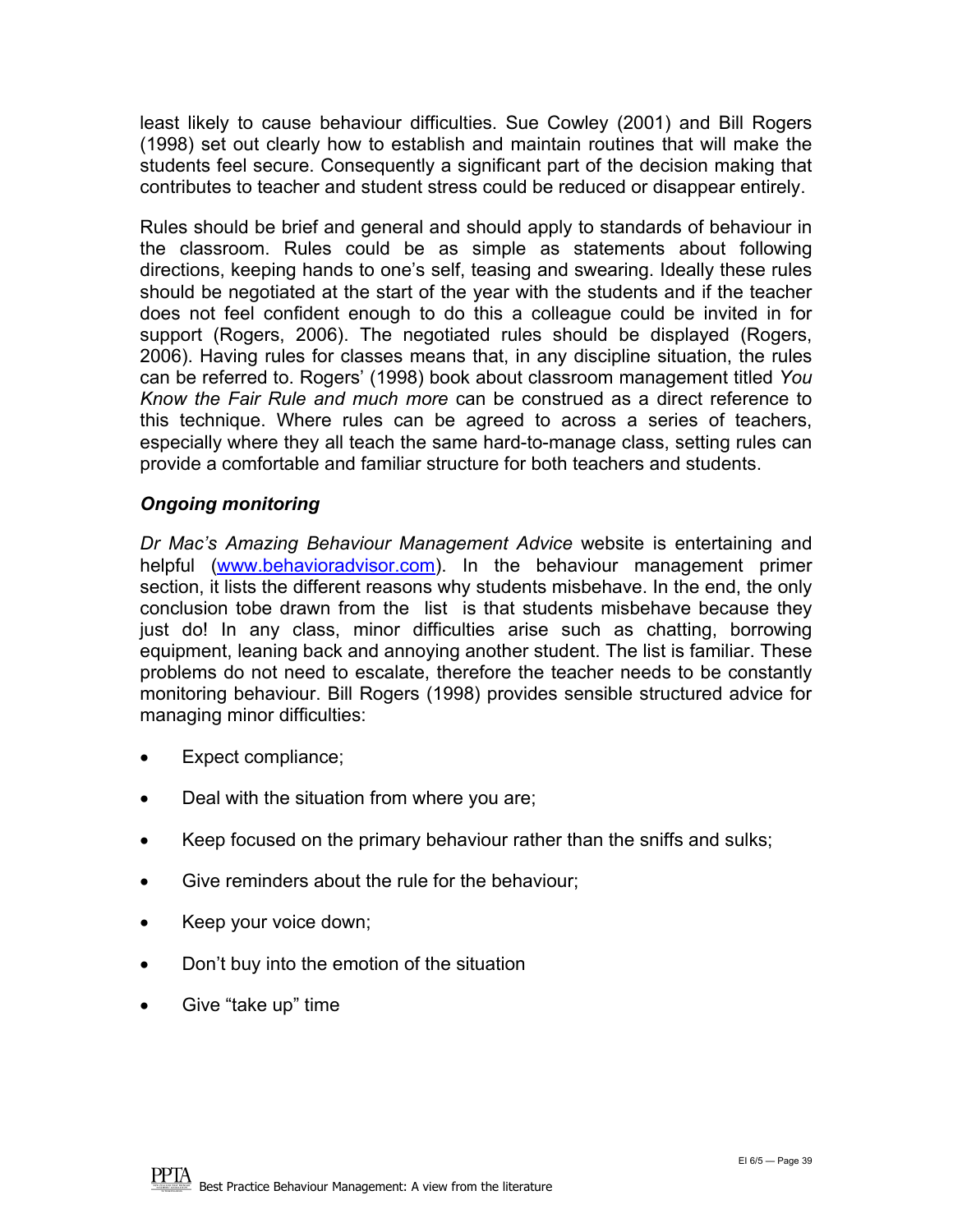least likely to cause behaviour difficulties. Sue Cowley (2001) and Bill Rogers (1998) set out clearly how to establish and maintain routines that will make the students feel secure. Consequently a significant part of the decision making that contributes to teacher and student stress could be reduced or disappear entirely.

Rules should be brief and general and should apply to standards of behaviour in the classroom. Rules could be as simple as statements about following directions, keeping hands to one's self, teasing and swearing. Ideally these rules should be negotiated at the start of the year with the students and if the teacher does not feel confident enough to do this a colleague could be invited in for support (Rogers, 2006). The negotiated rules should be displayed (Rogers, 2006). Having rules for classes means that, in any discipline situation, the rules can be referred to. Rogers' (1998) book about classroom management titled *You Know the Fair Rule and much more* can be construed as a direct reference to this technique. Where rules can be agreed to across a series of teachers, especially where they all teach the same hard-to-manage class, setting rules can provide a comfortable and familiar structure for both teachers and students.

### *Ongoing monitoring*

*Dr Mac's Amazing Behaviour Management Advice* website is entertaining and helpful (www.behavioradvisor.com). In the behaviour management primer section, it lists the different reasons why students misbehave. In the end, the only conclusion tobe drawn from the list is that students misbehave because they just do! In any class, minor difficulties arise such as chatting, borrowing equipment, leaning back and annoying another student. The list is familiar. These problems do not need to escalate, therefore the teacher needs to be constantly monitoring behaviour. Bill Rogers (1998) provides sensible structured advice for managing minor difficulties:

- Expect compliance;
- Deal with the situation from where you are;
- Keep focused on the primary behaviour rather than the sniffs and sulks;
- Give reminders about the rule for the behaviour;
- Keep your voice down;
- Don't buy into the emotion of the situation
- Give "take up" time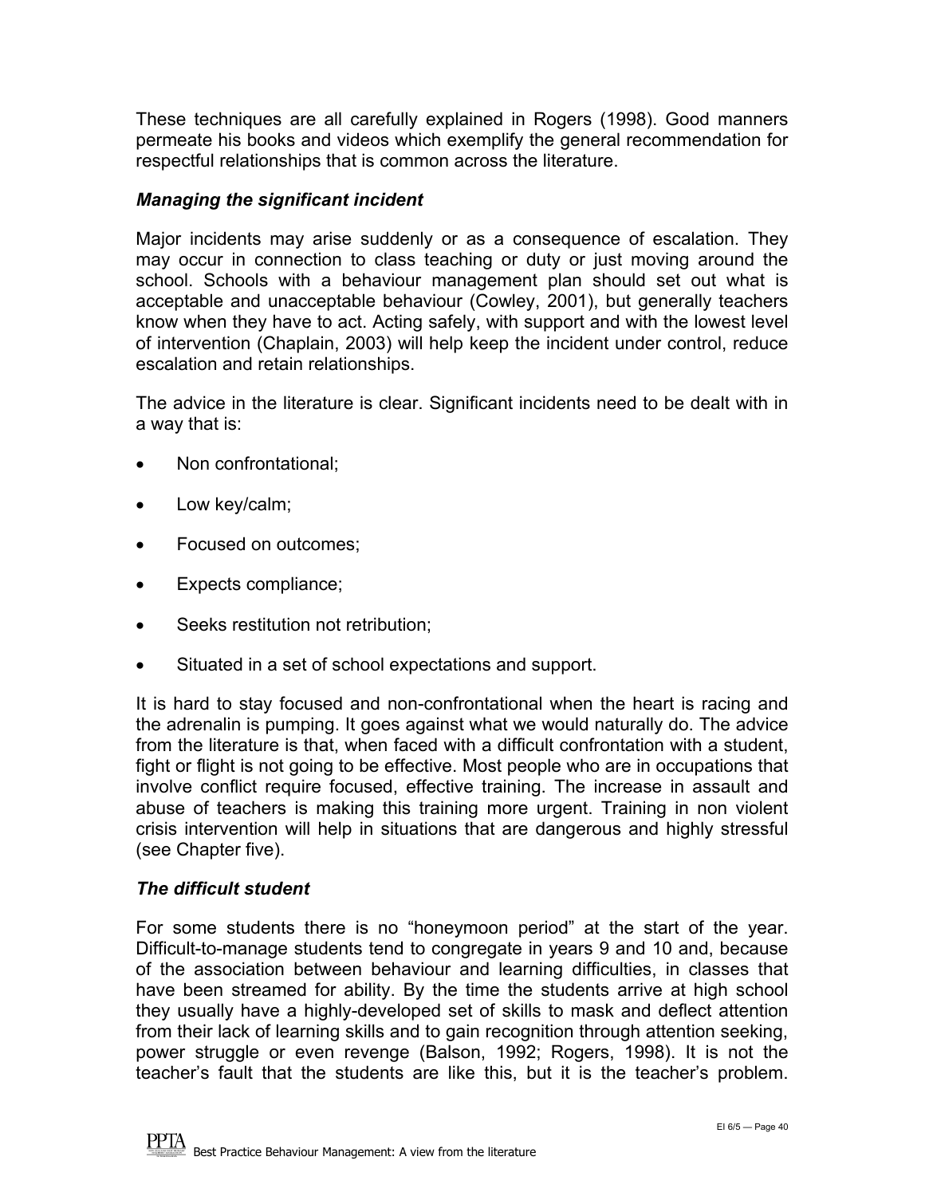These techniques are all carefully explained in Rogers (1998). Good manners permeate his books and videos which exemplify the general recommendation for respectful relationships that is common across the literature.

### *Managing the significant incident*

Major incidents may arise suddenly or as a consequence of escalation. They may occur in connection to class teaching or duty or just moving around the school. Schools with a behaviour management plan should set out what is acceptable and unacceptable behaviour (Cowley, 2001), but generally teachers know when they have to act. Acting safely, with support and with the lowest level of intervention (Chaplain, 2003) will help keep the incident under control, reduce escalation and retain relationships.

The advice in the literature is clear. Significant incidents need to be dealt with in a way that is:

- Non confrontational;
- Low key/calm;
- Focused on outcomes;
- Expects compliance;
- Seeks restitution not retribution;
- Situated in a set of school expectations and support.

It is hard to stay focused and non-confrontational when the heart is racing and the adrenalin is pumping. It goes against what we would naturally do. The advice from the literature is that, when faced with a difficult confrontation with a student, fight or flight is not going to be effective. Most people who are in occupations that involve conflict require focused, effective training. The increase in assault and abuse of teachers is making this training more urgent. Training in non violent crisis intervention will help in situations that are dangerous and highly stressful (see Chapter five).

### *The difficult student*

For some students there is no "honeymoon period" at the start of the year. Difficult-to-manage students tend to congregate in years 9 and 10 and, because of the association between behaviour and learning difficulties, in classes that have been streamed for ability. By the time the students arrive at high school they usually have a highly-developed set of skills to mask and deflect attention from their lack of learning skills and to gain recognition through attention seeking, power struggle or even revenge (Balson, 1992; Rogers, 1998). It is not the teacher's fault that the students are like this, but it is the teacher's problem.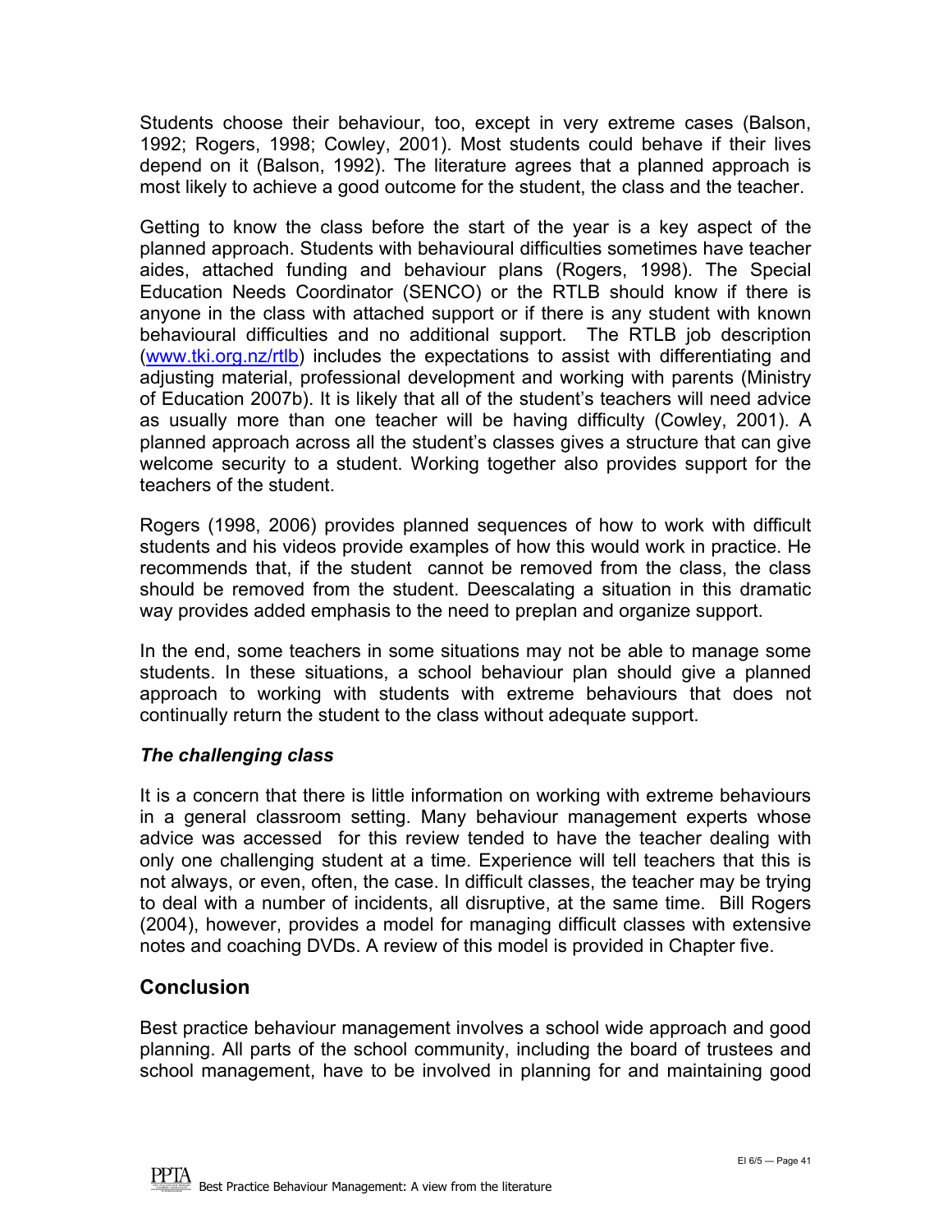Students choose their behaviour, too, except in very extreme cases (Balson, 1992; Rogers, 1998; Cowley, 2001). Most students could behave if their lives depend on it (Balson, 1992). The literature agrees that a planned approach is most likely to achieve a good outcome for the student, the class and the teacher.

Getting to know the class before the start of the year is a key aspect of the planned approach. Students with behavioural difficulties sometimes have teacher aides, attached funding and behaviour plans (Rogers, 1998). The Special Education Needs Coordinator (SENCO) or the RTLB should know if there is anyone in the class with attached support or if there is any student with known behavioural difficulties and no additional support. The RTLB job description (www.tki.org.nz/rtlb) includes the expectations to assist with differentiating and adjusting material, professional development and working with parents (Ministry of Education 2007b). It is likely that all of the student's teachers will need advice as usually more than one teacher will be having difficulty (Cowley, 2001). A planned approach across all the student's classes gives a structure that can give welcome security to a student. Working together also provides support for the teachers of the student.

Rogers (1998, 2006) provides planned sequences of how to work with difficult students and his videos provide examples of how this would work in practice. He recommends that, if the student cannot be removed from the class, the class should be removed from the student. Deescalating a situation in this dramatic way provides added emphasis to the need to preplan and organize support.

In the end, some teachers in some situations may not be able to manage some students. In these situations, a school behaviour plan should give a planned approach to working with students with extreme behaviours that does not continually return the student to the class without adequate support.

### *The challenging class*

It is a concern that there is little information on working with extreme behaviours in a general classroom setting. Many behaviour management experts whose advice was accessed for this review tended to have the teacher dealing with only one challenging student at a time. Experience will tell teachers that this is not always, or even, often, the case. In difficult classes, the teacher may be trying to deal with a number of incidents, all disruptive, at the same time. Bill Rogers (2004), however, provides a model for managing difficult classes with extensive notes and coaching DVDs. A review of this model is provided in Chapter five.

## Conclusion

Best practice behaviour management involves a school wide approach and good planning. All parts of the school community, including the board of trustees and school management, have to be involved in planning for and maintaining good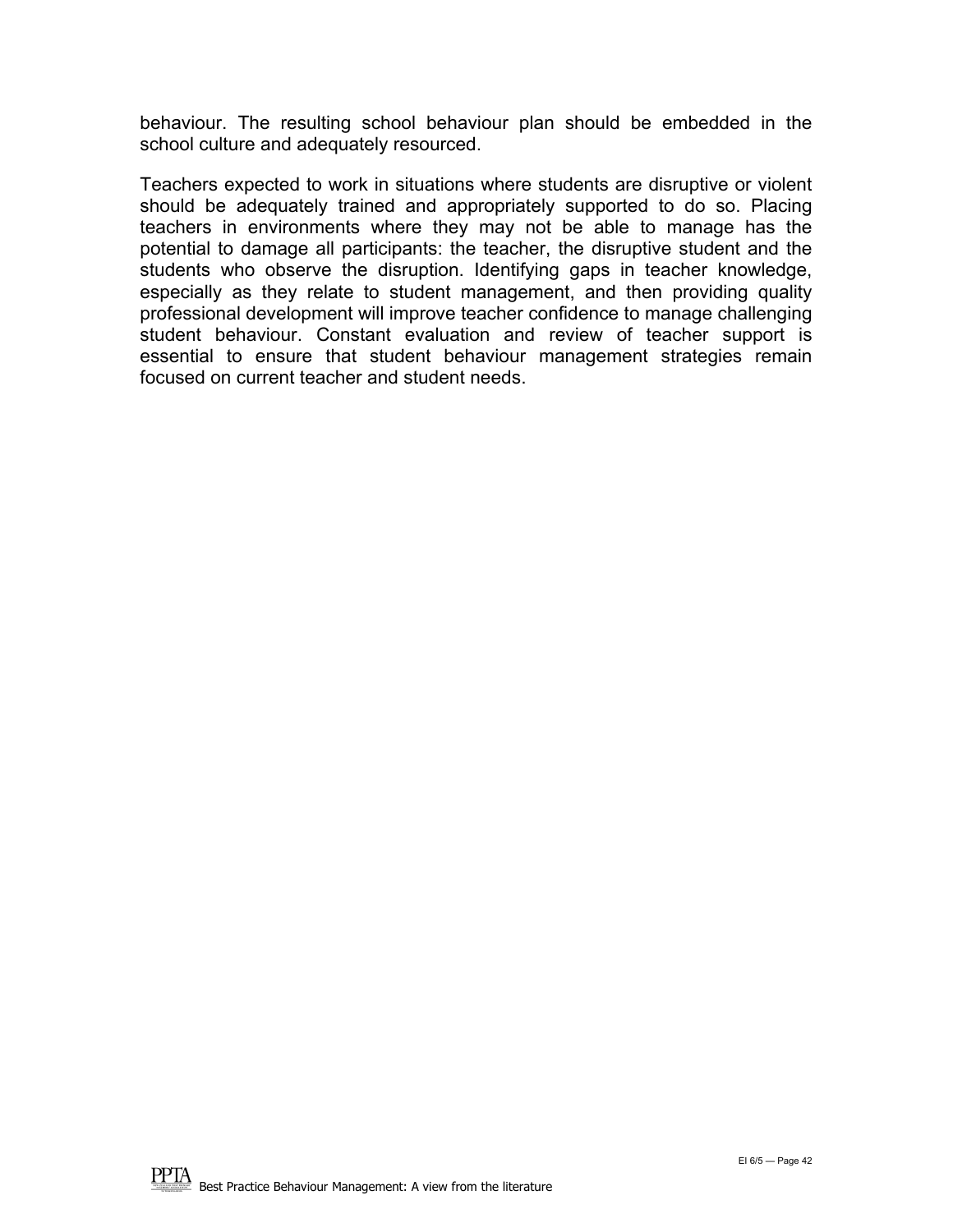behaviour. The resulting school behaviour plan should be embedded in the school culture and adequately resourced.

Teachers expected to work in situations where students are disruptive or violent should be adequately trained and appropriately supported to do so. Placing teachers in environments where they may not be able to manage has the potential to damage all participants: the teacher, the disruptive student and the students who observe the disruption. Identifying gaps in teacher knowledge, especially as they relate to student management, and then providing quality professional development will improve teacher confidence to manage challenging student behaviour. Constant evaluation and review of teacher support is essential to ensure that student behaviour management strategies remain focused on current teacher and student needs.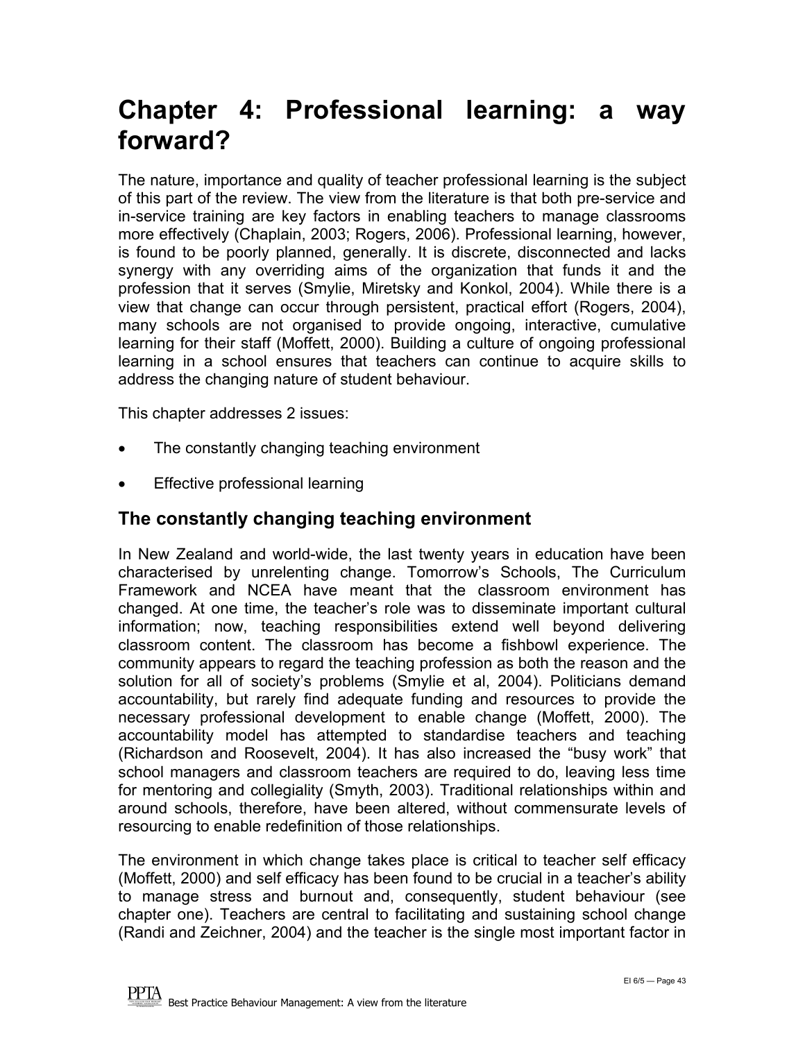# Chapter 4: Professional learning: a way forward?

The nature, importance and quality of teacher professional learning is the subject of this part of the review. The view from the literature is that both pre-service and in-service training are key factors in enabling teachers to manage classrooms more effectively (Chaplain, 2003; Rogers, 2006). Professional learning, however, is found to be poorly planned, generally. It is discrete, disconnected and lacks synergy with any overriding aims of the organization that funds it and the profession that it serves (Smylie, Miretsky and Konkol, 2004). While there is a view that change can occur through persistent, practical effort (Rogers, 2004), many schools are not organised to provide ongoing, interactive, cumulative learning for their staff (Moffett, 2000). Building a culture of ongoing professional learning in a school ensures that teachers can continue to acquire skills to address the changing nature of student behaviour.

This chapter addresses 2 issues:

- The constantly changing teaching environment
- Effective professional learning

## The constantly changing teaching environment

In New Zealand and world-wide, the last twenty years in education have been characterised by unrelenting change. Tomorrow's Schools, The Curriculum Framework and NCEA have meant that the classroom environment has changed. At one time, the teacher's role was to disseminate important cultural information; now, teaching responsibilities extend well beyond delivering classroom content. The classroom has become a fishbowl experience. The community appears to regard the teaching profession as both the reason and the solution for all of society's problems (Smylie et al, 2004). Politicians demand accountability, but rarely find adequate funding and resources to provide the necessary professional development to enable change (Moffett, 2000). The accountability model has attempted to standardise teachers and teaching (Richardson and Roosevelt, 2004). It has also increased the "busy work" that school managers and classroom teachers are required to do, leaving less time for mentoring and collegiality (Smyth, 2003). Traditional relationships within and around schools, therefore, have been altered, without commensurate levels of resourcing to enable redefinition of those relationships.

The environment in which change takes place is critical to teacher self efficacy (Moffett, 2000) and self efficacy has been found to be crucial in a teacher's ability to manage stress and burnout and, consequently, student behaviour (see chapter one). Teachers are central to facilitating and sustaining school change (Randi and Zeichner, 2004) and the teacher is the single most important factor in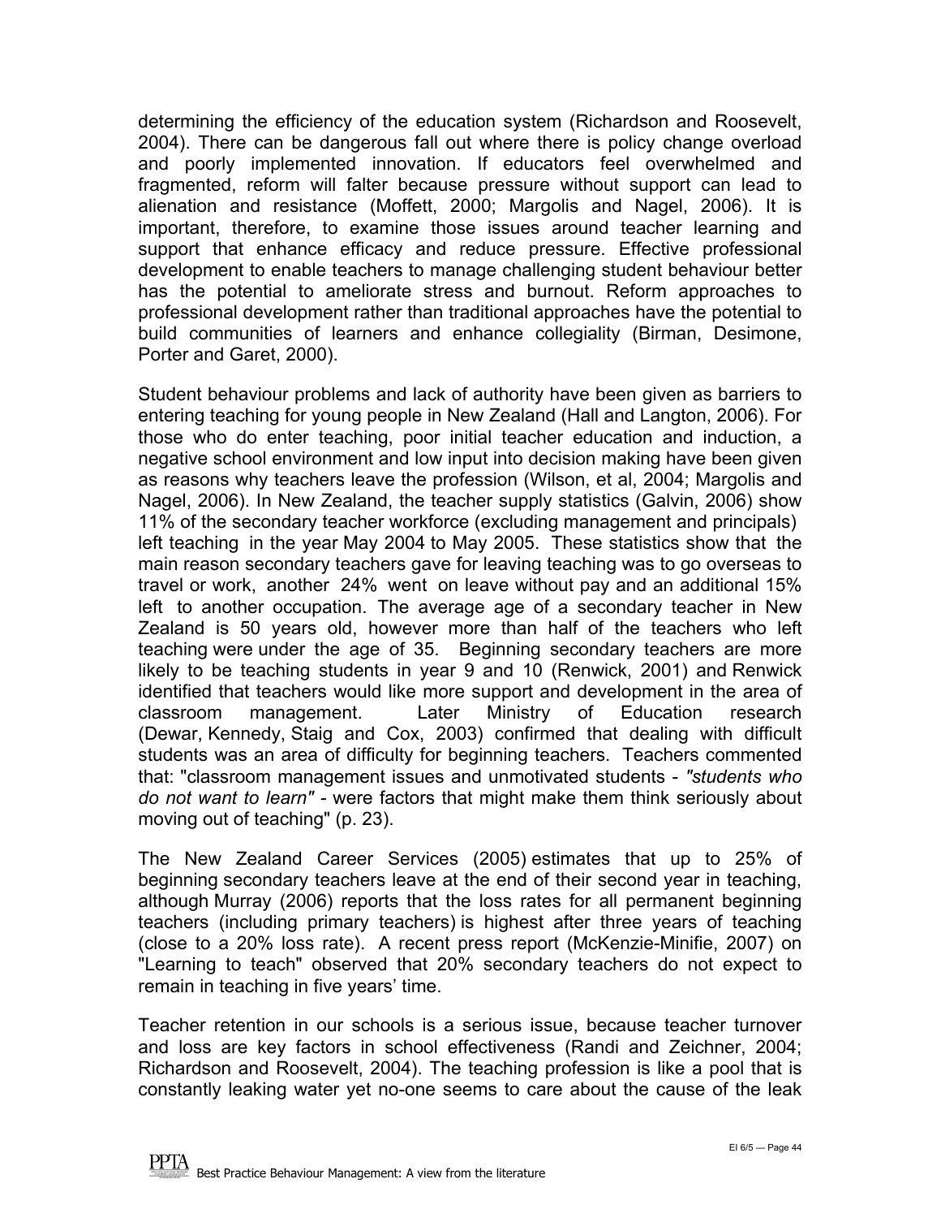determining the efficiency of the education system (Richardson and Roosevelt, 2004). There can be dangerous fall out where there is policy change overload and poorly implemented innovation. If educators feel overwhelmed and fragmented, reform will falter because pressure without support can lead to alienation and resistance (Moffett, 2000; Margolis and Nagel, 2006). It is important, therefore, to examine those issues around teacher learning and support that enhance efficacy and reduce pressure. Effective professional development to enable teachers to manage challenging student behaviour better has the potential to ameliorate stress and burnout. Reform approaches to professional development rather than traditional approaches have the potential to build communities of learners and enhance collegiality (Birman, Desimone, Porter and Garet, 2000).

Student behaviour problems and lack of authority have been given as barriers to entering teaching for young people in New Zealand (Hall and Langton, 2006). For those who do enter teaching, poor initial teacher education and induction, a negative school environment and low input into decision making have been given as reasons why teachers leave the profession (Wilson, et al, 2004; Margolis and Nagel, 2006). In New Zealand, the teacher supply statistics (Galvin, 2006) show 11% of the secondary teacher workforce (excluding management and principals) left teaching in the year May 2004 to May 2005. These statistics show that the main reason secondary teachers gave for leaving teaching was to go overseas to travel or work, another 24% went on leave without pay and an additional 15% left to another occupation. The average age of a secondary teacher in New Zealand is 50 years old, however more than half of the teachers who left teaching were under the age of 35. Beginning secondary teachers are more likely to be teaching students in year 9 and 10 (Renwick, 2001) and Renwick identified that teachers would like more support and development in the area of classroom management. Later Ministry of Education research (Dewar, Kennedy, Staig and Cox, 2003) confirmed that dealing with difficult students was an area of difficulty for beginning teachers. Teachers commented that: "classroom management issues and unmotivated students - *"students who do not want to learn"* - were factors that might make them think seriously about moving out of teaching" (p. 23).

The New Zealand Career Services (2005) estimates that up to 25% of beginning secondary teachers leave at the end of their second year in teaching, although Murray (2006) reports that the loss rates for all permanent beginning teachers (including primary teachers) is highest after three years of teaching (close to a 20% loss rate). A recent press report (McKenzie-Minifie, 2007) on "Learning to teach" observed that 20% secondary teachers do not expect to remain in teaching in five years' time.

Teacher retention in our schools is a serious issue, because teacher turnover and loss are key factors in school effectiveness (Randi and Zeichner, 2004; Richardson and Roosevelt, 2004). The teaching profession is like a pool that is constantly leaking water yet no-one seems to care about the cause of the leak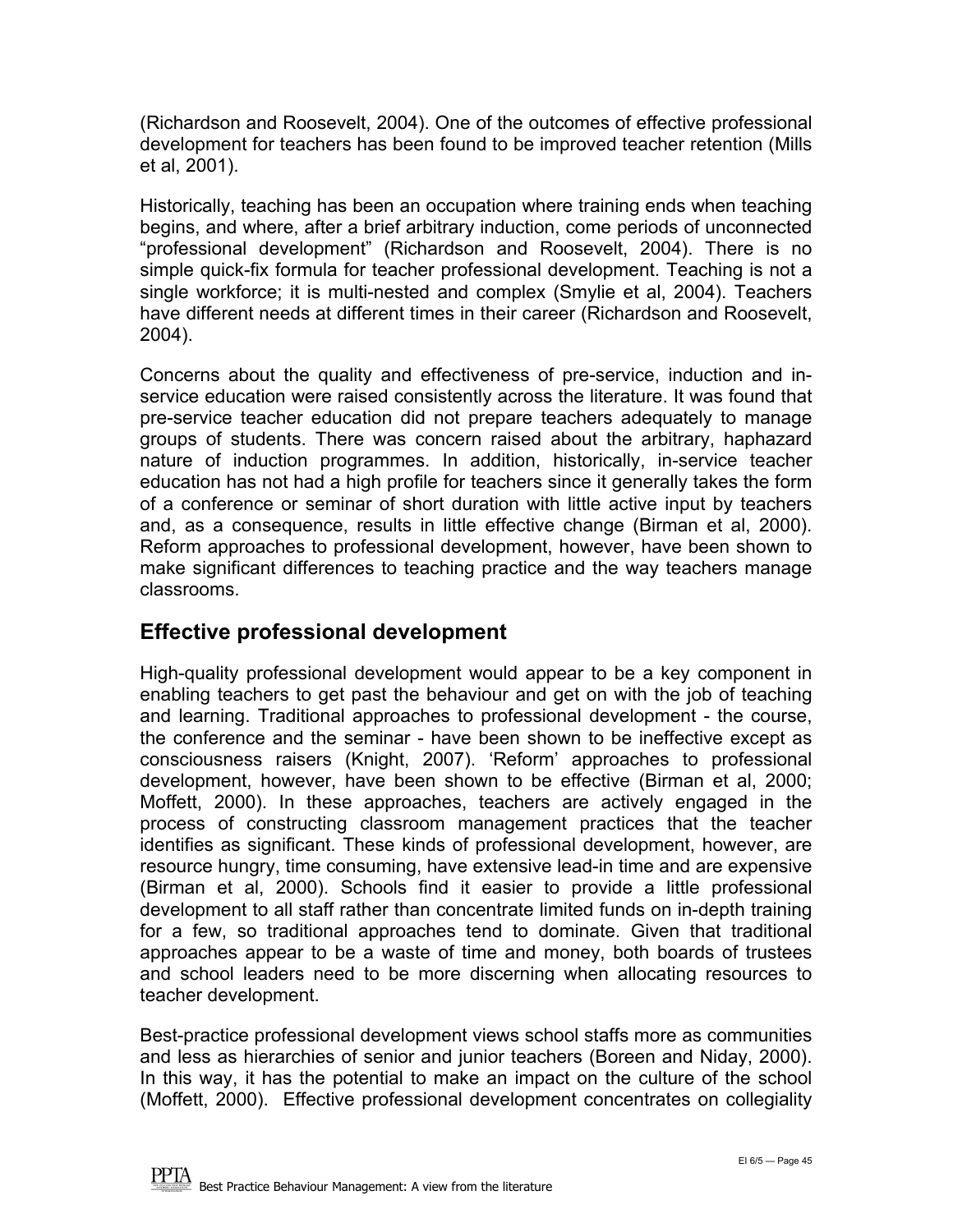(Richardson and Roosevelt, 2004). One of the outcomes of effective professional development for teachers has been found to be improved teacher retention (Mills et al, 2001).

Historically, teaching has been an occupation where training ends when teaching begins, and where, after a brief arbitrary induction, come periods of unconnected "professional development" (Richardson and Roosevelt, 2004). There is no simple quick-fix formula for teacher professional development. Teaching is not a single workforce; it is multi-nested and complex (Smylie et al, 2004). Teachers have different needs at different times in their career (Richardson and Roosevelt, 2004).

Concerns about the quality and effectiveness of pre-service, induction and in-service education were raised consistently across the literature. It was found that pre-service teacher education did not prepare teachers adequately to manage groups of students. There was concern raised about the arbitrary, haphazard nature of induction programmes. In addition, historically, in-service teacher education has not had a high profile for teachers since it generally takes the form of a conference or seminar of short duration with little active input by teachers and, as a consequence, results in little effective change (Birman et al, 2000). Reform approaches to professional development, however, have been shown to make significant differences to teaching practice and the way teachers manage classrooms.

## Effective professional development

High-quality professional development would appear to be a key component in enabling teachers to get past the behaviour and get on with the job of teaching and learning. Traditional approaches to professional development - the course, the conference and the seminar - have been shown to be ineffective except as consciousness raisers (Knight, 2007). 'Reform' approaches to professional development, however, have been shown to be effective (Birman et al, 2000; Moffett, 2000). In these approaches, teachers are actively engaged in the process of constructing classroom management practices that the teacher identifies as significant. These kinds of professional development, however, are resource hungry, time consuming, have extensive lead-in time and are expensive (Birman et al, 2000). Schools find it easier to provide a little professional development to all staff rather than concentrate limited funds on in-depth training for a few, so traditional approaches tend to dominate. Given that traditional approaches appear to be a waste of time and money, both boards of trustees and school leaders need to be more discerning when allocating resources to teacher development.

Best-practice professional development views school staffs more as communities and less as hierarchies of senior and junior teachers (Boreen and Niday, 2000). In this way, it has the potential to make an impact on the culture of the school (Moffett, 2000). Effective professional development concentrates on collegiality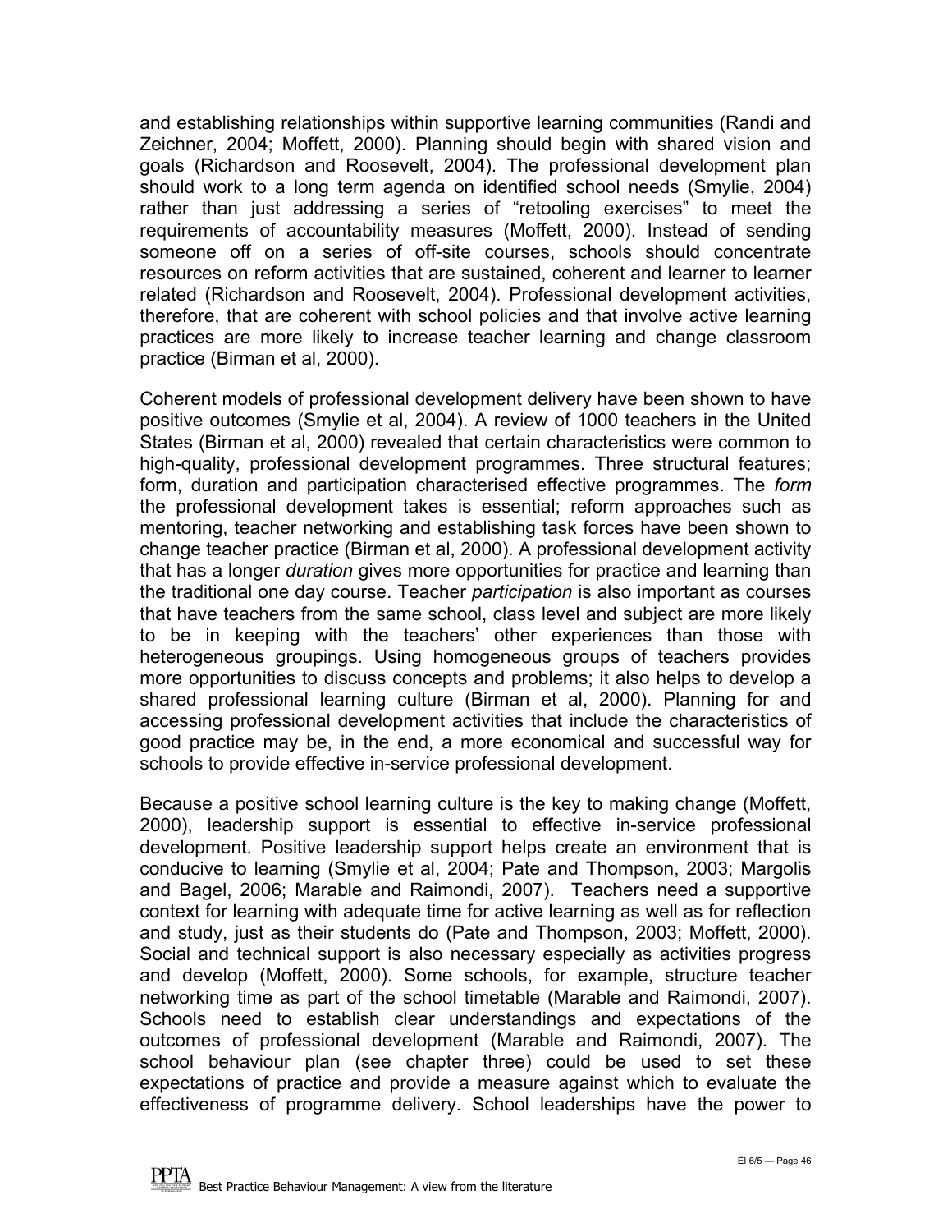and establishing relationships within supportive learning communities (Randi and Zeichner, 2004; Moffett, 2000). Planning should begin with shared vision and goals (Richardson and Roosevelt, 2004). The professional development plan should work to a long term agenda on identified school needs (Smylie, 2004) rather than just addressing a series of "retooling exercises" to meet the requirements of accountability measures (Moffett, 2000). Instead of sending someone off on a series of off-site courses, schools should concentrate resources on reform activities that are sustained, coherent and learner to learner related (Richardson and Roosevelt, 2004). Professional development activities, therefore, that are coherent with school policies and that involve active learning practices are more likely to increase teacher learning and change classroom practice (Birman et al, 2000).

Coherent models of professional development delivery have been shown to have positive outcomes (Smylie et al, 2004). A review of 1000 teachers in the United States (Birman et al, 2000) revealed that certain characteristics were common to high-quality, professional development programmes. Three structural features; form, duration and participation characterised effective programmes. The *form* the professional development takes is essential; reform approaches such as mentoring, teacher networking and establishing task forces have been shown to change teacher practice (Birman et al, 2000). A professional development activity that has a longer *duration* gives more opportunities for practice and learning than the traditional one day course. Teacher *participation* is also important as courses that have teachers from the same school, class level and subject are more likely to be in keeping with the teachers' other experiences than those with heterogeneous groupings. Using homogeneous groups of teachers provides more opportunities to discuss concepts and problems; it also helps to develop a shared professional learning culture (Birman et al, 2000). Planning for and accessing professional development activities that include the characteristics of good practice may be, in the end, a more economical and successful way for schools to provide effective in-service professional development.

Because a positive school learning culture is the key to making change (Moffett, 2000), leadership support is essential to effective in-service professional development. Positive leadership support helps create an environment that is conducive to learning (Smylie et al, 2004; Pate and Thompson, 2003; Margolis and Bagel, 2006; Marable and Raimondi, 2007). Teachers need a supportive context for learning with adequate time for active learning as well as for reflection and study, just as their students do (Pate and Thompson, 2003; Moffett, 2000). Social and technical support is also necessary especially as activities progress and develop (Moffett, 2000). Some schools, for example, structure teacher networking time as part of the school timetable (Marable and Raimondi, 2007). Schools need to establish clear understandings and expectations of the outcomes of professional development (Marable and Raimondi, 2007). The school behaviour plan (see chapter three) could be used to set these expectations of practice and provide a measure against which to evaluate the effectiveness of programme delivery. School leaderships have the power to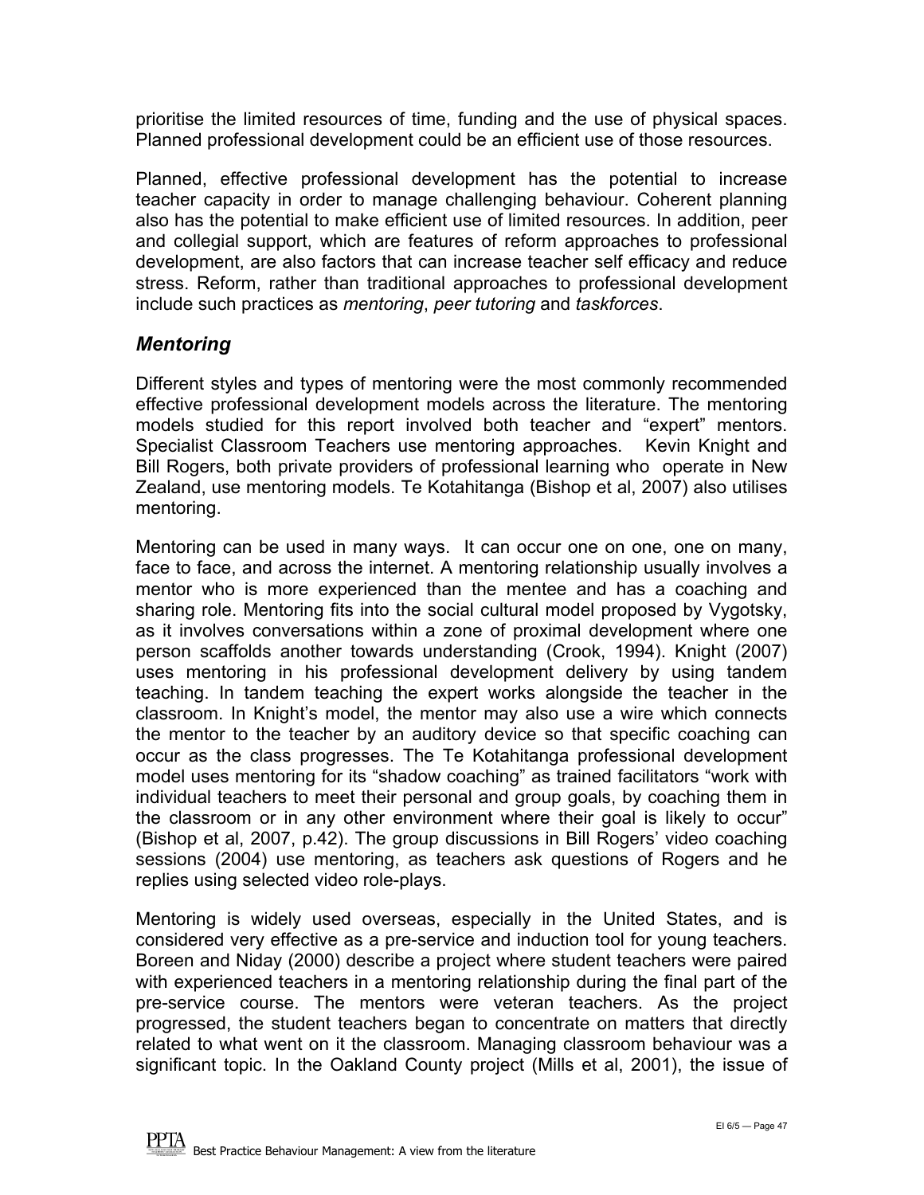prioritise the limited resources of time, funding and the use of physical spaces. Planned professional development could be an efficient use of those resources.

Planned, effective professional development has the potential to increase teacher capacity in order to manage challenging behaviour. Coherent planning also has the potential to make efficient use of limited resources. In addition, peer and collegial support, which are features of reform approaches to professional development, are also factors that can increase teacher self efficacy and reduce stress. Reform, rather than traditional approaches to professional development include such practices as *mentoring*, *peer tutoring* and *taskforces*.

## *Mentoring*

Different styles and types of mentoring were the most commonly recommended effective professional development models across the literature. The mentoring models studied for this report involved both teacher and "expert" mentors. Specialist Classroom Teachers use mentoring approaches. Kevin Knight and Bill Rogers, both private providers of professional learning who operate in New Zealand, use mentoring models. Te Kotahitanga (Bishop et al, 2007) also utilises mentoring.

Mentoring can be used in many ways. It can occur one on one, one on many, face to face, and across the internet. A mentoring relationship usually involves a mentor who is more experienced than the mentee and has a coaching and sharing role. Mentoring fits into the social cultural model proposed by Vygotsky, as it involves conversations within a zone of proximal development where one person scaffolds another towards understanding (Crook, 1994). Knight (2007) uses mentoring in his professional development delivery by using tandem teaching. In tandem teaching the expert works alongside the teacher in the classroom. In Knight's model, the mentor may also use a wire which connects the mentor to the teacher by an auditory device so that specific coaching can occur as the class progresses. The Te Kotahitanga professional development model uses mentoring for its "shadow coaching" as trained facilitators "work with individual teachers to meet their personal and group goals, by coaching them in the classroom or in any other environment where their goal is likely to occur" (Bishop et al, 2007, p.42). The group discussions in Bill Rogers' video coaching sessions (2004) use mentoring, as teachers ask questions of Rogers and he replies using selected video role-plays.

Mentoring is widely used overseas, especially in the United States, and is considered very effective as a pre-service and induction tool for young teachers. Boreen and Niday (2000) describe a project where student teachers were paired with experienced teachers in a mentoring relationship during the final part of the pre-service course. The mentors were veteran teachers. As the project progressed, the student teachers began to concentrate on matters that directly related to what went on it the classroom. Managing classroom behaviour was a significant topic. In the Oakland County project (Mills et al, 2001), the issue of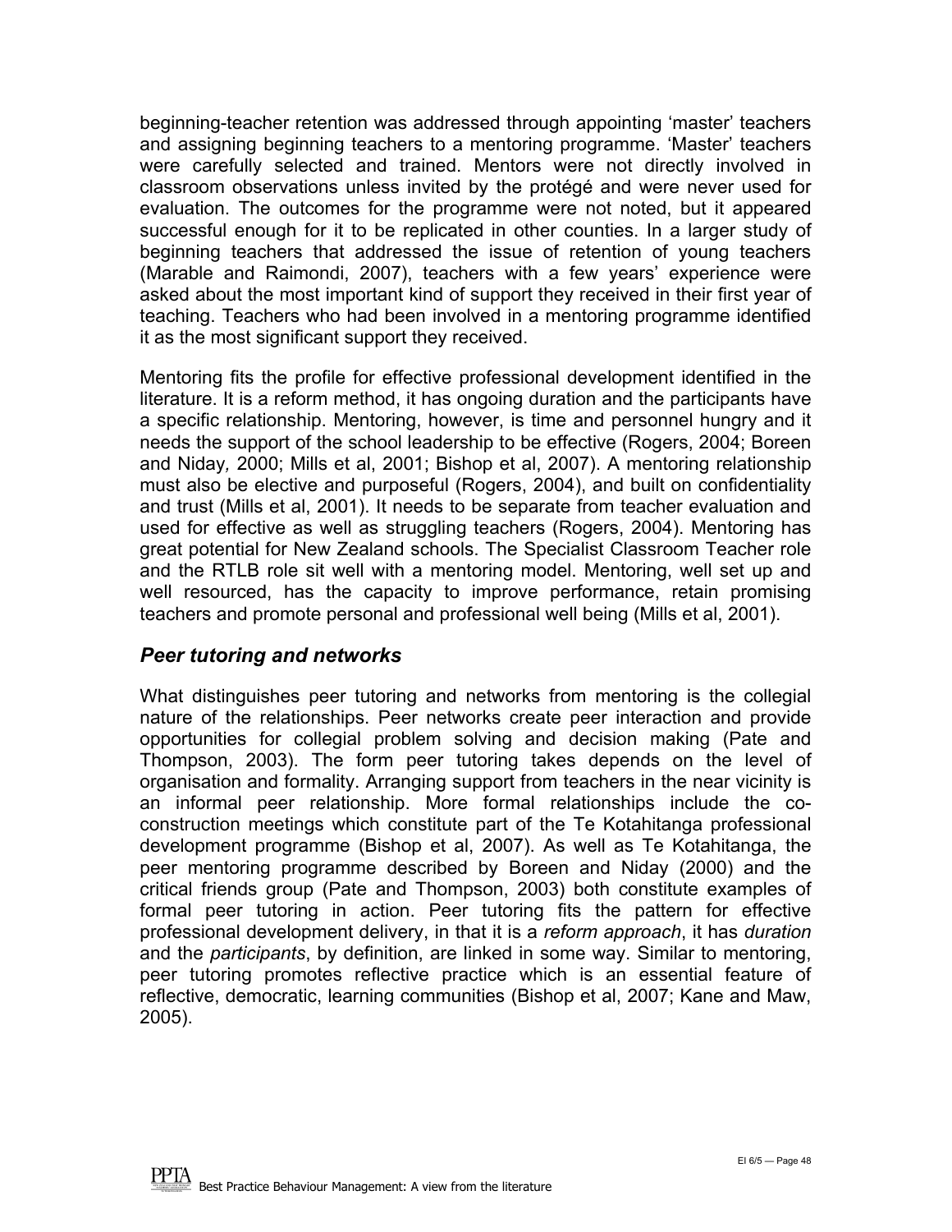beginning-teacher retention was addressed through appointing 'master' teachers and assigning beginning teachers to a mentoring programme. 'Master' teachers were carefully selected and trained. Mentors were not directly involved in classroom observations unless invited by the protégé and were never used for evaluation. The outcomes for the programme were not noted, but it appeared successful enough for it to be replicated in other counties. In a larger study of beginning teachers that addressed the issue of retention of young teachers (Marable and Raimondi, 2007), teachers with a few years' experience were asked about the most important kind of support they received in their first year of teaching. Teachers who had been involved in a mentoring programme identified it as the most significant support they received.

Mentoring fits the profile for effective professional development identified in the literature. It is a reform method, it has ongoing duration and the participants have a specific relationship. Mentoring, however, is time and personnel hungry and it needs the support of the school leadership to be effective (Rogers, 2004; Boreen and Niday*,* 2000; Mills et al, 2001; Bishop et al, 2007). A mentoring relationship must also be elective and purposeful (Rogers, 2004), and built on confidentiality and trust (Mills et al, 2001). It needs to be separate from teacher evaluation and used for effective as well as struggling teachers (Rogers, 2004). Mentoring has great potential for New Zealand schools. The Specialist Classroom Teacher role and the RTLB role sit well with a mentoring model. Mentoring, well set up and well resourced, has the capacity to improve performance, retain promising teachers and promote personal and professional well being (Mills et al, 2001).

## *Peer tutoring and networks*

What distinguishes peer tutoring and networks from mentoring is the collegial nature of the relationships. Peer networks create peer interaction and provide opportunities for collegial problem solving and decision making (Pate and Thompson, 2003). The form peer tutoring takes depends on the level of organisation and formality. Arranging support from teachers in the near vicinity is an informal peer relationship. More formal relationships include the co-construction meetings which constitute part of the Te Kotahitanga professional development programme (Bishop et al, 2007). As well as Te Kotahitanga, the peer mentoring programme described by Boreen and Niday (2000) and the critical friends group (Pate and Thompson, 2003) both constitute examples of formal peer tutoring in action. Peer tutoring fits the pattern for effective professional development delivery, in that it is a *reform approach*, it has *duration* and the *participants*, by definition, are linked in some way. Similar to mentoring, peer tutoring promotes reflective practice which is an essential feature of reflective, democratic, learning communities (Bishop et al, 2007; Kane and Maw, 2005).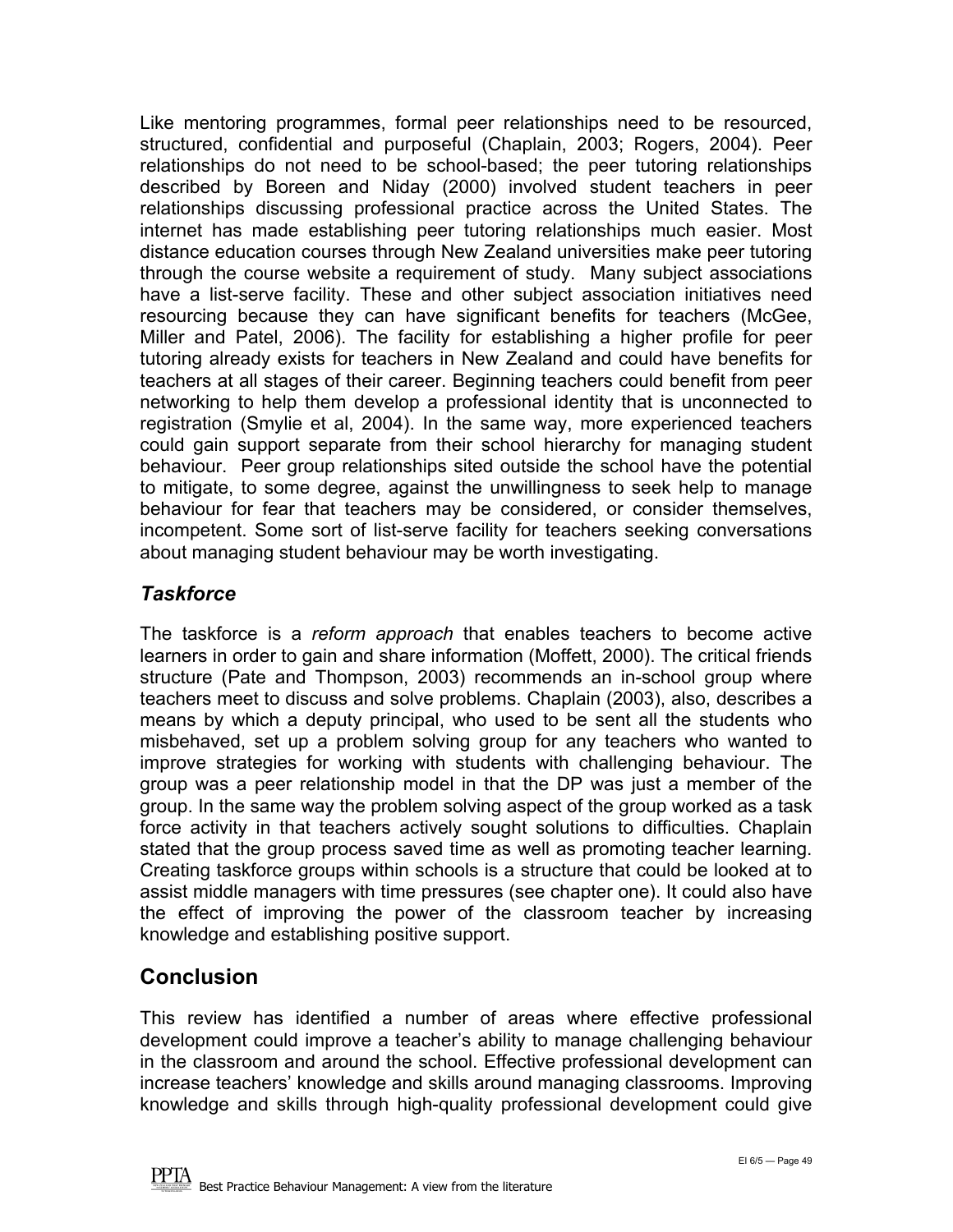Like mentoring programmes, formal peer relationships need to be resourced, structured, confidential and purposeful (Chaplain, 2003; Rogers, 2004). Peer relationships do not need to be school-based; the peer tutoring relationships described by Boreen and Niday (2000) involved student teachers in peer relationships discussing professional practice across the United States. The internet has made establishing peer tutoring relationships much easier. Most distance education courses through New Zealand universities make peer tutoring through the course website a requirement of study. Many subject associations have a list-serve facility. These and other subject association initiatives need resourcing because they can have significant benefits for teachers (McGee, Miller and Patel, 2006). The facility for establishing a higher profile for peer tutoring already exists for teachers in New Zealand and could have benefits for teachers at all stages of their career. Beginning teachers could benefit from peer networking to help them develop a professional identity that is unconnected to registration (Smylie et al, 2004). In the same way, more experienced teachers could gain support separate from their school hierarchy for managing student behaviour. Peer group relationships sited outside the school have the potential to mitigate, to some degree, against the unwillingness to seek help to manage behaviour for fear that teachers may be considered, or consider themselves, incompetent. Some sort of list-serve facility for teachers seeking conversations about managing student behaviour may be worth investigating.

### *Taskforce*

The taskforce is a *reform approach* that enables teachers to become active learners in order to gain and share information (Moffett, 2000). The critical friends structure (Pate and Thompson, 2003) recommends an in-school group where teachers meet to discuss and solve problems. Chaplain (2003), also, describes a means by which a deputy principal, who used to be sent all the students who misbehaved, set up a problem solving group for any teachers who wanted to improve strategies for working with students with challenging behaviour. The group was a peer relationship model in that the DP was just a member of the group. In the same way the problem solving aspect of the group worked as a task force activity in that teachers actively sought solutions to difficulties. Chaplain stated that the group process saved time as well as promoting teacher learning. Creating taskforce groups within schools is a structure that could be looked at to assist middle managers with time pressures (see chapter one). It could also have the effect of improving the power of the classroom teacher by increasing knowledge and establishing positive support.

## Conclusion

This review has identified a number of areas where effective professional development could improve a teacher's ability to manage challenging behaviour in the classroom and around the school. Effective professional development can increase teachers' knowledge and skills around managing classrooms. Improving knowledge and skills through high-quality professional development could give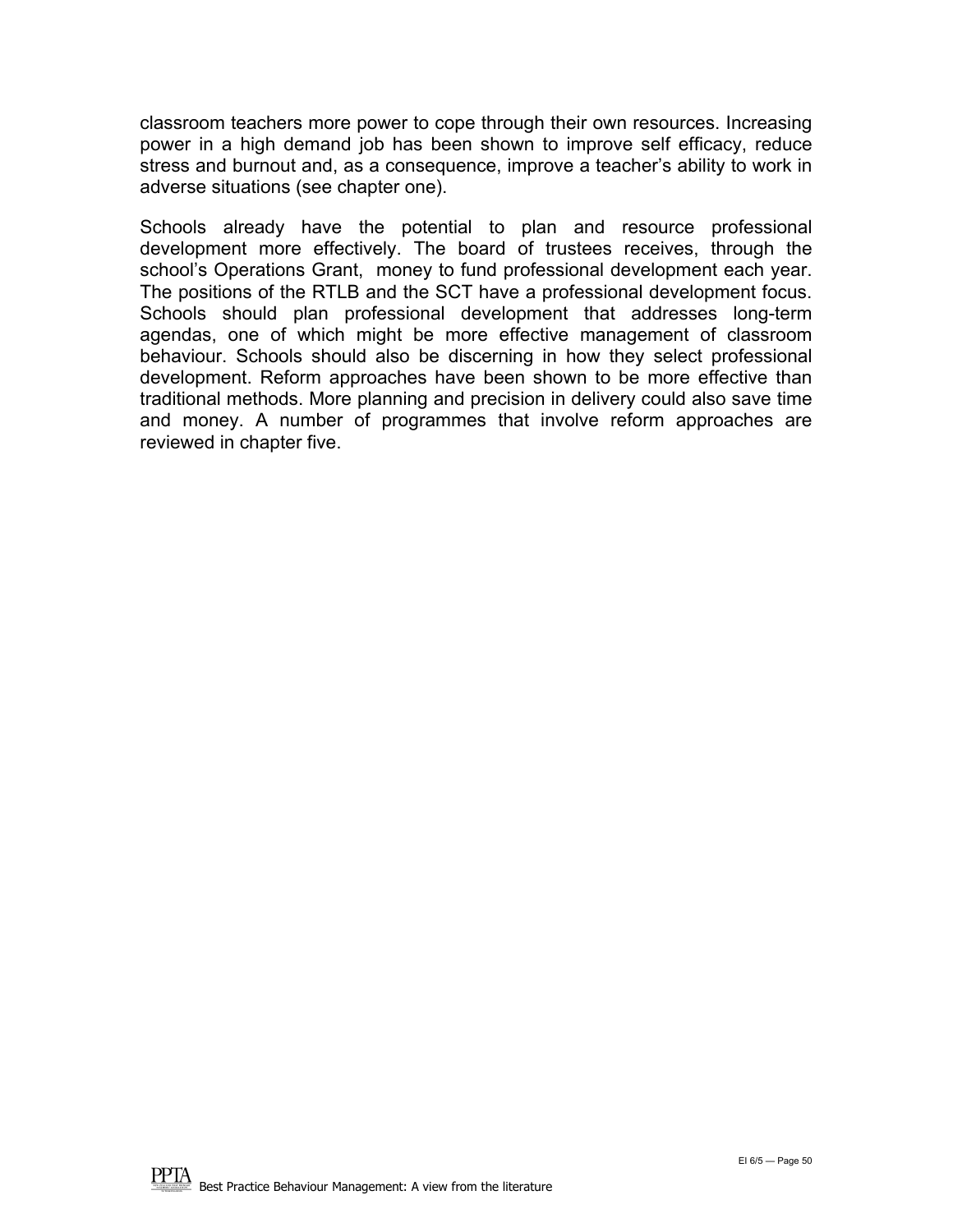classroom teachers more power to cope through their own resources. Increasing power in a high demand job has been shown to improve self efficacy, reduce stress and burnout and, as a consequence, improve a teacher's ability to work in adverse situations (see chapter one).

Schools already have the potential to plan and resource professional development more effectively. The board of trustees receives, through the school's Operations Grant, money to fund professional development each year. The positions of the RTLB and the SCT have a professional development focus. Schools should plan professional development that addresses long-term agendas, one of which might be more effective management of classroom behaviour. Schools should also be discerning in how they select professional development. Reform approaches have been shown to be more effective than traditional methods. More planning and precision in delivery could also save time and money. A number of programmes that involve reform approaches are reviewed in chapter five.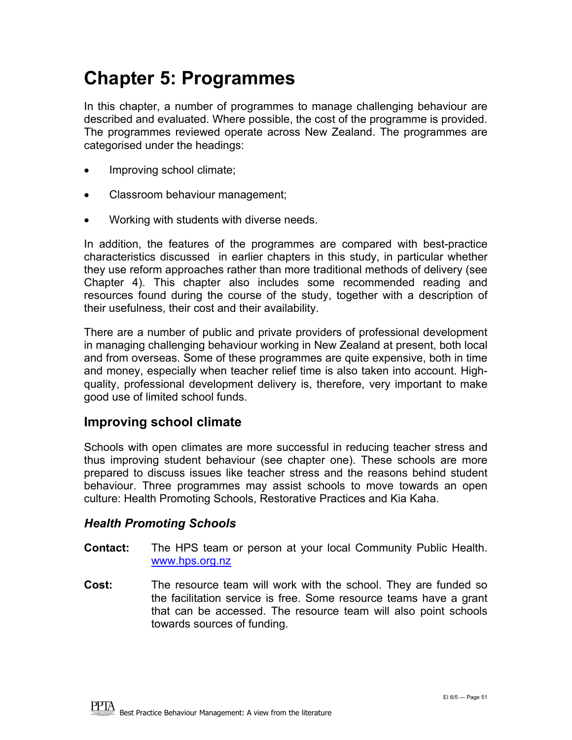# Chapter 5: Programmes

In this chapter, a number of programmes to manage challenging behaviour are described and evaluated. Where possible, the cost of the programme is provided. The programmes reviewed operate across New Zealand. The programmes are categorised under the headings:

- Improving school climate;
- Classroom behaviour management;
- Working with students with diverse needs.

In addition, the features of the programmes are compared with best-practice characteristics discussed in earlier chapters in this study, in particular whether they use reform approaches rather than more traditional methods of delivery (see Chapter 4). This chapter also includes some recommended reading and resources found during the course of the study, together with a description of their usefulness, their cost and their availability.

There are a number of public and private providers of professional development in managing challenging behaviour working in New Zealand at present, both local and from overseas. Some of these programmes are quite expensive, both in time and money, especially when teacher relief time is also taken into account. High-quality, professional development delivery is, therefore, very important to make good use of limited school funds.

## Improving school climate

Schools with open climates are more successful in reducing teacher stress and thus improving student behaviour (see chapter one). These schools are more prepared to discuss issues like teacher stress and the reasons behind student behaviour. Three programmes may assist schools to move towards an open culture: Health Promoting Schools, Restorative Practices and Kia Kaha.

### *Health Promoting Schools*

**Contact:** The HPS team or person at your local Community Public Health. www.hps.org.nz

**Cost:** The resource team will work with the school. They are funded so the facilitation service is free. Some resource teams have a grant that can be accessed. The resource team will also point schools towards sources of funding.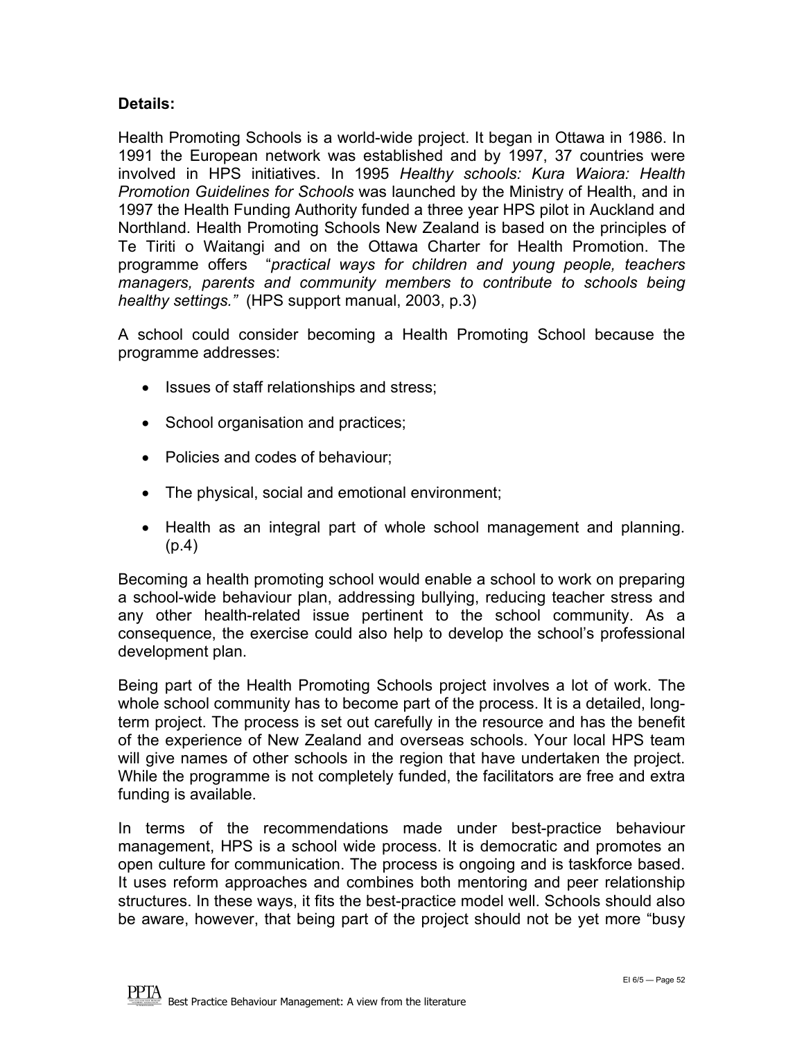**Details:**

Health Promoting Schools is a world-wide project. It began in Ottawa in 1986. In 1991 the European network was established and by 1997, 37 countries were involved in HPS initiatives. In 1995 *Healthy schools: Kura Waiora: Health Promotion Guidelines for Schools* was launched by the Ministry of Health, and in 1997 the Health Funding Authority funded a three year HPS pilot in Auckland and Northland. Health Promoting Schools New Zealand is based on the principles of Te Tiriti o Waitangi and on the Ottawa Charter for Health Promotion. The programme offers "*practical ways for children and young people, teachers managers, parents and community members to contribute to schools being healthy settings.*" (HPS support manual, 2003, p.3)

A school could consider becoming a Health Promoting School because the programme addresses:

- Issues of staff relationships and stress;
- School organisation and practices;
- Policies and codes of behaviour;
- The physical, social and emotional environment;
- Health as an integral part of whole school management and planning. (p.4)

Becoming a health promoting school would enable a school to work on preparing a school-wide behaviour plan, addressing bullying, reducing teacher stress and any other health-related issue pertinent to the school community. As a consequence, the exercise could also help to develop the school's professional development plan.

Being part of the Health Promoting Schools project involves a lot of work. The whole school community has to become part of the process. It is a detailed, long-term project. The process is set out carefully in the resource and has the benefit of the experience of New Zealand and overseas schools. Your local HPS team will give names of other schools in the region that have undertaken the project. While the programme is not completely funded, the facilitators are free and extra funding is available.

In terms of the recommendations made under best-practice behaviour management, HPS is a school wide process. It is democratic and promotes an open culture for communication. The process is ongoing and is taskforce based. It uses reform approaches and combines both mentoring and peer relationship structures. In these ways, it fits the best-practice model well. Schools should also be aware, however, that being part of the project should not be yet more "busy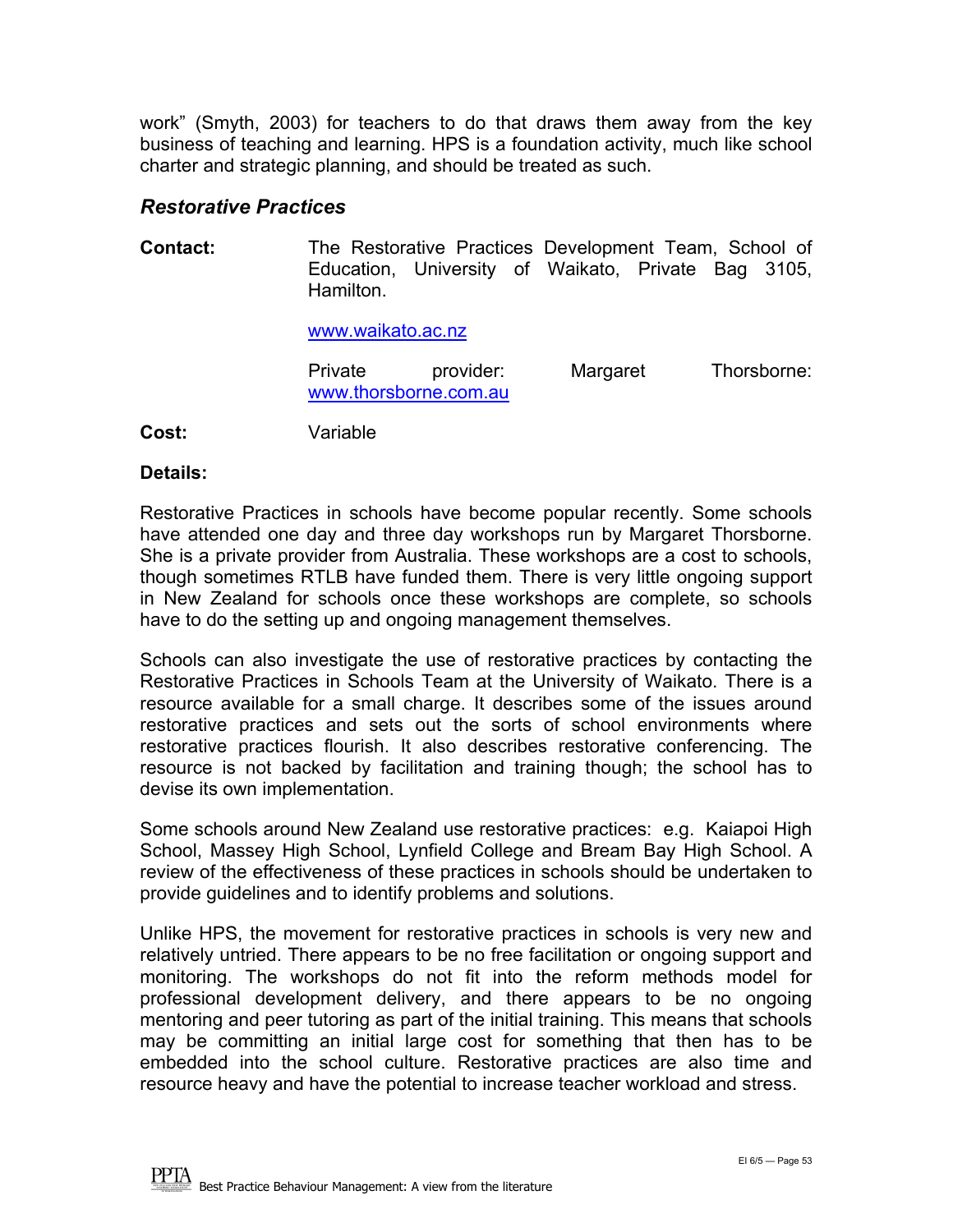work" (Smyth, 2003) for teachers to do that draws them away from the key business of teaching and learning. HPS is a foundation activity, much like school charter and strategic planning, and should be treated as such.

### *Restorative Practices*

**Contact:** The Restorative Practices Development Team, School of Education, University of Waikato, Private Bag 3105, Hamilton.

www.waikato.ac.nz

Private provider: Margaret Thorsborne: www.thorsborne.com.au

**Cost:** Variable

**Details:**

Restorative Practices in schools have become popular recently. Some schools have attended one day and three day workshops run by Margaret Thorsborne. She is a private provider from Australia. These workshops are a cost to schools, though sometimes RTLB have funded them. There is very little ongoing support in New Zealand for schools once these workshops are complete, so schools have to do the setting up and ongoing management themselves.

Schools can also investigate the use of restorative practices by contacting the Restorative Practices in Schools Team at the University of Waikato. There is a resource available for a small charge. It describes some of the issues around restorative practices and sets out the sorts of school environments where restorative practices flourish. It also describes restorative conferencing. The resource is not backed by facilitation and training though; the school has to devise its own implementation.

Some schools around New Zealand use restorative practices: e.g. Kaiapoi High School, Massey High School, Lynfield College and Bream Bay High School. A review of the effectiveness of these practices in schools should be undertaken to provide guidelines and to identify problems and solutions.

Unlike HPS, the movement for restorative practices in schools is very new and relatively untried. There appears to be no free facilitation or ongoing support and monitoring. The workshops do not fit into the reform methods model for professional development delivery, and there appears to be no ongoing mentoring and peer tutoring as part of the initial training. This means that schools may be committing an initial large cost for something that then has to be embedded into the school culture. Restorative practices are also time and resource heavy and have the potential to increase teacher workload and stress.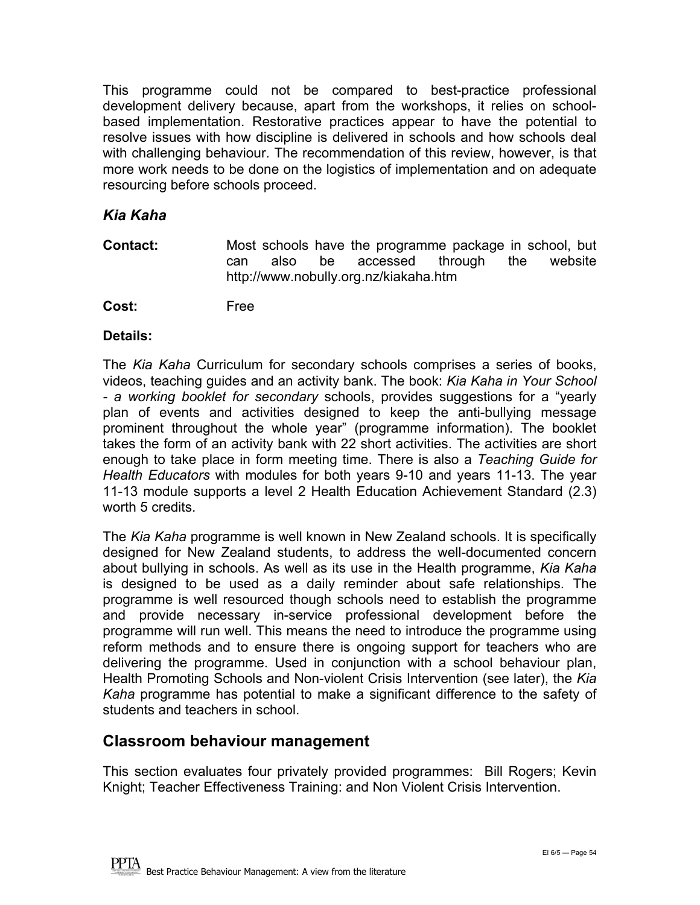This programme could not be compared to best-practice professional development delivery because, apart from the workshops, it relies on school-based implementation. Restorative practices appear to have the potential to resolve issues with how discipline is delivered in schools and how schools deal with challenging behaviour. The recommendation of this review, however, is that more work needs to be done on the logistics of implementation and on adequate resourcing before schools proceed.

### *Kia Kaha*

**Contact:** Most schools have the programme package in school, but can also be accessed through the website http://www.nobully.org.nz/kiakaha.htm

**Cost:** Free

**Details:**

The *Kia Kaha* Curriculum for secondary schools comprises a series of books, videos, teaching guides and an activity bank. The book: *Kia Kaha in Your School - a working booklet for secondary* schools, provides suggestions for a "yearly plan of events and activities designed to keep the anti-bullying message prominent throughout the whole year" (programme information). The booklet takes the form of an activity bank with 22 short activities. The activities are short enough to take place in form meeting time. There is also a *Teaching Guide for Health Educators* with modules for both years 9-10 and years 11-13. The year 11-13 module supports a level 2 Health Education Achievement Standard (2.3) worth 5 credits.

The *Kia Kaha* programme is well known in New Zealand schools. It is specifically designed for New Zealand students, to address the well-documented concern about bullying in schools. As well as its use in the Health programme, *Kia Kaha* is designed to be used as a daily reminder about safe relationships. The programme is well resourced though schools need to establish the programme and provide necessary in-service professional development before the programme will run well. This means the need to introduce the programme using reform methods and to ensure there is ongoing support for teachers who are delivering the programme. Used in conjunction with a school behaviour plan, Health Promoting Schools and Non-violent Crisis Intervention (see later), the *Kia Kaha* programme has potential to make a significant difference to the safety of students and teachers in school.

## Classroom behaviour management

This section evaluates four privately provided programmes: Bill Rogers; Kevin Knight; Teacher Effectiveness Training: and Non Violent Crisis Intervention.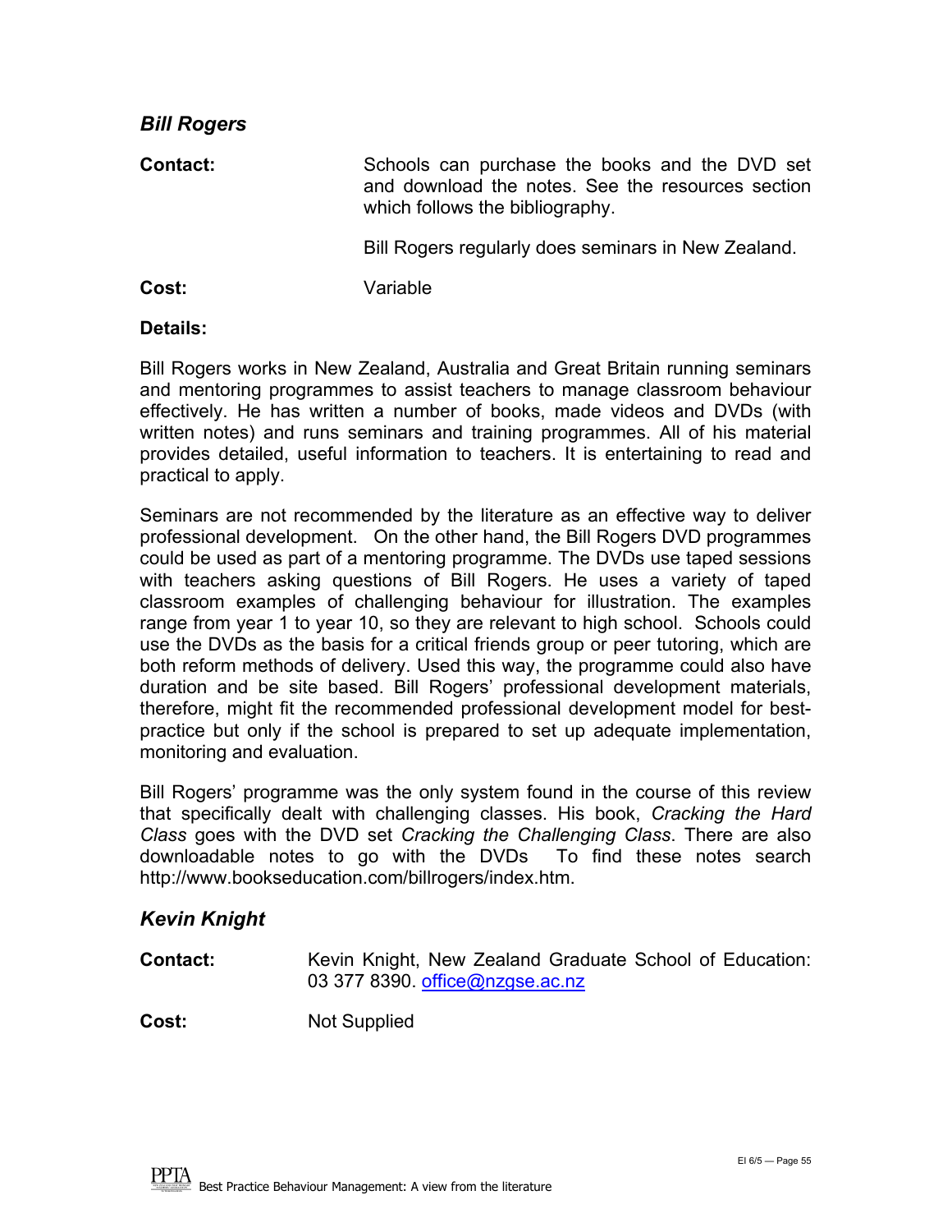### *Bill Rogers*

**Contact:** Schools can purchase the books and the DVD set and download the notes. See the resources section which follows the bibliography.

Bill Rogers regularly does seminars in New Zealand.

**Cost:** Variable

**Details:**

Bill Rogers works in New Zealand, Australia and Great Britain running seminars and mentoring programmes to assist teachers to manage classroom behaviour effectively. He has written a number of books, made videos and DVDs (with written notes) and runs seminars and training programmes. All of his material provides detailed, useful information to teachers. It is entertaining to read and practical to apply.

Seminars are not recommended by the literature as an effective way to deliver professional development. On the other hand, the Bill Rogers DVD programmes could be used as part of a mentoring programme. The DVDs use taped sessions with teachers asking questions of Bill Rogers. He uses a variety of taped classroom examples of challenging behaviour for illustration. The examples range from year 1 to year 10, so they are relevant to high school. Schools could use the DVDs as the basis for a critical friends group or peer tutoring, which are both reform methods of delivery. Used this way, the programme could also have duration and be site based. Bill Rogers' professional development materials, therefore, might fit the recommended professional development model for best-practice but only if the school is prepared to set up adequate implementation, monitoring and evaluation.

Bill Rogers' programme was the only system found in the course of this review that specifically dealt with challenging classes. His book, *Cracking the Hard Class* goes with the DVD set *Cracking the Challenging Class*. There are also downloadable notes to go with the DVDs To find these notes search http://www.bookseducation.com/billrogers/index.htm.

### *Kevin Knight*

**Contact:** Kevin Knight, New Zealand Graduate School of Education: 03 377 8390. office@nzgse.ac.nz

**Cost:** Not Supplied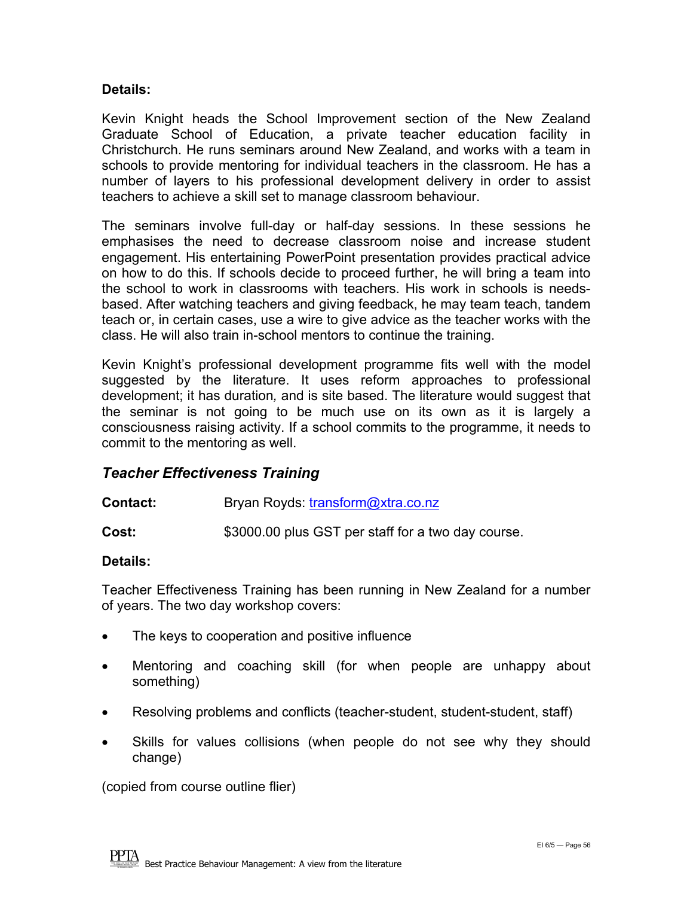**Details:**

Kevin Knight heads the School Improvement section of the New Zealand Graduate School of Education, a private teacher education facility in Christchurch. He runs seminars around New Zealand, and works with a team in schools to provide mentoring for individual teachers in the classroom. He has a number of layers to his professional development delivery in order to assist teachers to achieve a skill set to manage classroom behaviour.

The seminars involve full-day or half-day sessions. In these sessions he emphasises the need to decrease classroom noise and increase student engagement. His entertaining PowerPoint presentation provides practical advice on how to do this. If schools decide to proceed further, he will bring a team into the school to work in classrooms with teachers. His work in schools is needs-based. After watching teachers and giving feedback, he may team teach, tandem teach or, in certain cases, use a wire to give advice as the teacher works with the class. He will also train in-school mentors to continue the training.

Kevin Knight's professional development programme fits well with the model suggested by the literature. It uses reform approaches to professional development; it has duration, and is site based. The literature would suggest that the seminar is not going to be much use on its own as it is largely a consciousness raising activity. If a school commits to the programme, it needs to commit to the mentoring as well.

### *Teacher Effectiveness Training*

**Contact:** Bryan Royds: transform@xtra.co.nz

**Cost:** $3000.00 plus GST per staff for a two day course.

**Details:**

Teacher Effectiveness Training has been running in New Zealand for a number of years. The two day workshop covers:

- The keys to cooperation and positive influence
- Mentoring and coaching skill (for when people are unhappy about something)
- Resolving problems and conflicts (teacher-student, student-student, staff)
- Skills for values collisions (when people do not see why they should change)

(copied from course outline flier)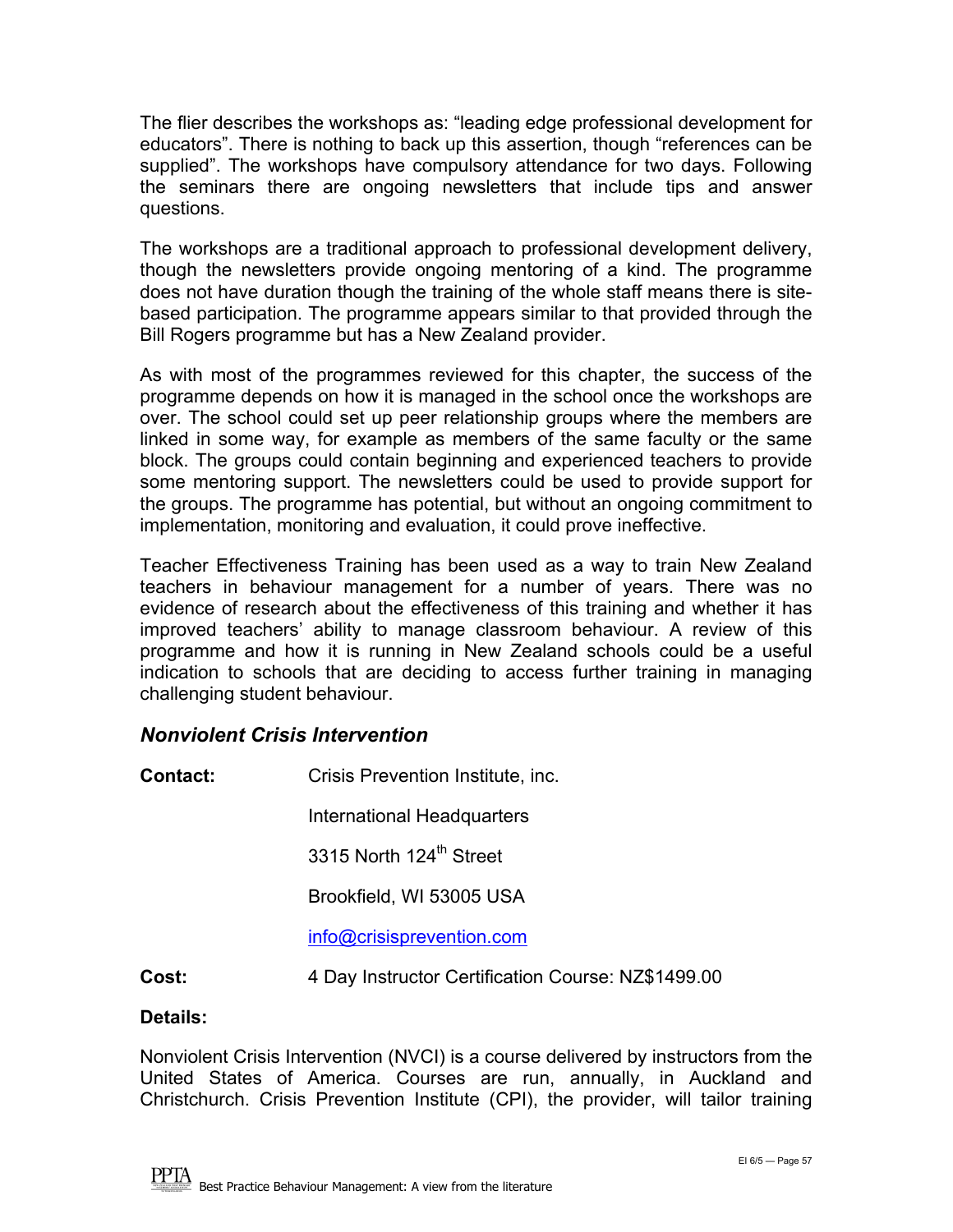The flier describes the workshops as: "leading edge professional development for educators". There is nothing to back up this assertion, though "references can be supplied". The workshops have compulsory attendance for two days. Following the seminars there are ongoing newsletters that include tips and answer questions.

The workshops are a traditional approach to professional development delivery, though the newsletters provide ongoing mentoring of a kind. The programme does not have duration though the training of the whole staff means there is site-based participation. The programme appears similar to that provided through the Bill Rogers programme but has a New Zealand provider.

As with most of the programmes reviewed for this chapter, the success of the programme depends on how it is managed in the school once the workshops are over. The school could set up peer relationship groups where the members are linked in some way, for example as members of the same faculty or the same block. The groups could contain beginning and experienced teachers to provide some mentoring support. The newsletters could be used to provide support for the groups. The programme has potential, but without an ongoing commitment to implementation, monitoring and evaluation, it could prove ineffective.

Teacher Effectiveness Training has been used as a way to train New Zealand teachers in behaviour management for a number of years. There was no evidence of research about the effectiveness of this training and whether it has improved teachers' ability to manage classroom behaviour. A review of this programme and how it is running in New Zealand schools could be a useful indication to schools that are deciding to access further training in managing challenging student behaviour.

### *Nonviolent Crisis Intervention*

**Contact:** Crisis Prevention Institute, inc.

International Headquarters

3315 North 124th Street

Brookfield, WI 53005 USA

info@crisisprevention.com

**Cost:** 4 Day Instructor Certification Course: NZ$1499.00

**Details:**

Nonviolent Crisis Intervention (NVCI) is a course delivered by instructors from the United States of America. Courses are run, annually, in Auckland and Christchurch. Crisis Prevention Institute (CPI), the provider, will tailor training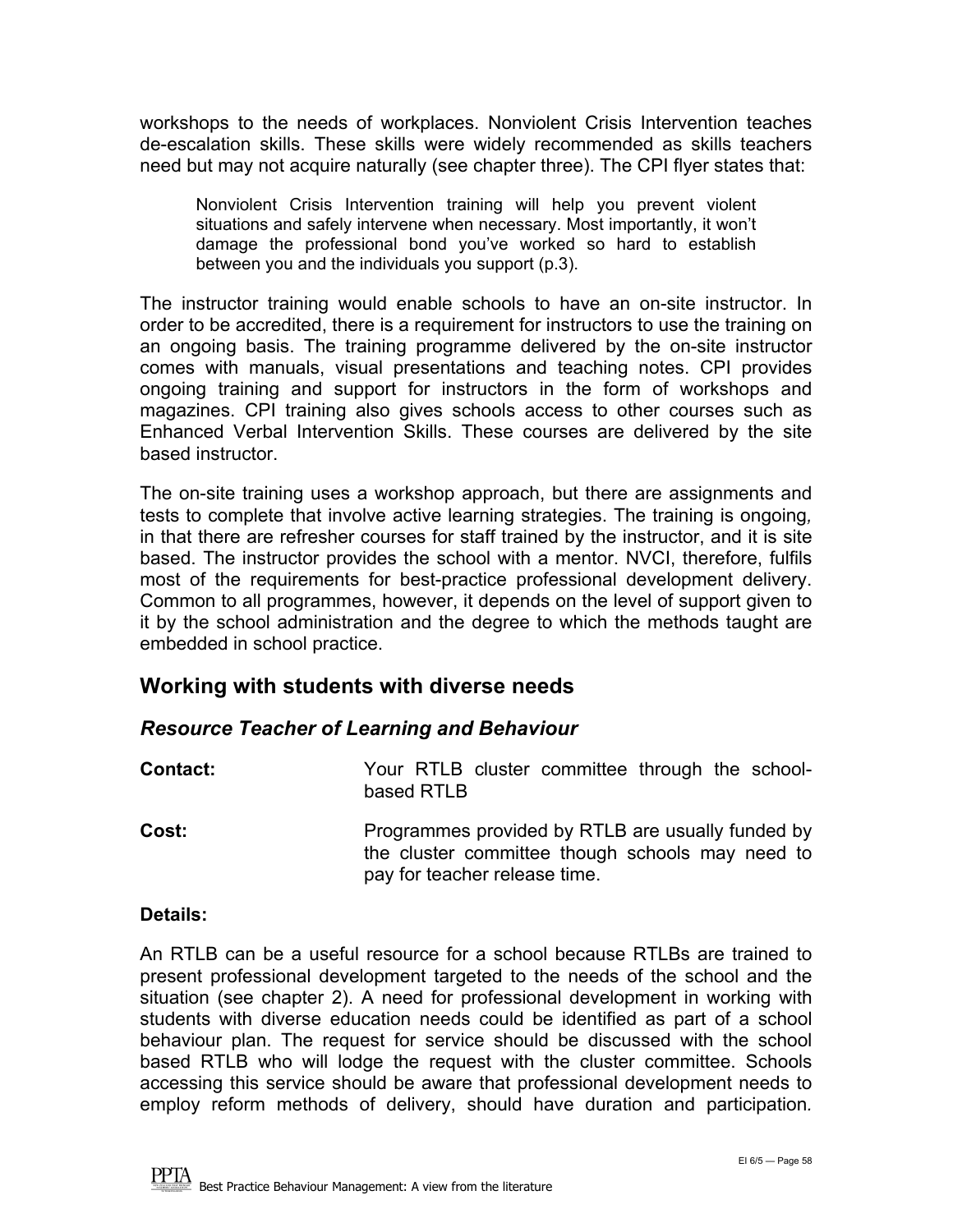workshops to the needs of workplaces. Nonviolent Crisis Intervention teaches de-escalation skills. These skills were widely recommended as skills teachers need but may not acquire naturally (see chapter three). The CPI flyer states that:

> Nonviolent Crisis Intervention training will help you prevent violent situations and safely intervene when necessary. Most importantly, it won't damage the professional bond you've worked so hard to establish between you and the individuals you support (p.3).

The instructor training would enable schools to have an on-site instructor. In order to be accredited, there is a requirement for instructors to use the training on an ongoing basis. The training programme delivered by the on-site instructor comes with manuals, visual presentations and teaching notes. CPI provides ongoing training and support for instructors in the form of workshops and magazines. CPI training also gives schools access to other courses such as Enhanced Verbal Intervention Skills. These courses are delivered by the site based instructor.

The on-site training uses a workshop approach, but there are assignments and tests to complete that involve active learning strategies. The training is ongoing*,* in that there are refresher courses for staff trained by the instructor, and it is site based. The instructor provides the school with a mentor. NVCI, therefore, fulfils most of the requirements for best-practice professional development delivery. Common to all programmes, however, it depends on the level of support given to it by the school administration and the degree to which the methods taught are embedded in school practice.

## Working with students with diverse needs

### *Resource Teacher of Learning and Behaviour*

**Contact:** Your RTLB cluster committee through the school-based RTLB

**Cost:** Programmes provided by RTLB are usually funded by the cluster committee though schools may need to pay for teacher release time.

**Details:**

An RTLB can be a useful resource for a school because RTLBs are trained to present professional development targeted to the needs of the school and the situation (see chapter 2). A need for professional development in working with students with diverse education needs could be identified as part of a school behaviour plan. The request for service should be discussed with the school based RTLB who will lodge the request with the cluster committee. Schools accessing this service should be aware that professional development needs to employ reform methods of delivery, should have duration and participation.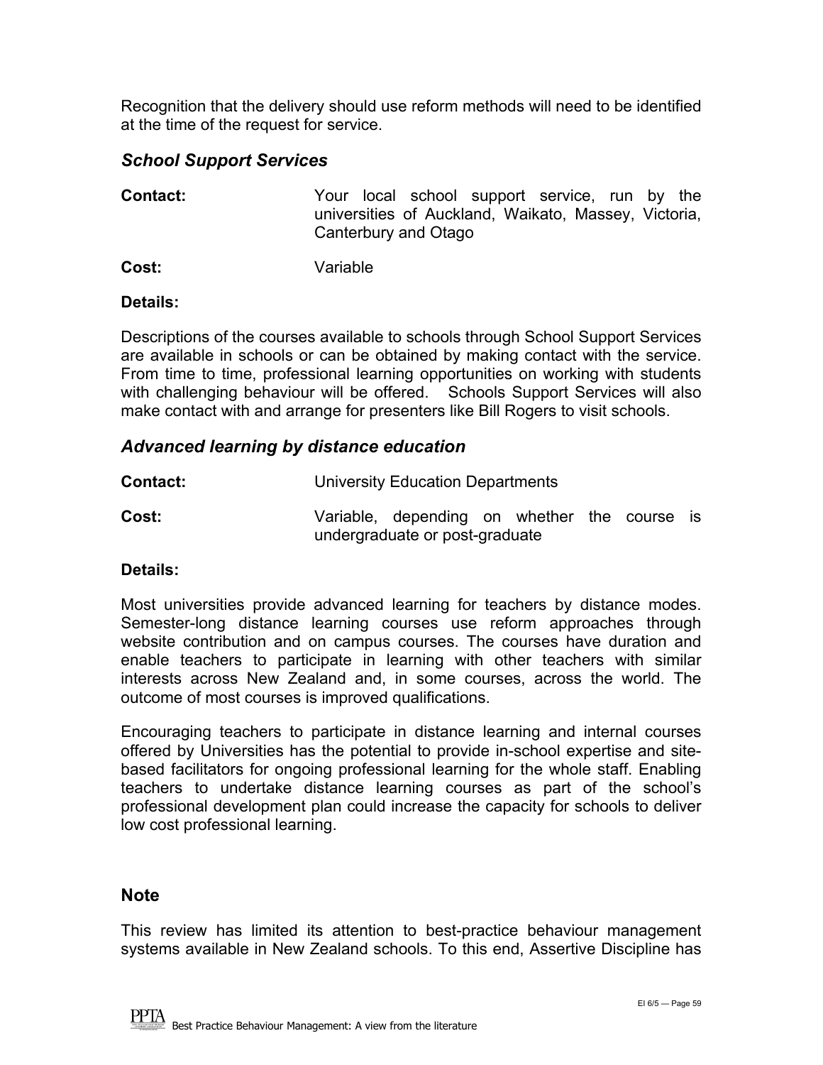Recognition that the delivery should use reform methods will need to be identified at the time of the request for service.

### *School Support Services*

**Contact:** Your local school support service, run by the universities of Auckland, Waikato, Massey, Victoria, Canterbury and Otago

**Cost:** Variable

**Details:**

Descriptions of the courses available to schools through School Support Services are available in schools or can be obtained by making contact with the service. From time to time, professional learning opportunities on working with students with challenging behaviour will be offered. Schools Support Services will also make contact with and arrange for presenters like Bill Rogers to visit schools.

### *Advanced learning by distance education*

**Contact:** University Education Departments

**Cost:** Variable, depending on whether the course is undergraduate or post-graduate

**Details:**

Most universities provide advanced learning for teachers by distance modes. Semester-long distance learning courses use reform approaches through website contribution and on campus courses. The courses have duration and enable teachers to participate in learning with other teachers with similar interests across New Zealand and, in some courses, across the world. The outcome of most courses is improved qualifications.

Encouraging teachers to participate in distance learning and internal courses offered by Universities has the potential to provide in-school expertise and site-based facilitators for ongoing professional learning for the whole staff. Enabling teachers to undertake distance learning courses as part of the school's professional development plan could increase the capacity for schools to deliver low cost professional learning.

## Note

This review has limited its attention to best-practice behaviour management systems available in New Zealand schools. To this end, Assertive Discipline has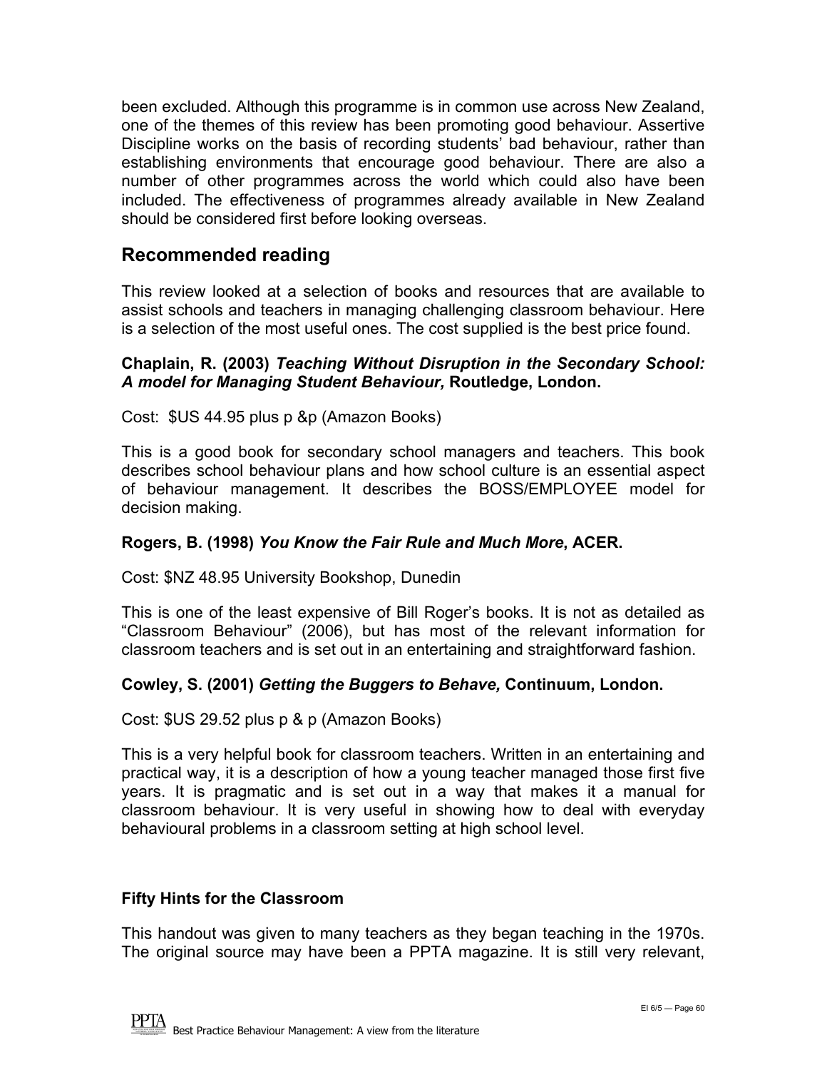been excluded. Although this programme is in common use across New Zealand, one of the themes of this review has been promoting good behaviour. Assertive Discipline works on the basis of recording students' bad behaviour, rather than establishing environments that encourage good behaviour. There are also a number of other programmes across the world which could also have been included. The effectiveness of programmes already available in New Zealand should be considered first before looking overseas.

## Recommended reading

This review looked at a selection of books and resources that are available to assist schools and teachers in managing challenging classroom behaviour. Here is a selection of the most useful ones. The cost supplied is the best price found.

**Chaplain, R. (2003) *Teaching Without Disruption in the Secondary School: A model for Managing Student Behaviour,* Routledge, London.**

Cost: $US 44.95 plus p &p (Amazon Books)

This is a good book for secondary school managers and teachers. This book describes school behaviour plans and how school culture is an essential aspect of behaviour management. It describes the BOSS/EMPLOYEE model for decision making.

**Rogers, B. (1998) *You Know the Fair Rule and Much More*, ACER.**

Cost: $NZ 48.95 University Bookshop, Dunedin

This is one of the least expensive of Bill Roger's books. It is not as detailed as "Classroom Behaviour" (2006), but has most of the relevant information for classroom teachers and is set out in an entertaining and straightforward fashion.

**Cowley, S. (2001) *Getting the Buggers to Behave,* Continuum, London.**

Cost: $US 29.52 plus p & p (Amazon Books)

This is a very helpful book for classroom teachers. Written in an entertaining and practical way, it is a description of how a young teacher managed those first five years. It is pragmatic and is set out in a way that makes it a manual for classroom behaviour. It is very useful in showing how to deal with everyday behavioural problems in a classroom setting at high school level.

### Fifty Hints for the Classroom

This handout was given to many teachers as they began teaching in the 1970s. The original source may have been a PPTA magazine. It is still very relevant,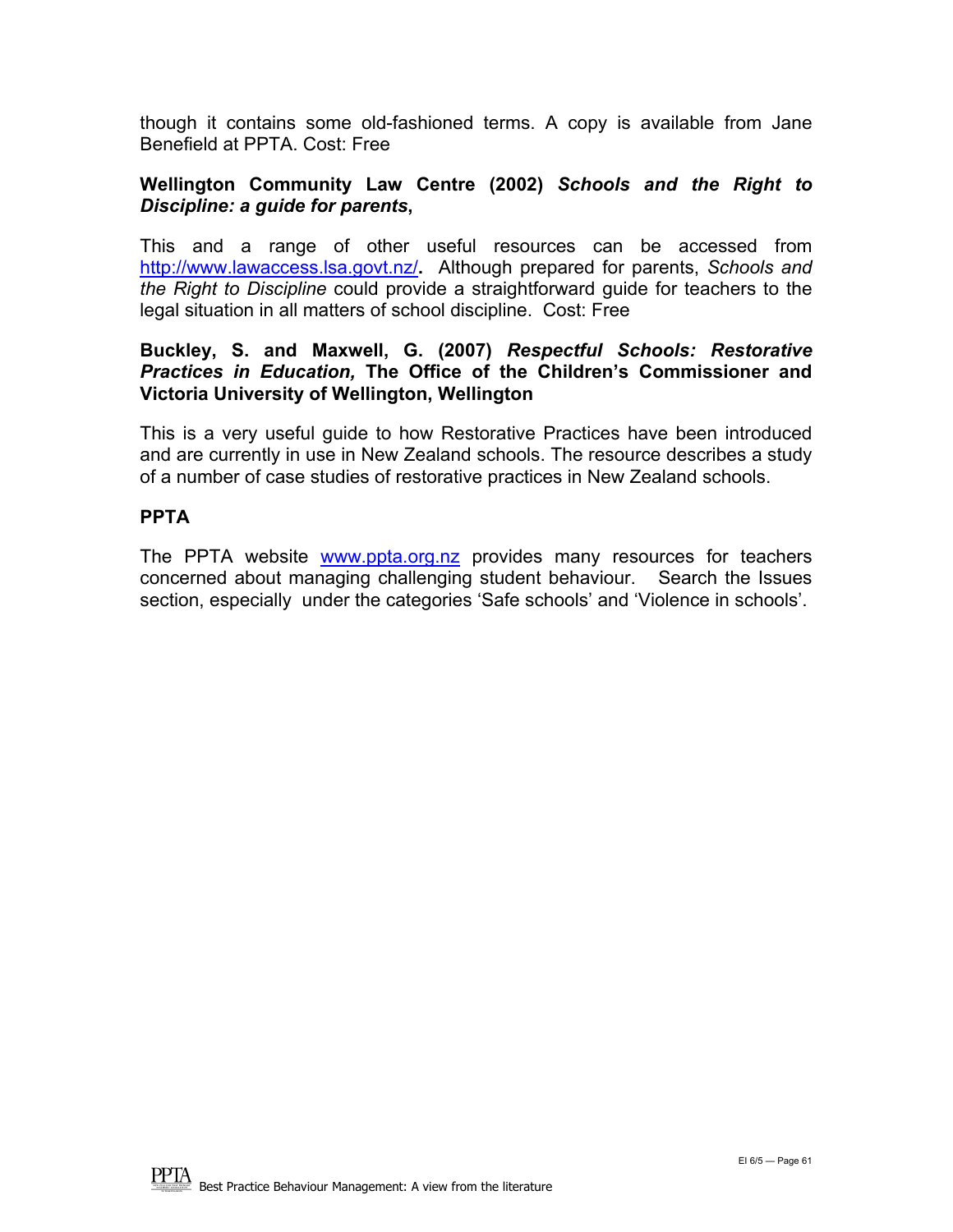though it contains some old-fashioned terms. A copy is available from Jane Benefield at PPTA. Cost: Free

**Wellington Community Law Centre (2002) *Schools and the Right to Discipline: a guide for parents*,**

This and a range of other useful resources can be accessed from http://www.lawaccess.lsa.govt.nz/**.** Although prepared for parents, *Schools and the Right to Discipline* could provide a straightforward guide for teachers to the legal situation in all matters of school discipline. Cost: Free

**Buckley, S. and Maxwell, G. (2007) *Respectful Schools: Restorative Practices in Education,* The Office of the Children's Commissioner and Victoria University of Wellington, Wellington**

This is a very useful guide to how Restorative Practices have been introduced and are currently in use in New Zealand schools. The resource describes a study of a number of case studies of restorative practices in New Zealand schools.

**PPTA**

The PPTA website www.ppta.org.nz provides many resources for teachers concerned about managing challenging student behaviour. Search the Issues section, especially under the categories 'Safe schools' and 'Violence in schools'.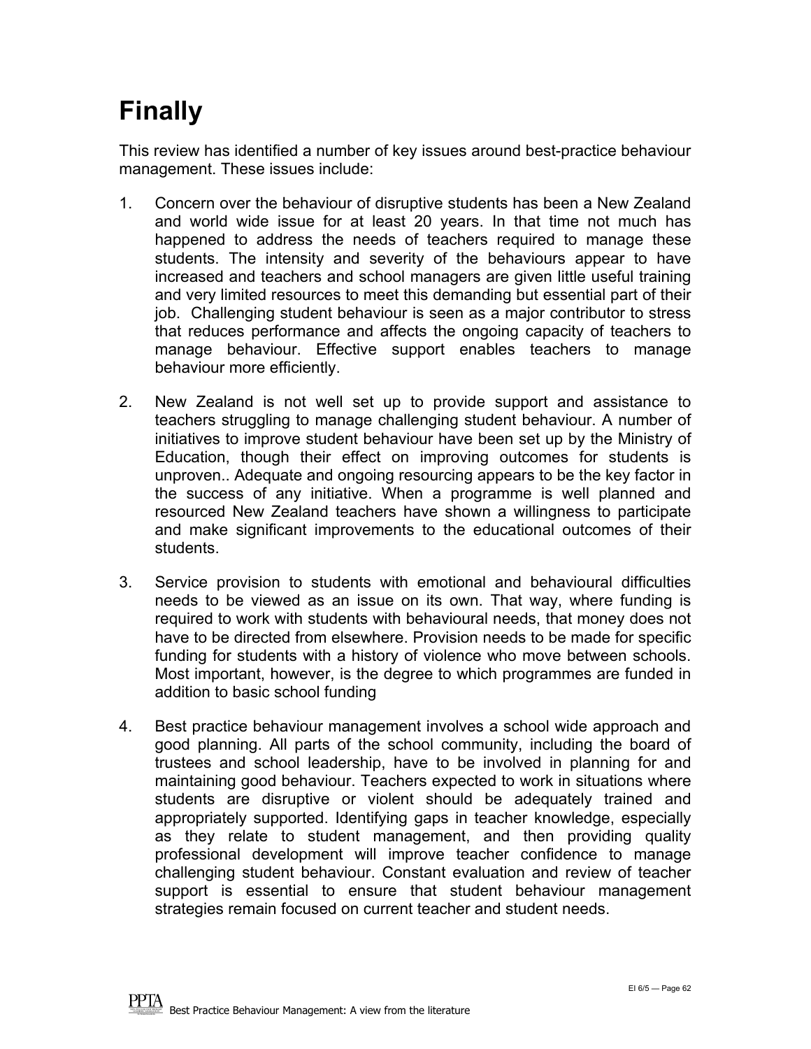# Finally

This review has identified a number of key issues around best-practice behaviour management. These issues include:

1. Concern over the behaviour of disruptive students has been a New Zealand and world wide issue for at least 20 years. In that time not much has happened to address the needs of teachers required to manage these students. The intensity and severity of the behaviours appear to have increased and teachers and school managers are given little useful training and very limited resources to meet this demanding but essential part of their job. Challenging student behaviour is seen as a major contributor to stress that reduces performance and affects the ongoing capacity of teachers to manage behaviour. Effective support enables teachers to manage behaviour more efficiently.

2. New Zealand is not well set up to provide support and assistance to teachers struggling to manage challenging student behaviour. A number of initiatives to improve student behaviour have been set up by the Ministry of Education, though their effect on improving outcomes for students is unproven.. Adequate and ongoing resourcing appears to be the key factor in the success of any initiative. When a programme is well planned and resourced New Zealand teachers have shown a willingness to participate and make significant improvements to the educational outcomes of their students.

3. Service provision to students with emotional and behavioural difficulties needs to be viewed as an issue on its own. That way, where funding is required to work with students with behavioural needs, that money does not have to be directed from elsewhere. Provision needs to be made for specific funding for students with a history of violence who move between schools. Most important, however, is the degree to which programmes are funded in addition to basic school funding

4. Best practice behaviour management involves a school wide approach and good planning. All parts of the school community, including the board of trustees and school leadership, have to be involved in planning for and maintaining good behaviour. Teachers expected to work in situations where students are disruptive or violent should be adequately trained and appropriately supported. Identifying gaps in teacher knowledge, especially as they relate to student management, and then providing quality professional development will improve teacher confidence to manage challenging student behaviour. Constant evaluation and review of teacher support is essential to ensure that student behaviour management strategies remain focused on current teacher and student needs.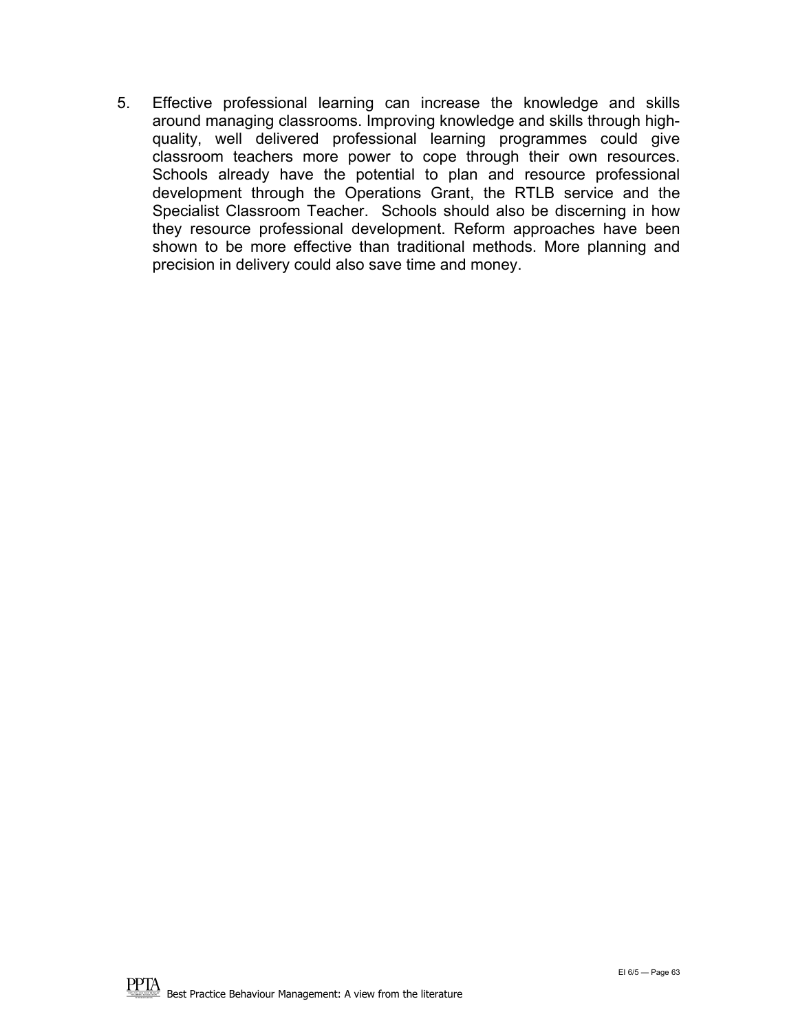5. Effective professional learning can increase the knowledge and skills around managing classrooms. Improving knowledge and skills through high-quality, well delivered professional learning programmes could give classroom teachers more power to cope through their own resources. Schools already have the potential to plan and resource professional development through the Operations Grant, the RTLB service and the Specialist Classroom Teacher. Schools should also be discerning in how they resource professional development. Reform approaches have been shown to be more effective than traditional methods. More planning and precision in delivery could also save time and money.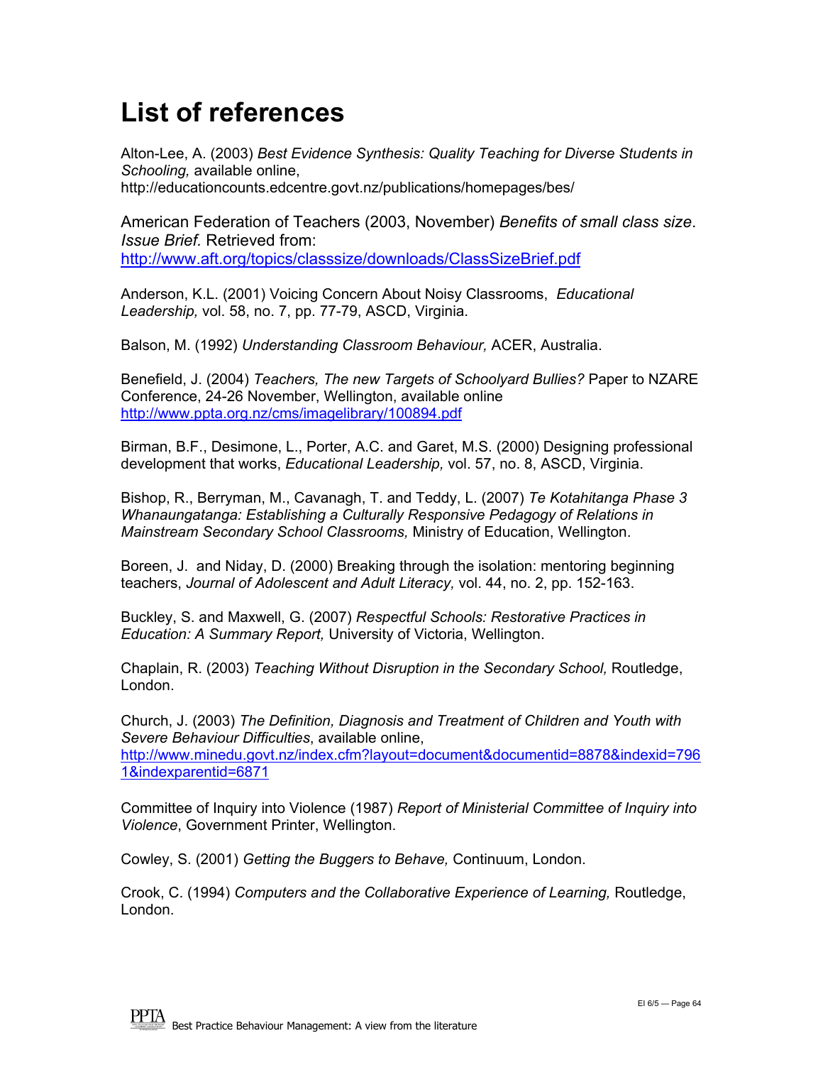# List of references

Alton-Lee, A. (2003) *Best Evidence Synthesis: Quality Teaching for Diverse Students in Schooling,* available online, http://educationcounts.edcentre.govt.nz/publications/homepages/bes/

American Federation of Teachers (2003, November) *Benefits of small class size*. *Issue Brief.* Retrieved from: http://www.aft.org/topics/classsize/downloads/ClassSizeBrief.pdf

Anderson, K.L. (2001) Voicing Concern About Noisy Classrooms, *Educational Leadership,* vol. 58, no. 7, pp. 77-79, ASCD, Virginia.

Balson, M. (1992) *Understanding Classroom Behaviour,* ACER, Australia.

Benefield, J. (2004) *Teachers, The new Targets of Schoolyard Bullies?* Paper to NZARE Conference, 24-26 November, Wellington, available online http://www.ppta.org.nz/cms/imagelibrary/100894.pdf

Birman, B.F., Desimone, L., Porter, A.C. and Garet, M.S. (2000) Designing professional development that works, *Educational Leadership,* vol. 57, no. 8, ASCD, Virginia.

Bishop, R., Berryman, M., Cavanagh, T. and Teddy, L. (2007) *Te Kotahitanga Phase 3 Whanaungatanga: Establishing a Culturally Responsive Pedagogy of Relations in Mainstream Secondary School Classrooms,* Ministry of Education, Wellington.

Boreen, J. and Niday, D. (2000) Breaking through the isolation: mentoring beginning teachers, *Journal of Adolescent and Adult Literacy,* vol. 44, no. 2, pp. 152-163.

Buckley, S. and Maxwell, G. (2007) *Respectful Schools: Restorative Practices in Education: A Summary Report,* University of Victoria, Wellington.

Chaplain, R. (2003) *Teaching Without Disruption in the Secondary School,* Routledge, London.

Church, J. (2003) *The Definition, Diagnosis and Treatment of Children and Youth with Severe Behaviour Difficulties*, available online, http://www.minedu.govt.nz/index.cfm?layout=document&documentid=8878&indexid=7961&indexparentid=6871

Committee of Inquiry into Violence (1987) *Report of Ministerial Committee of Inquiry into Violence*, Government Printer, Wellington.

Cowley, S. (2001) *Getting the Buggers to Behave,* Continuum, London.

Crook, C. (1994) *Computers and the Collaborative Experience of Learning,* Routledge, London.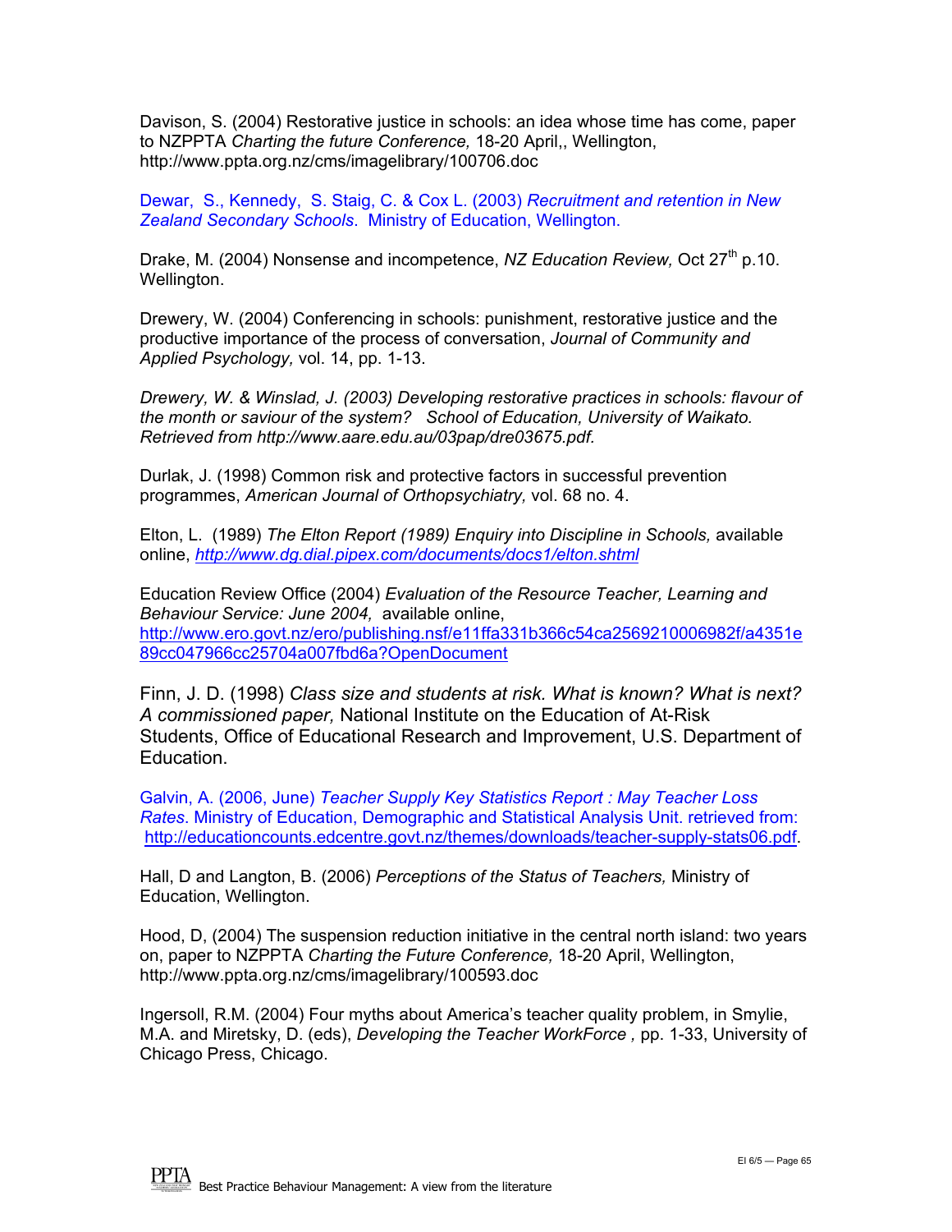Davison, S. (2004) Restorative justice in schools: an idea whose time has come, paper to NZPPTA *Charting the future Conference,* 18-20 April,, Wellington, http://www.ppta.org.nz/cms/imagelibrary/100706.doc

Dewar, S., Kennedy, S. Staig, C. & Cox L. (2003) *Recruitment and retention in New Zealand Secondary Schools*. Ministry of Education, Wellington.

Drake, M. (2004) Nonsense and incompetence, *NZ Education Review,* Oct 27th p.10. Wellington.

Drewery, W. (2004) Conferencing in schools: punishment, restorative justice and the productive importance of the process of conversation, *Journal of Community and Applied Psychology,* vol. 14, pp. 1-13.

*Drewery, W. & Winslad, J. (2003) Developing restorative practices in schools: flavour of the month or saviour of the system? School of Education, University of Waikato. Retrieved from http://www.aare.edu.au/03pap/dre03675.pdf.*

Durlak, J. (1998) Common risk and protective factors in successful prevention programmes, *American Journal of Orthopsychiatry,* vol. 68 no. 4.

Elton, L. (1989) *The Elton Report (1989) Enquiry into Discipline in Schools,* available online, *http://www.dg.dial.pipex.com/documents/docs1/elton.shtml*

Education Review Office (2004) *Evaluation of the Resource Teacher, Learning and Behaviour Service: June 2004,* available online, http://www.ero.govt.nz/ero/publishing.nsf/e11ffa331b366c54ca2569210006982f/a4351e89cc047966cc25704a007fbd6a?OpenDocument

Finn, J. D. (1998) *Class size and students at risk. What is known? What is next? A commissioned paper,* National Institute on the Education of At-Risk Students, Office of Educational Research and Improvement, U.S. Department of Education.

Galvin, A. (2006, June) *Teacher Supply Key Statistics Report : May Teacher Loss Rates*. Ministry of Education, Demographic and Statistical Analysis Unit. retrieved from: http://educationcounts.edcentre.govt.nz/themes/downloads/teacher-supply-stats06.pdf.

Hall, D and Langton, B. (2006) *Perceptions of the Status of Teachers,* Ministry of Education, Wellington.

Hood, D, (2004) The suspension reduction initiative in the central north island: two years on, paper to NZPPTA *Charting the Future Conference,* 18-20 April, Wellington, http://www.ppta.org.nz/cms/imagelibrary/100593.doc

Ingersoll, R.M. (2004) Four myths about America's teacher quality problem, in Smylie, M.A. and Miretsky, D. (eds), *Developing the Teacher WorkForce ,* pp. 1-33, University of Chicago Press, Chicago.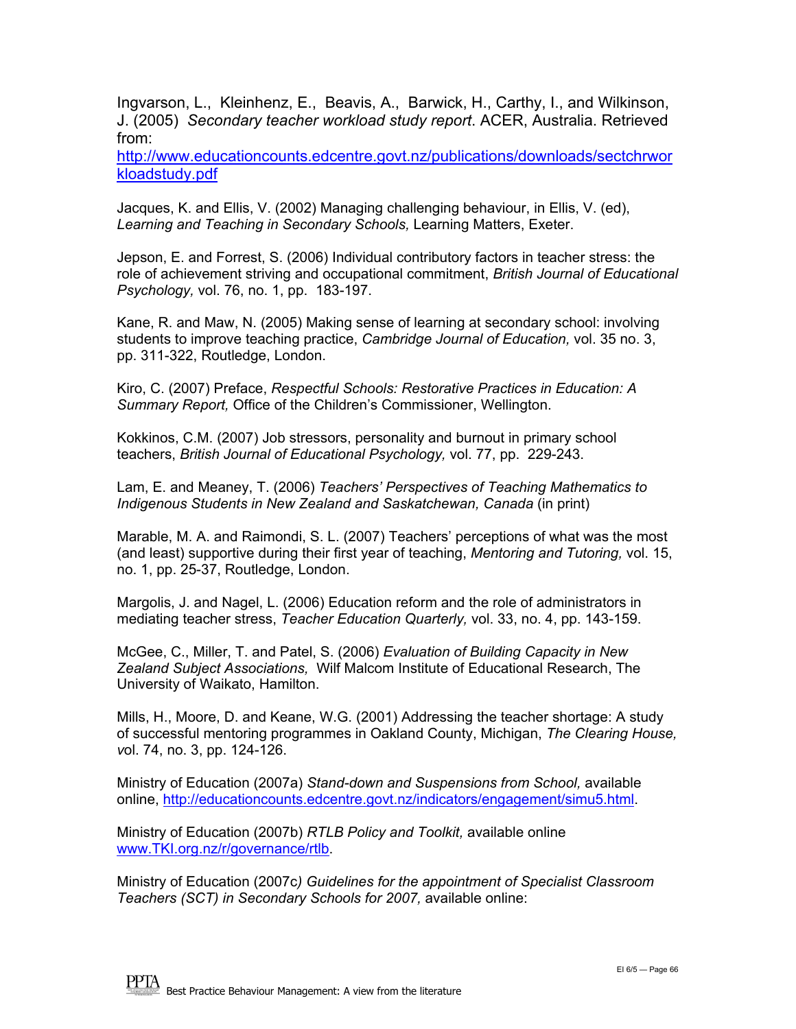Ingvarson, L., Kleinhenz, E., Beavis, A., Barwick, H., Carthy, I., and Wilkinson, J. (2005) *Secondary teacher workload study report*. ACER, Australia. Retrieved from:
http://www.educationcounts.edcentre.govt.nz/publications/downloads/sectchrworkloadstudy.pdf

Jacques, K. and Ellis, V. (2002) Managing challenging behaviour, in Ellis, V. (ed), *Learning and Teaching in Secondary Schools,* Learning Matters, Exeter.

Jepson, E. and Forrest, S. (2006) Individual contributory factors in teacher stress: the role of achievement striving and occupational commitment, *British Journal of Educational Psychology,* vol. 76, no. 1, pp. 183-197.

Kane, R. and Maw, N. (2005) Making sense of learning at secondary school: involving students to improve teaching practice, *Cambridge Journal of Education,* vol. 35 no. 3, pp. 311-322, Routledge, London.

Kiro, C. (2007) Preface, *Respectful Schools: Restorative Practices in Education: A Summary Report,* Office of the Children's Commissioner, Wellington.

Kokkinos, C.M. (2007) Job stressors, personality and burnout in primary school teachers, *British Journal of Educational Psychology,* vol. 77, pp. 229-243.

Lam, E. and Meaney, T. (2006) *Teachers' Perspectives of Teaching Mathematics to Indigenous Students in New Zealand and Saskatchewan, Canada* (in print)

Marable, M. A. and Raimondi, S. L. (2007) Teachers' perceptions of what was the most (and least) supportive during their first year of teaching, *Mentoring and Tutoring,* vol. 15, no. 1, pp. 25-37, Routledge, London.

Margolis, J. and Nagel, L. (2006) Education reform and the role of administrators in mediating teacher stress, *Teacher Education Quarterly,* vol. 33, no. 4, pp. 143-159.

McGee, C., Miller, T. and Patel, S. (2006) *Evaluation of Building Capacity in New Zealand Subject Associations,* Wilf Malcom Institute of Educational Research, The University of Waikato, Hamilton.

Mills, H., Moore, D. and Keane, W.G. (2001) Addressing the teacher shortage: A study of successful mentoring programmes in Oakland County, Michigan, *The Clearing House, v*ol. 74, no. 3, pp. 124-126.

Ministry of Education (2007a) *Stand-down and Suspensions from School,* available online, http://educationcounts.edcentre.govt.nz/indicators/engagement/simu5.html.

Ministry of Education (2007b) *RTLB Policy and Toolkit,* available online www.TKI.org.nz/r/governance/rtlb.

Ministry of Education (2007c*) Guidelines for the appointment of Specialist Classroom Teachers (SCT) in Secondary Schools for 2007,* available online: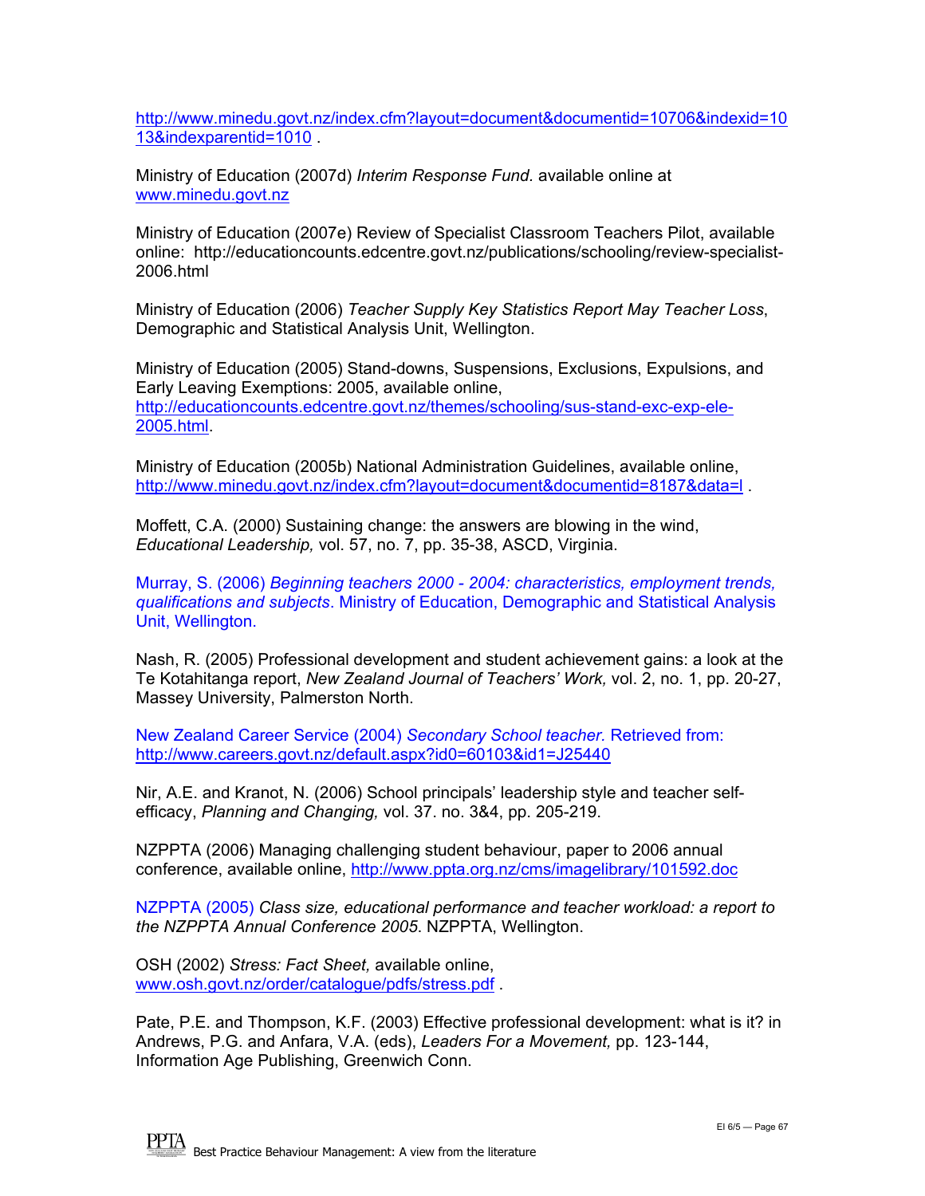http://www.minedu.govt.nz/index.cfm?layout=document&documentid=10706&indexid=1013&indexparentid=1010 .

Ministry of Education (2007d) *Interim Response Fund*. available online at www.minedu.govt.nz

Ministry of Education (2007e) Review of Specialist Classroom Teachers Pilot, available online: http://educationcounts.edcentre.govt.nz/publications/schooling/review-specialist-2006.html

Ministry of Education (2006) *Teacher Supply Key Statistics Report May Teacher Loss*, Demographic and Statistical Analysis Unit, Wellington.

Ministry of Education (2005) Stand-downs, Suspensions, Exclusions, Expulsions, and Early Leaving Exemptions: 2005, available online, http://educationcounts.edcentre.govt.nz/themes/schooling/sus-stand-exc-exp-ele-2005.html.

Ministry of Education (2005b) National Administration Guidelines, available online, http://www.minedu.govt.nz/index.cfm?layout=document&documentid=8187&data=l .

Moffett, C.A. (2000) Sustaining change: the answers are blowing in the wind, *Educational Leadership,* vol. 57, no. 7, pp. 35-38, ASCD, Virginia.

Murray, S. (2006) *Beginning teachers 2000 - 2004: characteristics, employment trends, qualifications and subjects*. Ministry of Education, Demographic and Statistical Analysis Unit, Wellington.

Nash, R. (2005) Professional development and student achievement gains: a look at the Te Kotahitanga report, *New Zealand Journal of Teachers' Work,* vol. 2, no. 1, pp. 20-27, Massey University, Palmerston North.

New Zealand Career Service (2004) *Secondary School teacher.* Retrieved from: http://www.careers.govt.nz/default.aspx?id0=60103&id1=J25440

Nir, A.E. and Kranot, N. (2006) School principals' leadership style and teacher self-efficacy, *Planning and Changing,* vol. 37. no. 3&4, pp. 205-219.

NZPPTA (2006) Managing challenging student behaviour, paper to 2006 annual conference, available online, http://www.ppta.org.nz/cms/imagelibrary/101592.doc

NZPPTA (2005) *Class size, educational performance and teacher workload: a report to the NZPPTA Annual Conference 2005*. NZPPTA, Wellington.

OSH (2002) *Stress: Fact Sheet,* available online, www.osh.govt.nz/order/catalogue/pdfs/stress.pdf .

Pate, P.E. and Thompson, K.F. (2003) Effective professional development: what is it? in Andrews, P.G. and Anfara, V.A. (eds), *Leaders For a Movement,* pp. 123-144, Information Age Publishing, Greenwich Conn.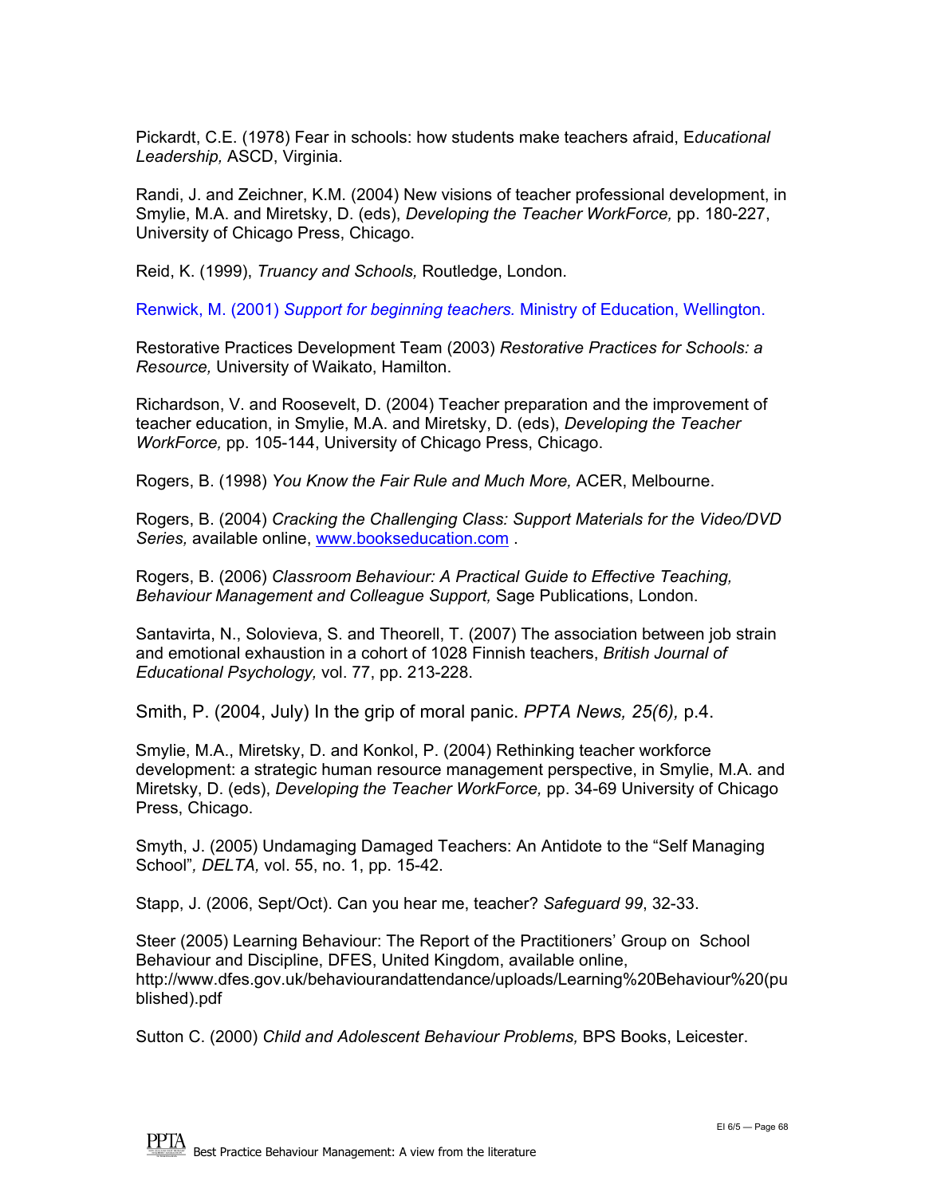Pickardt, C.E. (1978) Fear in schools: how students make teachers afraid, E*ducational Leadership,* ASCD, Virginia.

Randi, J. and Zeichner, K.M. (2004) New visions of teacher professional development, in Smylie, M.A. and Miretsky, D. (eds), *Developing the Teacher WorkForce,* pp. 180-227, University of Chicago Press, Chicago.

Reid, K. (1999), *Truancy and Schools,* Routledge, London.

Renwick, M. (2001) *Support for beginning teachers.* Ministry of Education, Wellington.

Restorative Practices Development Team (2003) *Restorative Practices for Schools: a Resource,* University of Waikato, Hamilton.

Richardson, V. and Roosevelt, D. (2004) Teacher preparation and the improvement of teacher education, in Smylie, M.A. and Miretsky, D. (eds), *Developing the Teacher WorkForce,* pp. 105-144, University of Chicago Press, Chicago.

Rogers, B. (1998) *You Know the Fair Rule and Much More,* ACER, Melbourne.

Rogers, B. (2004) *Cracking the Challenging Class: Support Materials for the Video/DVD Series,* available online, www.bookseducation.com .

Rogers, B. (2006) *Classroom Behaviour: A Practical Guide to Effective Teaching, Behaviour Management and Colleague Support,* Sage Publications, London.

Santavirta, N., Solovieva, S. and Theorell, T. (2007) The association between job strain and emotional exhaustion in a cohort of 1028 Finnish teachers, *British Journal of Educational Psychology,* vol. 77, pp. 213-228.

Smith, P. (2004, July) In the grip of moral panic. *PPTA News, 25(6),* p.4.

Smylie, M.A., Miretsky, D. and Konkol, P. (2004) Rethinking teacher workforce development: a strategic human resource management perspective, in Smylie, M.A. and Miretsky, D. (eds), *Developing the Teacher WorkForce,* pp. 34-69 University of Chicago Press, Chicago.

Smyth, J. (2005) Undamaging Damaged Teachers: An Antidote to the "Self Managing School"*, DELTA,* vol. 55, no. 1, pp. 15-42.

Stapp, J. (2006, Sept/Oct). Can you hear me, teacher? *Safeguard 99*, 32-33.

Steer (2005) Learning Behaviour: The Report of the Practitioners' Group on School Behaviour and Discipline, DFES, United Kingdom, available online, http://www.dfes.gov.uk/behaviourandattendance/uploads/Learning%20Behaviour%20(published).pdf

Sutton C. (2000) *Child and Adolescent Behaviour Problems,* BPS Books, Leicester.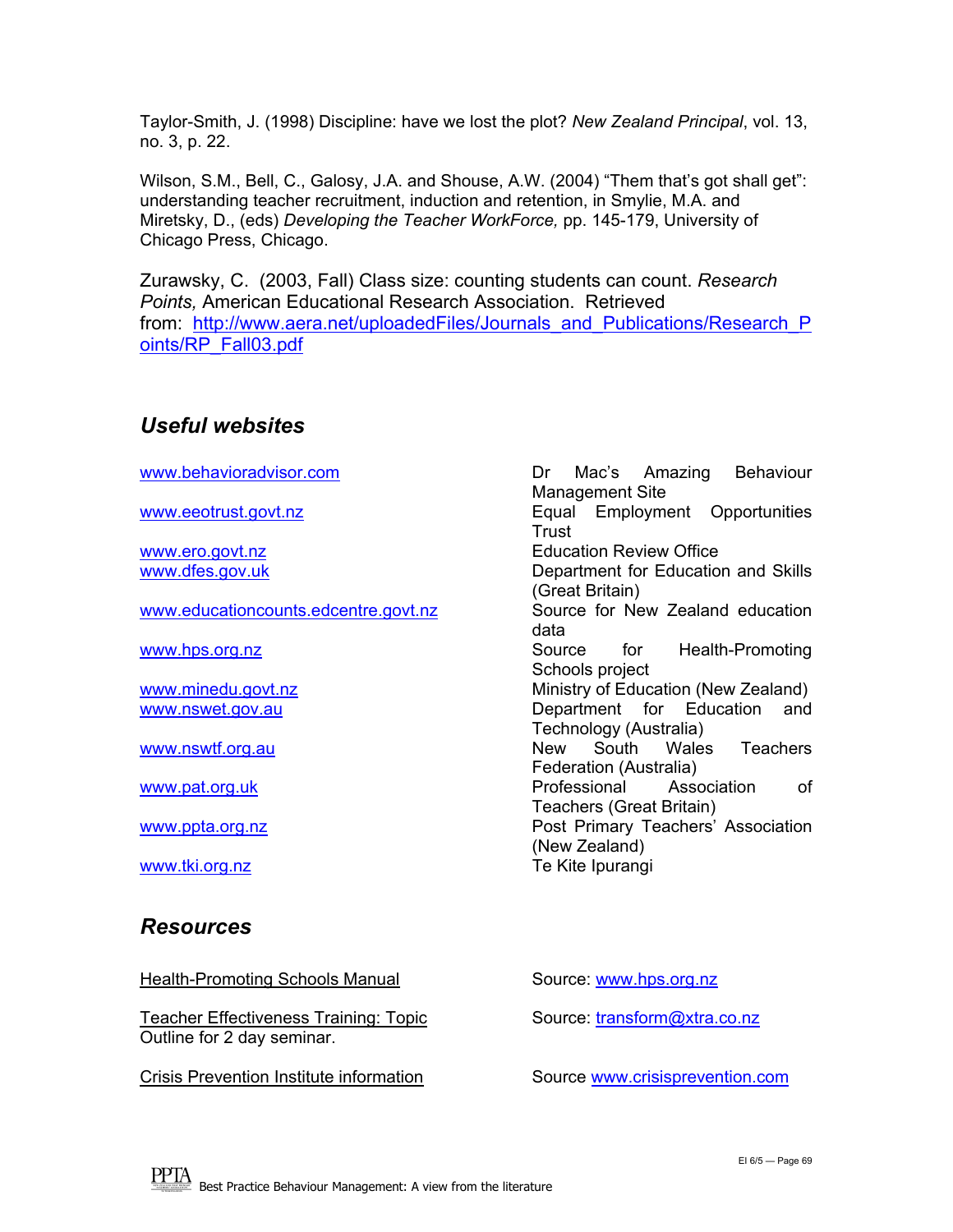Taylor-Smith, J. (1998) Discipline: have we lost the plot? *New Zealand Principal*, vol. 13, no. 3, p. 22.

Wilson, S.M., Bell, C., Galosy, J.A. and Shouse, A.W. (2004) "Them that's got shall get": understanding teacher recruitment, induction and retention, in Smylie, M.A. and Miretsky, D., (eds) *Developing the Teacher WorkForce,* pp. 145-179, University of Chicago Press, Chicago.

Zurawsky, C. (2003, Fall) Class size: counting students can count. *Research Points,* American Educational Research Association. Retrieved from: http://www.aera.net/uploadedFiles/Journals_and_Publications/Research_Points/RP_Fall03.pdf

## *Useful websites*

| | |
|---|---|
| www.behavioradvisor.com | Dr Mac's Amazing Behaviour Management Site |
| www.eeotrust.govt.nz | Equal Employment Opportunities Trust |
| www.ero.govt.nz | Education Review Office |
| www.dfes.gov.uk | Department for Education and Skills (Great Britain) |
| www.educationcounts.edcentre.govt.nz | Source for New Zealand education data |
| www.hps.org.nz | Source for Health-Promoting Schools project |
| www.minedu.govt.nz | Ministry of Education (New Zealand) |
| www.nswet.gov.au | Department for Education and Technology (Australia) |
| www.nswtf.org.au | New South Wales Teachers Federation (Australia) |
| www.pat.org.uk | Professional Association of Teachers (Great Britain) |
| www.ppta.org.nz | Post Primary Teachers' Association (New Zealand) |
| www.tki.org.nz | Te Kite Ipurangi |

## *Resources*

| | |
|---|---|
| Health-Promoting Schools Manual | Source: www.hps.org.nz |
| Teacher Effectiveness Training: Topic Outline for 2 day seminar. | Source: transform@xtra.co.nz |
| Crisis Prevention Institute information | Source www.crisisprevention.com |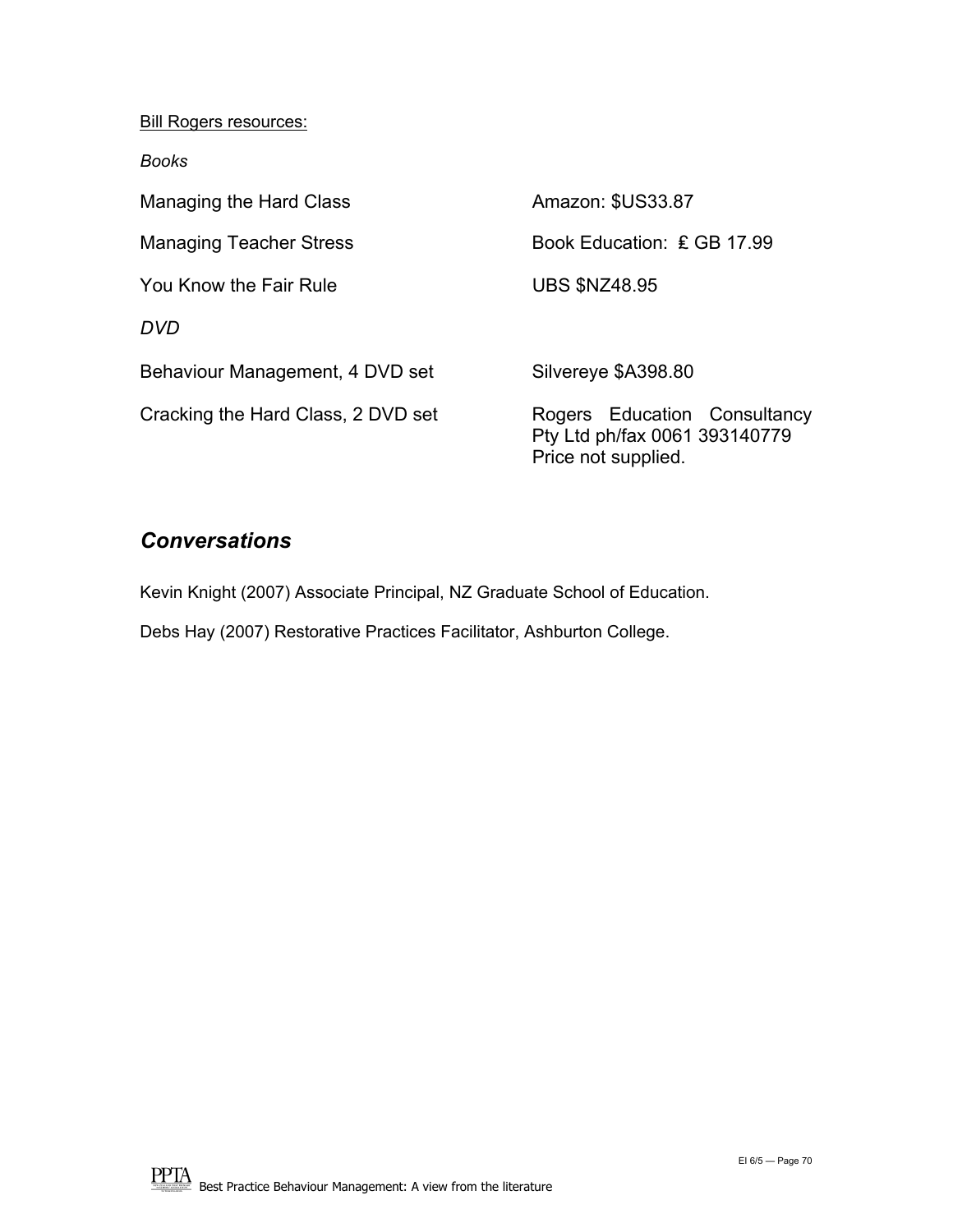Bill Rogers resources:

*Books*

| | |
|---|---|
| Managing the Hard Class | Amazon: $US33.87 |
| Managing Teacher Stress | Book Education: ₤ GB 17.99 |
| You Know the Fair Rule | UBS $NZ48.95 |

*DVD*

| | |
|---|---|
| Behaviour Management, 4 DVD set | Silvereye $A398.80 |
| Cracking the Hard Class, 2 DVD set | Rogers Education Consultancy Pty Ltd ph/fax 0061 393140779 Price not supplied. |

## *Conversations*

Kevin Knight (2007) Associate Principal, NZ Graduate School of Education.

Debs Hay (2007) Restorative Practices Facilitator, Ashburton College.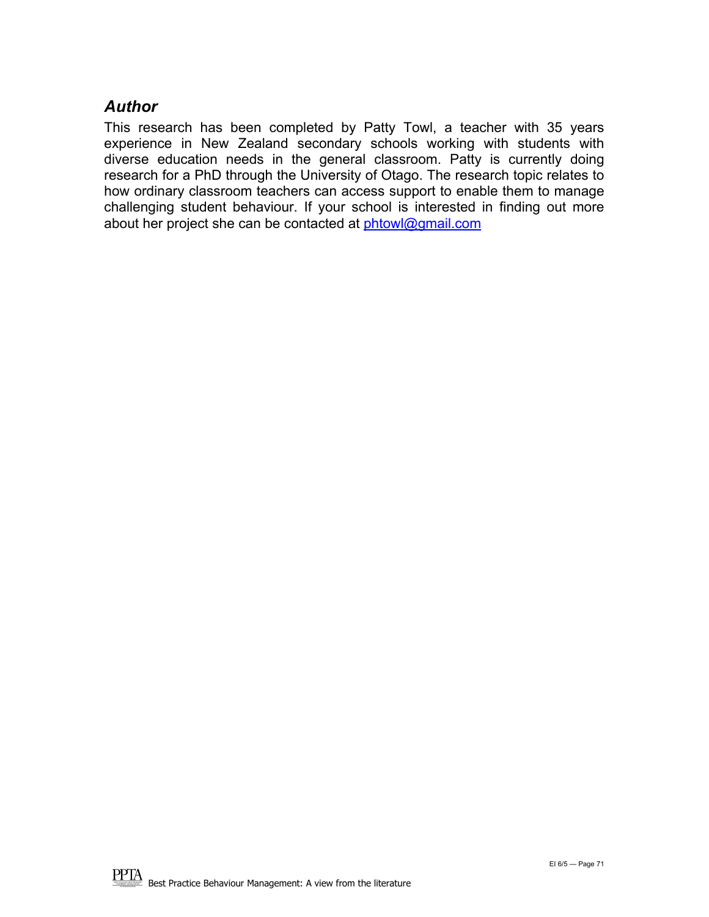### *Author*

This research has been completed by Patty Towl, a teacher with 35 years experience in New Zealand secondary schools working with students with diverse education needs in the general classroom. Patty is currently doing research for a PhD through the University of Otago. The research topic relates to how ordinary classroom teachers can access support to enable them to manage challenging student behaviour. If your school is interested in finding out more about her project she can be contacted at phtowl@gmail.com